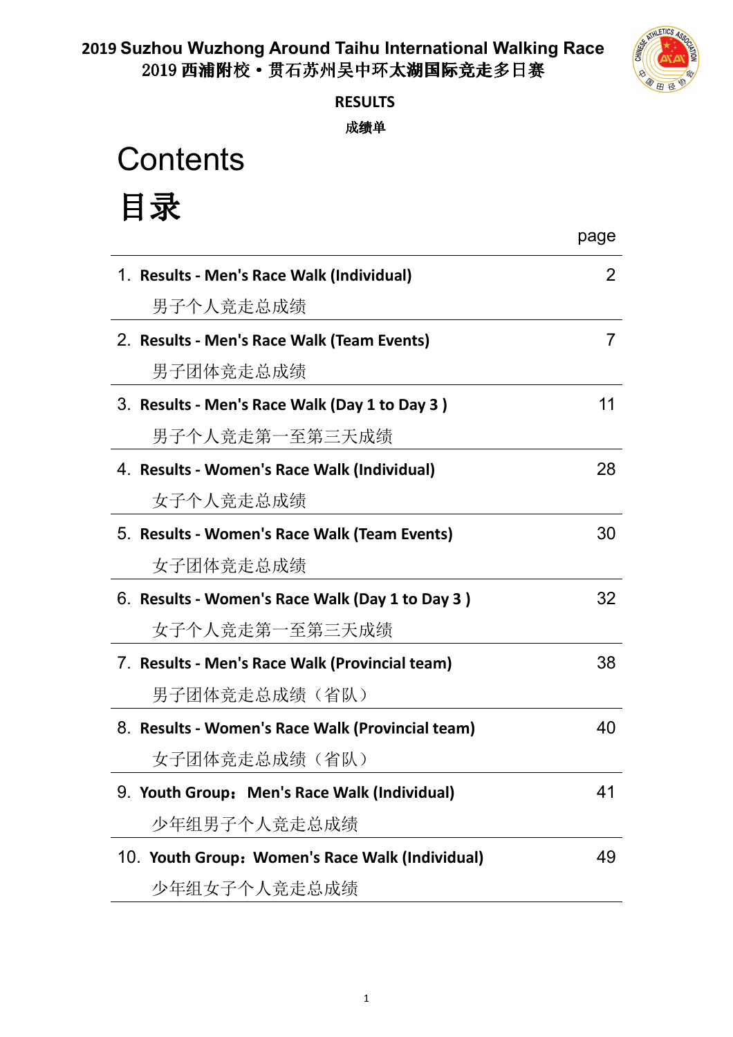# 2019 Suzhou Wuzhong Around Taihu International Walking Race
# 2019 西浦附校•贯石苏州吴中环太湖国际竞走多日赛

**RESULTS**

**成绩单**

# Contents

# 目录

| | page |
|---|---|
| 1. **Results - Men's Race Walk (Individual)**<br>男子个人竞走总成绩 | 2 |
| 2. **Results - Men's Race Walk (Team Events)**<br>男子团体竞走总成绩 | 7 |
| 3. **Results - Men's Race Walk (Day 1 to Day 3 )**<br>男子个人竞走第一至第三天成绩 | 11 |
| 4. **Results - Women's Race Walk (Individual)**<br>女子个人竞走总成绩 | 28 |
| 5. **Results - Women's Race Walk (Team Events)**<br>女子团体竞走总成绩 | 30 |
| 6. **Results - Women's Race Walk (Day 1 to Day 3 )**<br>女子个人竞走第一至第三天成绩 | 32 |
| 7. **Results - Men's Race Walk (Provincial team)**<br>男子团体竞走总成绩（省队） | 38 |
| 8. **Results - Women's Race Walk (Provincial team)**<br>女子团体竞走总成绩（省队） | 40 |
| 9. **Youth Group：Men's Race Walk (Individual)**<br>少年组男子个人竞走总成绩 | 41 |
| 10. **Youth Group：Women's Race Walk (Individual)**<br>少年组女子个人竞走总成绩 | 49 |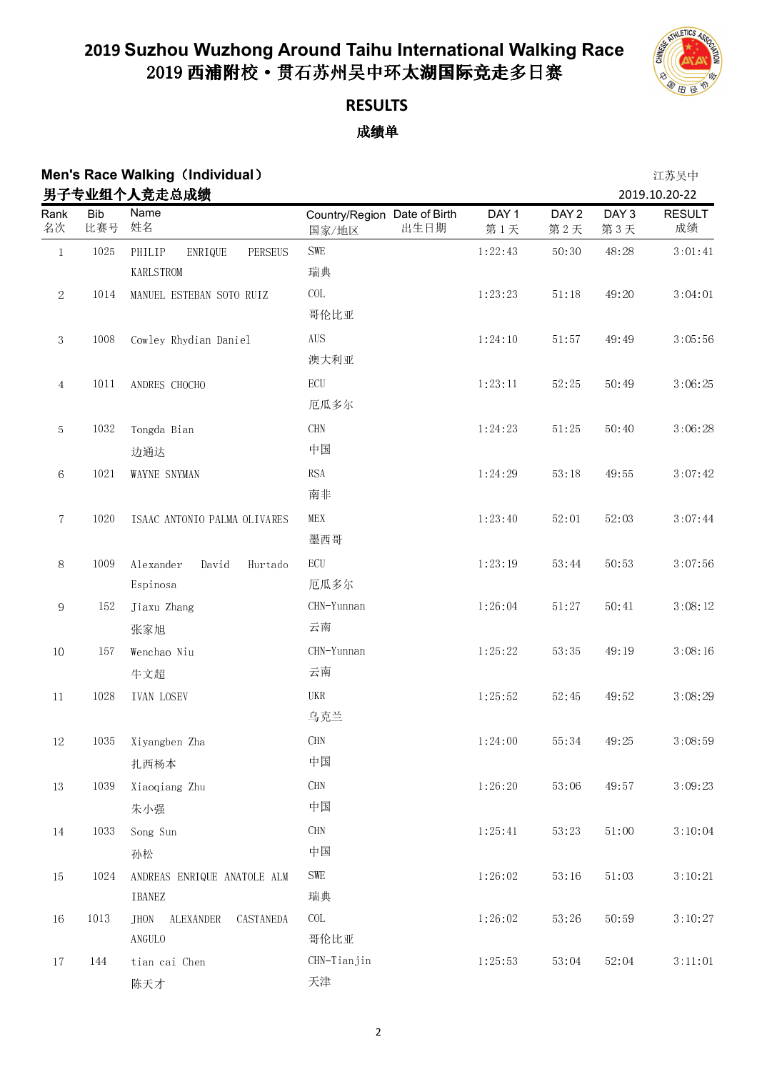# 2019 Suzhou Wuzhong Around Taihu International Walking Race
# 2019 西浦附校•贯石苏州吴中环太湖国际竞走多日赛

## RESULTS

## 成绩单

**Men's Race Walking（Individual）** 江苏吴中

**男子专业组个人竞走总成绩** 2019.10.20-22

| Rank 名次 | Bib 比赛号 | Name 姓名 | Country/Region 国家/地区 | Date of Birth 出生日期 | DAY 1 第 1 天 | DAY 2 第 2 天 | DAY 3 第 3 天 | RESULT 成绩 |
|---|---|---|---|---|---|---|---|---|
| 1 | 1025 | PHILIP ENRIQUE PERSEUS KARLSTROM | SWE 瑞典 | | 1:22:43 | 50:30 | 48:28 | 3:01:41 |
| 2 | 1014 | MANUEL ESTEBAN SOTO RUIZ | COL 哥伦比亚 | | 1:23:23 | 51:18 | 49:20 | 3:04:01 |
| 3 | 1008 | Cowley Rhydian Daniel | AUS 澳大利亚 | | 1:24:10 | 51:57 | 49:49 | 3:05:56 |
| 4 | 1011 | ANDRES CHOCHO | ECU 厄瓜多尔 | | 1:23:11 | 52:25 | 50:49 | 3:06:25 |
| 5 | 1032 | Tongda Bian 边通达 | CHN 中国 | | 1:24:23 | 51:25 | 50:40 | 3:06:28 |
| 6 | 1021 | WAYNE SNYMAN | RSA 南非 | | 1:24:29 | 53:18 | 49:55 | 3:07:42 |
| 7 | 1020 | ISAAC ANTONIO PALMA OLIVARES | MEX 墨西哥 | | 1:23:40 | 52:01 | 52:03 | 3:07:44 |
| 8 | 1009 | Alexander David Hurtado Espinosa | ECU 厄瓜多尔 | | 1:23:19 | 53:44 | 50:53 | 3:07:56 |
| 9 | 152 | Jiaxu Zhang 张家旭 | CHN-Yunnan 云南 | | 1:26:04 | 51:27 | 50:41 | 3:08:12 |
| 10 | 157 | Wenchao Niu 牛文超 | CHN-Yunnan 云南 | | 1:25:22 | 53:35 | 49:19 | 3:08:16 |
| 11 | 1028 | IVAN LOSEV | UKR 乌克兰 | | 1:25:52 | 52:45 | 49:52 | 3:08:29 |
| 12 | 1035 | Xiyangben Zha 扎西杨本 | CHN 中国 | | 1:24:00 | 55:34 | 49:25 | 3:08:59 |
| 13 | 1039 | Xiaoqiang Zhu 朱小强 | CHN 中国 | | 1:26:20 | 53:06 | 49:57 | 3:09:23 |
| 14 | 1033 | Song Sun 孙松 | CHN 中国 | | 1:25:41 | 53:23 | 51:00 | 3:10:04 |
| 15 | 1024 | ANDREAS ENRIQUE ANATOLE ALM IBANEZ | SWE 瑞典 | | 1:26:02 | 53:16 | 51:03 | 3:10:21 |
| 16 | 1013 | JHON ALEXANDER CASTANEDA ANGULO | COL 哥伦比亚 | | 1:26:02 | 53:26 | 50:59 | 3:10:27 |
| 17 | 144 | tian cai Chen 陈天才 | CHN-Tianjin 天津 | | 1:25:53 | 53:04 | 52:04 | 3:11:01 |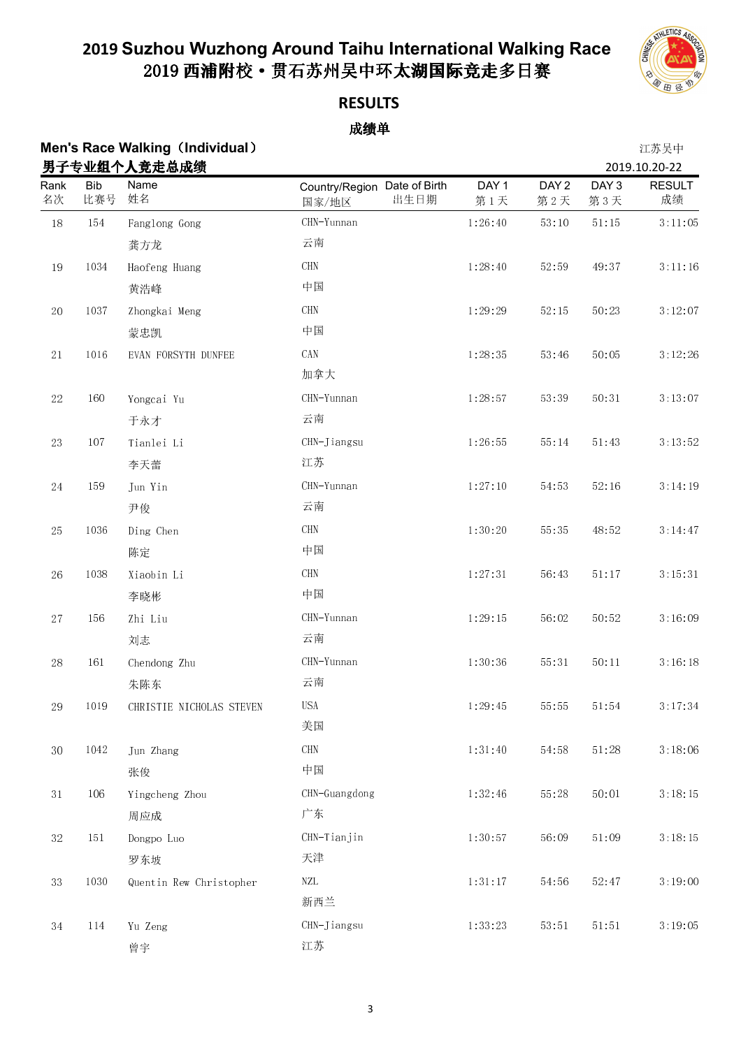# 2019 Suzhou Wuzhong Around Taihu International Walking Race
# 2019 西浦附校·贯石苏州吴中环太湖国际竞走多日赛

## RESULTS
## 成绩单

**Men's Race Walking（Individual）**
**男子专业组个人竞走总成绩**

江苏吴中
2019.10.20-22

| Rank 名次 | Bib 比赛号 | Name 姓名 | Country/Region 国家/地区 | Date of Birth 出生日期 | DAY 1 第 1 天 | DAY 2 第 2 天 | DAY 3 第 3 天 | RESULT 成绩 |
|---|---|---|---|---|---|---|---|---|
| 18 | 154 | Fanglong Gong 龚方龙 | CHN-Yunnan 云南 | | 1:26:40 | 53:10 | 51:15 | 3:11:05 |
| 19 | 1034 | Haofeng Huang 黄浩峰 | CHN 中国 | | 1:28:40 | 52:59 | 49:37 | 3:11:16 |
| 20 | 1037 | Zhongkai Meng 蒙忠凯 | CHN 中国 | | 1:29:29 | 52:15 | 50:23 | 3:12:07 |
| 21 | 1016 | EVAN FORSYTH DUNFEE | CAN 加拿大 | | 1:28:35 | 53:46 | 50:05 | 3:12:26 |
| 22 | 160 | Yongcai Yu 于永才 | CHN-Yunnan 云南 | | 1:28:57 | 53:39 | 50:31 | 3:13:07 |
| 23 | 107 | Tianlei Li 李天蕾 | CHN-Jiangsu 江苏 | | 1:26:55 | 55:14 | 51:43 | 3:13:52 |
| 24 | 159 | Jun Yin 尹俊 | CHN-Yunnan 云南 | | 1:27:10 | 54:53 | 52:16 | 3:14:19 |
| 25 | 1036 | Ding Chen 陈定 | CHN 中国 | | 1:30:20 | 55:35 | 48:52 | 3:14:47 |
| 26 | 1038 | Xiaobin Li 李晓彬 | CHN 中国 | | 1:27:31 | 56:43 | 51:17 | 3:15:31 |
| 27 | 156 | Zhi Liu 刘志 | CHN-Yunnan 云南 | | 1:29:15 | 56:02 | 50:52 | 3:16:09 |
| 28 | 161 | Chendong Zhu 朱陈东 | CHN-Yunnan 云南 | | 1:30:36 | 55:31 | 50:11 | 3:16:18 |
| 29 | 1019 | CHRISTIE NICHOLAS STEVEN | USA 美国 | | 1:29:45 | 55:55 | 51:54 | 3:17:34 |
| 30 | 1042 | Jun Zhang 张俊 | CHN 中国 | | 1:31:40 | 54:58 | 51:28 | 3:18:06 |
| 31 | 106 | Yingcheng Zhou 周应成 | CHN-Guangdong 广东 | | 1:32:46 | 55:28 | 50:01 | 3:18:15 |
| 32 | 151 | Dongpo Luo 罗东坡 | CHN-Tianjin 天津 | | 1:30:57 | 56:09 | 51:09 | 3:18:15 |
| 33 | 1030 | Quentin Rew Christopher | NZL 新西兰 | | 1:31:17 | 54:56 | 52:47 | 3:19:00 |
| 34 | 114 | Yu Zeng 曾宇 | CHN-Jiangsu 江苏 | | 1:33:23 | 53:51 | 51:51 | 3:19:05 |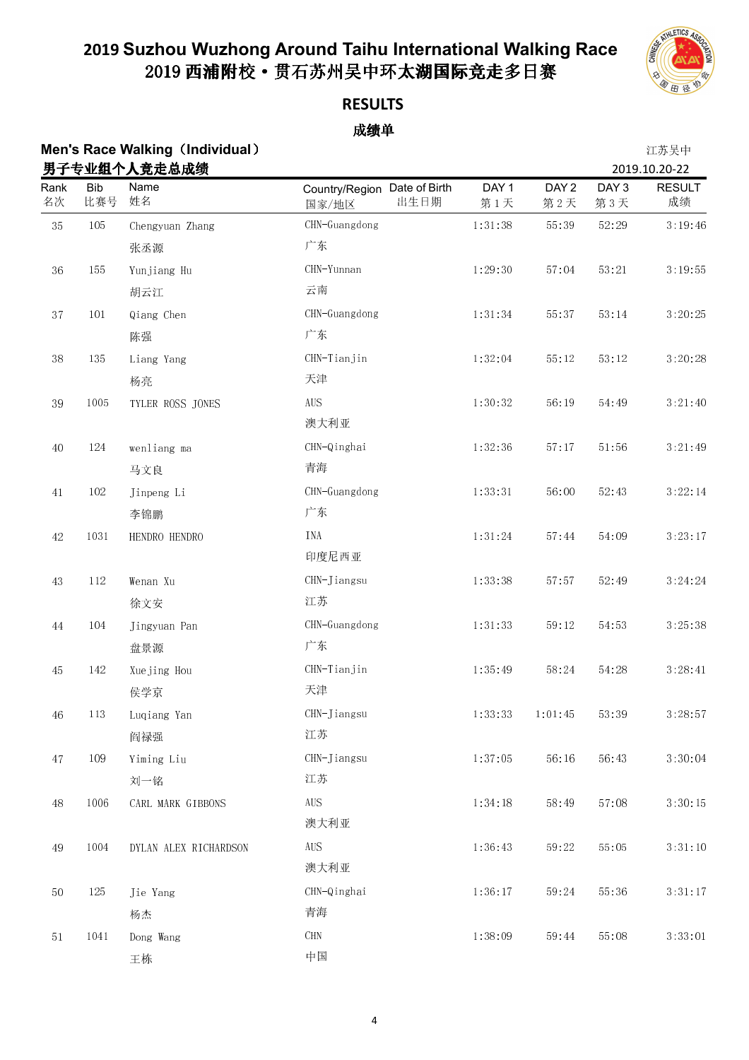# 2019 Suzhou Wuzhong Around Taihu International Walking Race
# 2019 西浦附校・贯石苏州吴中环太湖国际竞走多日赛

## RESULTS
## 成绩单

**Men's Race Walking（Individual）**
**男子专业组个人竞走总成绩**

江苏吴中
2019.10.20-22

| Rank 名次 | Bib 比赛号 | Name 姓名 | Country/Region 国家/地区 | Date of Birth 出生日期 | DAY 1 第1天 | DAY 2 第2天 | DAY 3 第3天 | RESULT 成绩 |
|---|---|---|---|---|---|---|---|---|
| 35 | 105 | Chengyuan Zhang 张丞源 | CHN-Guangdong 广东 | | 1:31:38 | 55:39 | 52:29 | 3:19:46 |
| 36 | 155 | Yunjiang Hu 胡云江 | CHN-Yunnan 云南 | | 1:29:30 | 57:04 | 53:21 | 3:19:55 |
| 37 | 101 | Qiang Chen 陈强 | CHN-Guangdong 广东 | | 1:31:34 | 55:37 | 53:14 | 3:20:25 |
| 38 | 135 | Liang Yang 杨亮 | CHN-Tianjin 天津 | | 1:32:04 | 55:12 | 53:12 | 3:20:28 |
| 39 | 1005 | TYLER ROSS JONES | AUS 澳大利亚 | | 1:30:32 | 56:19 | 54:49 | 3:21:40 |
| 40 | 124 | wenliang ma 马文良 | CHN-Qinghai 青海 | | 1:32:36 | 57:17 | 51:56 | 3:21:49 |
| 41 | 102 | Jinpeng Li 李锦鹏 | CHN-Guangdong 广东 | | 1:33:31 | 56:00 | 52:43 | 3:22:14 |
| 42 | 1031 | HENDRO HENDRO | INA 印度尼西亚 | | 1:31:24 | 57:44 | 54:09 | 3:23:17 |
| 43 | 112 | Wenan Xu 徐文安 | CHN-Jiangsu 江苏 | | 1:33:38 | 57:57 | 52:49 | 3:24:24 |
| 44 | 104 | Jingyuan Pan 盘景源 | CHN-Guangdong 广东 | | 1:31:33 | 59:12 | 54:53 | 3:25:38 |
| 45 | 142 | Xuejing Hou 侯学京 | CHN-Tianjin 天津 | | 1:35:49 | 58:24 | 54:28 | 3:28:41 |
| 46 | 113 | Luqiang Yan 阎禄强 | CHN-Jiangsu 江苏 | | 1:33:33 | 1:01:45 | 53:39 | 3:28:57 |
| 47 | 109 | Yiming Liu 刘一铭 | CHN-Jiangsu 江苏 | | 1:37:05 | 56:16 | 56:43 | 3:30:04 |
| 48 | 1006 | CARL MARK GIBBONS | AUS 澳大利亚 | | 1:34:18 | 58:49 | 57:08 | 3:30:15 |
| 49 | 1004 | DYLAN ALEX RICHARDSON | AUS 澳大利亚 | | 1:36:43 | 59:22 | 55:05 | 3:31:10 |
| 50 | 125 | Jie Yang 杨杰 | CHN-Qinghai 青海 | | 1:36:17 | 59:24 | 55:36 | 3:31:17 |
| 51 | 1041 | Dong Wang 王栋 | CHN 中国 | | 1:38:09 | 59:44 | 55:08 | 3:33:01 |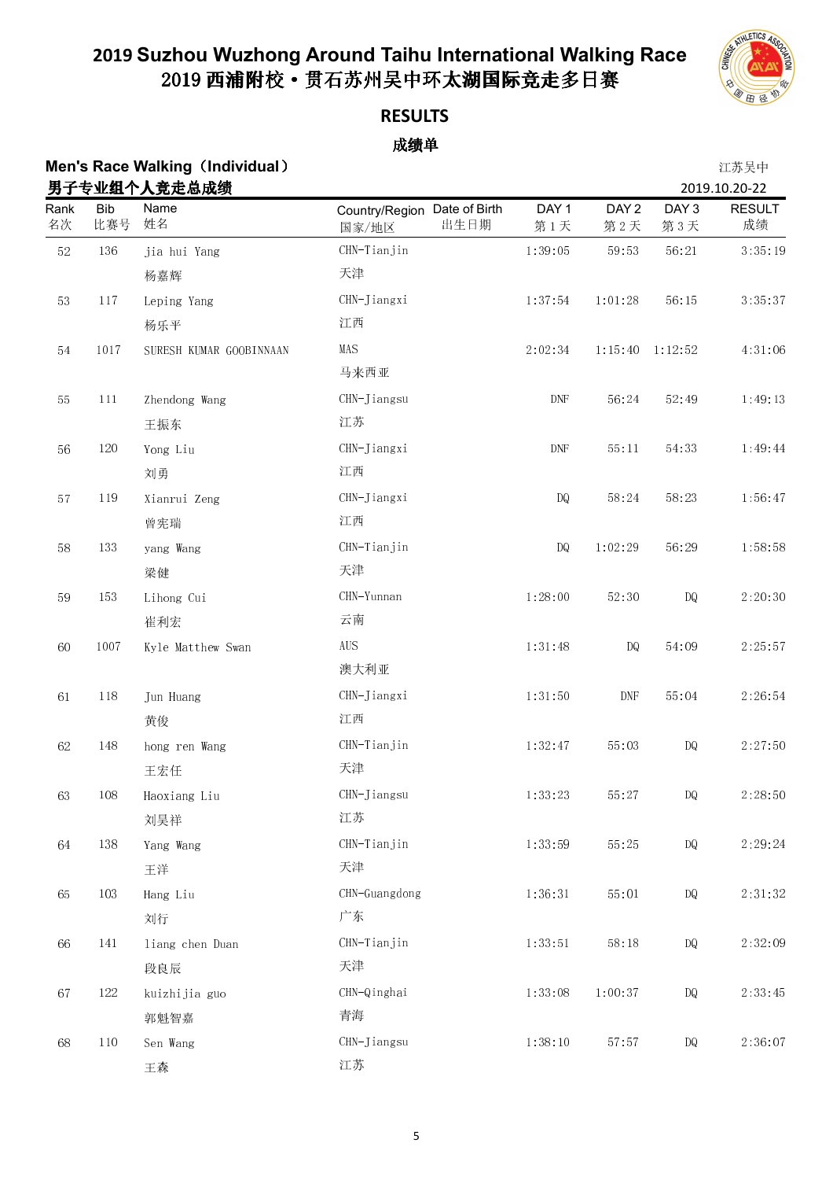# 2019 Suzhou Wuzhong Around Taihu International Walking Race
# 2019 西浦附校·贯石苏州吴中环太湖国际竞走多日赛

## RESULTS

### 成绩单

**Men's Race Walking（Individual）**
**男子专业组个人竞走总成绩**

江苏吴中
2019.10.20-22

| Rank 名次 | Bib 比赛号 | Name 姓名 | Country/Region 国家/地区 | Date of Birth 出生日期 | DAY 1 第1天 | DAY 2 第2天 | DAY 3 第3天 | RESULT 成绩 |
|---|---|---|---|---|---|---|---|---|
| 52 | 136 | jia hui Yang 杨嘉辉 | CHN-Tianjin 天津 | | 1:39:05 | 59:53 | 56:21 | 3:35:19 |
| 53 | 117 | Leping Yang 杨乐平 | CHN-Jiangxi 江西 | | 1:37:54 | 1:01:28 | 56:15 | 3:35:37 |
| 54 | 1017 | SURESH KUMAR GOOBINNAAN | MAS 马来西亚 | | 2:02:34 | 1:15:40 | 1:12:52 | 4:31:06 |
| 55 | 111 | Zhendong Wang 王振东 | CHN-Jiangsu 江苏 | | DNF | 56:24 | 52:49 | 1:49:13 |
| 56 | 120 | Yong Liu 刘勇 | CHN-Jiangxi 江西 | | DNF | 55:11 | 54:33 | 1:49:44 |
| 57 | 119 | Xianrui Zeng 曾宪瑞 | CHN-Jiangxi 江西 | | DQ | 58:24 | 58:23 | 1:56:47 |
| 58 | 133 | yang Wang 梁健 | CHN-Tianjin 天津 | | DQ | 1:02:29 | 56:29 | 1:58:58 |
| 59 | 153 | Lihong Cui 崔利宏 | CHN-Yunnan 云南 | | 1:28:00 | 52:30 | DQ | 2:20:30 |
| 60 | 1007 | Kyle Matthew Swan | AUS 澳大利亚 | | 1:31:48 | DQ | 54:09 | 2:25:57 |
| 61 | 118 | Jun Huang 黄俊 | CHN-Jiangxi 江西 | | 1:31:50 | DNF | 55:04 | 2:26:54 |
| 62 | 148 | hong ren Wang 王宏任 | CHN-Tianjin 天津 | | 1:32:47 | 55:03 | DQ | 2:27:50 |
| 63 | 108 | Haoxiang Liu 刘昊祥 | CHN-Jiangsu 江苏 | | 1:33:23 | 55:27 | DQ | 2:28:50 |
| 64 | 138 | Yang Wang 王洋 | CHN-Tianjin 天津 | | 1:33:59 | 55:25 | DQ | 2:29:24 |
| 65 | 103 | Hang Liu 刘行 | CHN-Guangdong 广东 | | 1:36:31 | 55:01 | DQ | 2:31:32 |
| 66 | 141 | liang chen Duan 段良辰 | CHN-Tianjin 天津 | | 1:33:51 | 58:18 | DQ | 2:32:09 |
| 67 | 122 | kuizhijia guo 郭魁智嘉 | CHN-Qinghai 青海 | | 1:33:08 | 1:00:37 | DQ | 2:33:45 |
| 68 | 110 | Sen Wang 王森 | CHN-Jiangsu 江苏 | | 1:38:10 | 57:57 | DQ | 2:36:07 |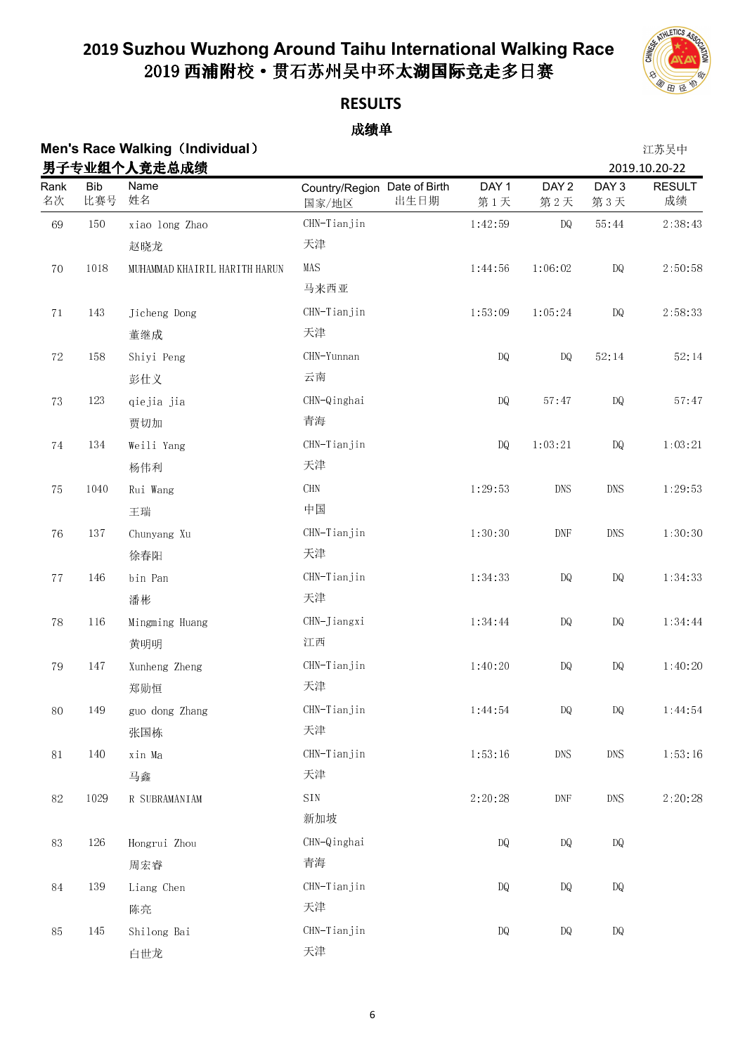# 2019 Suzhou Wuzhong Around Taihu International Walking Race
# 2019 西浦附校·贯石苏州吴中环太湖国际竞走多日赛

## RESULTS
## 成绩单

**Men's Race Walking（Individual）**
**男子专业组个人竞走总成绩**

江苏吴中
2019.10.20-22

| Rank 名次 | Bib 比赛号 | Name 姓名 | Country/Region 国家/地区 | Date of Birth 出生日期 | DAY 1 第1天 | DAY 2 第2天 | DAY 3 第3天 | RESULT 成绩 |
|---|---|---|---|---|---|---|---|---|
| 69 | 150 | xiao long Zhao 赵晓龙 | CHN-Tianjin 天津 | | 1:42:59 | DQ | 55:44 | 2:38:43 |
| 70 | 1018 | MUHAMMAD KHAIRIL HARITH HARUN | MAS 马来西亚 | | 1:44:56 | 1:06:02 | DQ | 2:50:58 |
| 71 | 143 | Jicheng Dong 董继成 | CHN-Tianjin 天津 | | 1:53:09 | 1:05:24 | DQ | 2:58:33 |
| 72 | 158 | Shiyi Peng 彭仕义 | CHN-Yunnan 云南 | | DQ | DQ | 52:14 | 52:14 |
| 73 | 123 | qiejia jia 贾切加 | CHN-Qinghai 青海 | | DQ | 57:47 | DQ | 57:47 |
| 74 | 134 | Weili Yang 杨伟利 | CHN-Tianjin 天津 | | DQ | 1:03:21 | DQ | 1:03:21 |
| 75 | 1040 | Rui Wang 王瑞 | CHN 中国 | | 1:29:53 | DNS | DNS | 1:29:53 |
| 76 | 137 | Chunyang Xu 徐春阳 | CHN-Tianjin 天津 | | 1:30:30 | DNF | DNS | 1:30:30 |
| 77 | 146 | bin Pan 潘彬 | CHN-Tianjin 天津 | | 1:34:33 | DQ | DQ | 1:34:33 |
| 78 | 116 | Mingming Huang 黄明明 | CHN-Jiangxi 江西 | | 1:34:44 | DQ | DQ | 1:34:44 |
| 79 | 147 | Xunheng Zheng 郑勋恒 | CHN-Tianjin 天津 | | 1:40:20 | DQ | DQ | 1:40:20 |
| 80 | 149 | guo dong Zhang 张国栋 | CHN-Tianjin 天津 | | 1:44:54 | DQ | DQ | 1:44:54 |
| 81 | 140 | xin Ma 马鑫 | CHN-Tianjin 天津 | | 1:53:16 | DNS | DNS | 1:53:16 |
| 82 | 1029 | R SUBRAMANIAM | SIN 新加坡 | | 2:20:28 | DNF | DNS | 2:20:28 |
| 83 | 126 | Hongrui Zhou 周宏睿 | CHN-Qinghai 青海 | | DQ | DQ | DQ | |
| 84 | 139 | Liang Chen 陈亮 | CHN-Tianjin 天津 | | DQ | DQ | DQ | |
| 85 | 145 | Shilong Bai 白世龙 | CHN-Tianjin 天津 | | DQ | DQ | DQ | |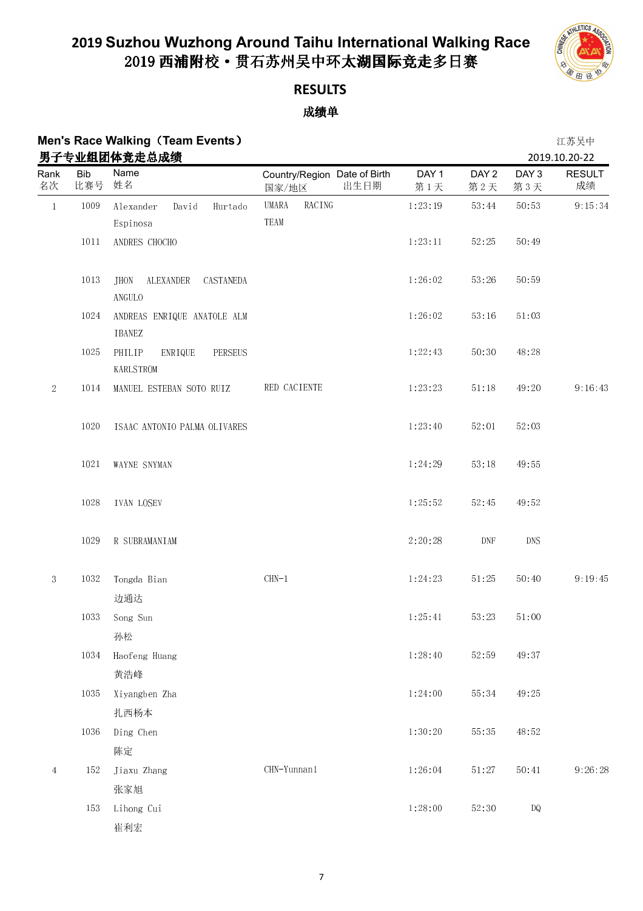# 2019 Suzhou Wuzhong Around Taihu International Walking Race
# 2019 西浦附校・贯石苏州吴中环太湖国际竞走多日赛

## RESULTS

## 成绩单

**Men's Race Walking（Team Events）**
**男子专业组团体竞走总成绩**

江苏吴中
2019.10.20-22

| Rank 名次 | Bib 比赛号 | Name 姓名 | Country/Region 国家/地区 | Date of Birth 出生日期 | DAY 1 第1天 | DAY 2 第2天 | DAY 3 第3天 | RESULT 成绩 |
|---|---|---|---|---|---|---|---|---|
| 1 | 1009 | Alexander David Hurtado Espinosa | UMARA RACING TEAM | | 1:23:19 | 53:44 | 50:53 | 9:15:34 |
| | 1011 | ANDRES CHOCHO | | | 1:23:11 | 52:25 | 50:49 | |
| | 1013 | JHON ALEXANDER CASTANEDA ANGULO | | | 1:26:02 | 53:26 | 50:59 | |
| | 1024 | ANDREAS ENRIQUE ANATOLE ALM IBANEZ | | | 1:26:02 | 53:16 | 51:03 | |
| | 1025 | PHILIP ENRIQUE PERSEUS KARLSTROM | | | 1:22:43 | 50:30 | 48:28 | |
| 2 | 1014 | MANUEL ESTEBAN SOTO RUIZ | RED CACIENTE | | 1:23:23 | 51:18 | 49:20 | 9:16:43 |
| | 1020 | ISAAC ANTONIO PALMA OLIVARES | | | 1:23:40 | 52:01 | 52:03 | |
| | 1021 | WAYNE SNYMAN | | | 1:24:29 | 53:18 | 49:55 | |
| | 1028 | IVAN LOSEV | | | 1:25:52 | 52:45 | 49:52 | |
| | 1029 | R SUBRAMANIAM | | | 2:20:28 | DNF | DNS | |
| 3 | 1032 | Tongda Bian 边通达 | CHN-1 | | 1:24:23 | 51:25 | 50:40 | 9:19:45 |
| | 1033 | Song Sun 孙松 | | | 1:25:41 | 53:23 | 51:00 | |
| | 1034 | Haofeng Huang 黄浩峰 | | | 1:28:40 | 52:59 | 49:37 | |
| | 1035 | Xiyangben Zha 扎西杨本 | | | 1:24:00 | 55:34 | 49:25 | |
| | 1036 | Ding Chen 陈定 | | | 1:30:20 | 55:35 | 48:52 | |
| 4 | 152 | Jiaxu Zhang 张家旭 | CHN-Yunnan1 | | 1:26:04 | 51:27 | 50:41 | 9:26:28 |
| | 153 | Lihong Cui 崔利宏 | | | 1:28:00 | 52:30 | DQ | |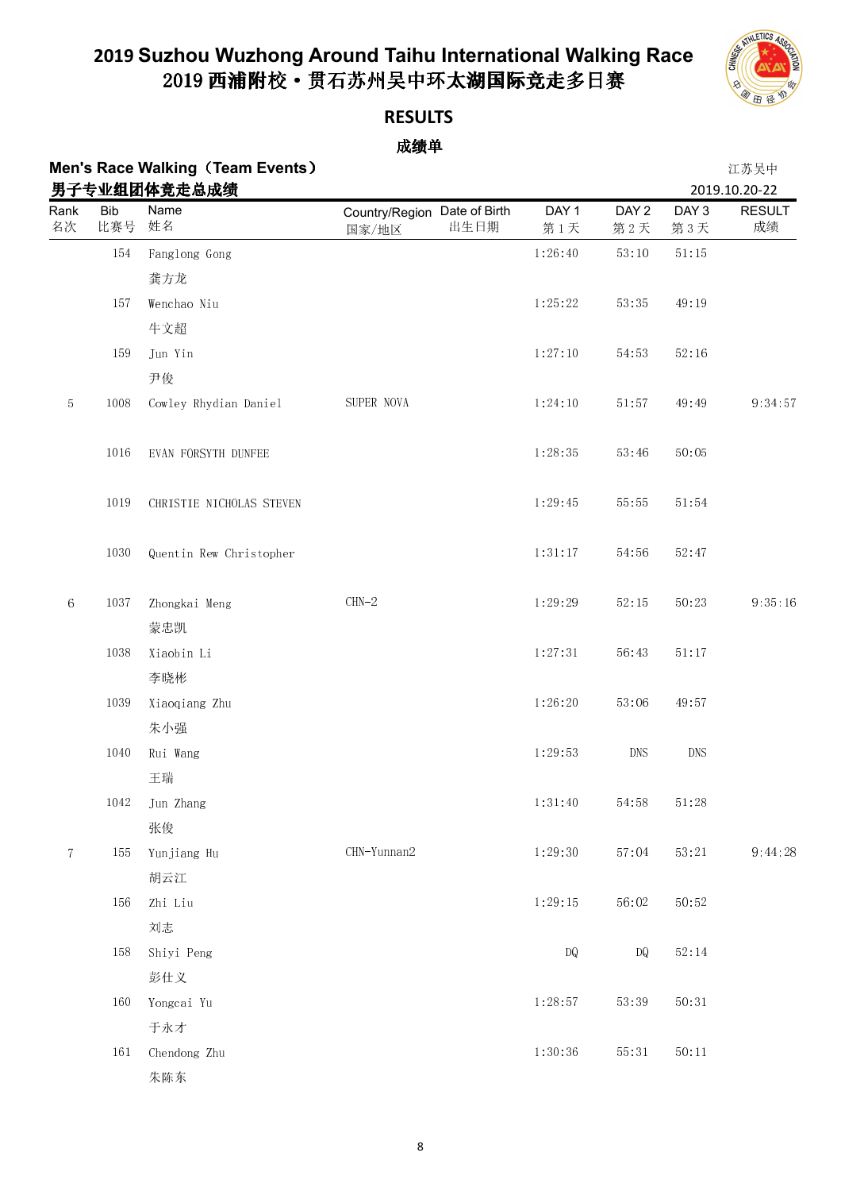# 2019 Suzhou Wuzhong Around Taihu International Walking Race
# 2019 西浦附校・贯石苏州吴中环太湖国际竞走多日赛

## RESULTS

## 成绩单

**Men's Race Walking（Team Events）**
**男子专业组团体竞走总成绩**

江苏吴中
2019.10.20-22

| Rank 名次 | Bib 比赛号 | Name 姓名 | Country/Region 国家/地区 | Date of Birth 出生日期 | DAY 1 第 1 天 | DAY 2 第 2 天 | DAY 3 第 3 天 | RESULT 成绩 |
|---|---|---|---|---|---|---|---|---|
| | 154 | Fanglong Gong 龚方龙 | | | 1:26:40 | 53:10 | 51:15 | |
| | 157 | Wenchao Niu 牛文超 | | | 1:25:22 | 53:35 | 49:19 | |
| | 159 | Jun Yin 尹俊 | | | 1:27:10 | 54:53 | 52:16 | |
| 5 | 1008 | Cowley Rhydian Daniel | SUPER NOVA | | 1:24:10 | 51:57 | 49:49 | 9:34:57 |
| | 1016 | EVAN FORSYTH DUNFEE | | | 1:28:35 | 53:46 | 50:05 | |
| | 1019 | CHRISTIE NICHOLAS STEVEN | | | 1:29:45 | 55:55 | 51:54 | |
| | 1030 | Quentin Rew Christopher | | | 1:31:17 | 54:56 | 52:47 | |
| 6 | 1037 | Zhongkai Meng 蒙忠凯 | CHN-2 | | 1:29:29 | 52:15 | 50:23 | 9:35:16 |
| | 1038 | Xiaobin Li 李晓彬 | | | 1:27:31 | 56:43 | 51:17 | |
| | 1039 | Xiaoqiang Zhu 朱小强 | | | 1:26:20 | 53:06 | 49:57 | |
| | 1040 | Rui Wang 王瑞 | | | 1:29:53 | DNS | DNS | |
| | 1042 | Jun Zhang 张俊 | | | 1:31:40 | 54:58 | 51:28 | |
| 7 | 155 | Yunjiang Hu 胡云江 | CHN-Yunnan2 | | 1:29:30 | 57:04 | 53:21 | 9:44:28 |
| | 156 | Zhi Liu 刘志 | | | 1:29:15 | 56:02 | 50:52 | |
| | 158 | Shiyi Peng 彭仕义 | | | DQ | DQ | 52:14 | |
| | 160 | Yongcai Yu 于永才 | | | 1:28:57 | 53:39 | 50:31 | |
| | 161 | Chendong Zhu 朱陈东 | | | 1:30:36 | 55:31 | 50:11 | |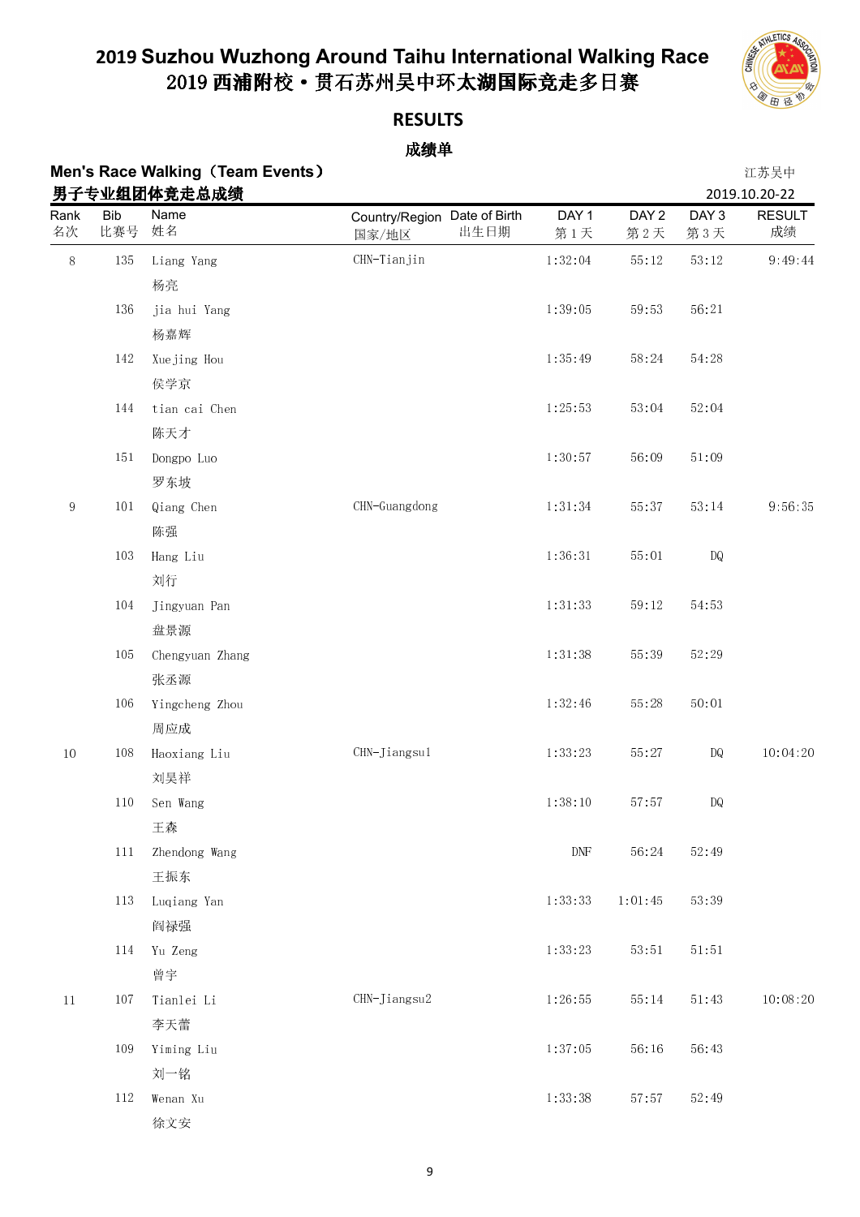# 2019 Suzhou Wuzhong Around Taihu International Walking Race
# 2019 西浦附校•贯石苏州吴中环太湖国际竞走多日赛

## RESULTS

### 成绩单

**Men's Race Walking（Team Events）**
**男子专业组团体竞走总成绩**

江苏吴中
2019.10.20-22

| Rank 名次 | Bib 比赛号 | Name 姓名 | Country/Region 国家/地区 | Date of Birth 出生日期 | DAY 1 第 1 天 | DAY 2 第 2 天 | DAY 3 第 3 天 | RESULT 成绩 |
|---|---|---|---|---|---|---|---|---|
| 8 | 135 | Liang Yang 杨亮 | CHN-Tianjin | | 1:32:04 | 55:12 | 53:12 | 9:49:44 |
| | 136 | jia hui Yang 杨嘉辉 | | | 1:39:05 | 59:53 | 56:21 | |
| | 142 | Xuejing Hou 侯学京 | | | 1:35:49 | 58:24 | 54:28 | |
| | 144 | tian cai Chen 陈天才 | | | 1:25:53 | 53:04 | 52:04 | |
| | 151 | Dongpo Luo 罗东坡 | | | 1:30:57 | 56:09 | 51:09 | |
| 9 | 101 | Qiang Chen 陈强 | CHN-Guangdong | | 1:31:34 | 55:37 | 53:14 | 9:56:35 |
| | 103 | Hang Liu 刘行 | | | 1:36:31 | 55:01 | DQ | |
| | 104 | Jingyuan Pan 盘景源 | | | 1:31:33 | 59:12 | 54:53 | |
| | 105 | Chengyuan Zhang 张丞源 | | | 1:31:38 | 55:39 | 52:29 | |
| | 106 | Yingcheng Zhou 周应成 | | | 1:32:46 | 55:28 | 50:01 | |
| 10 | 108 | Haoxiang Liu 刘昊祥 | CHN-Jiangsu1 | | 1:33:23 | 55:27 | DQ | 10:04:20 |
| | 110 | Sen Wang 王森 | | | 1:38:10 | 57:57 | DQ | |
| | 111 | Zhendong Wang 王振东 | | | DNF | 56:24 | 52:49 | |
| | 113 | Luqiang Yan 阎禄强 | | | 1:33:33 | 1:01:45 | 53:39 | |
| | 114 | Yu Zeng 曾宇 | | | 1:33:23 | 53:51 | 51:51 | |
| 11 | 107 | Tianlei Li 李天蕾 | CHN-Jiangsu2 | | 1:26:55 | 55:14 | 51:43 | 10:08:20 |
| | 109 | Yiming Liu 刘一铭 | | | 1:37:05 | 56:16 | 56:43 | |
| | 112 | Wenan Xu 徐文安 | | | 1:33:38 | 57:57 | 52:49 | |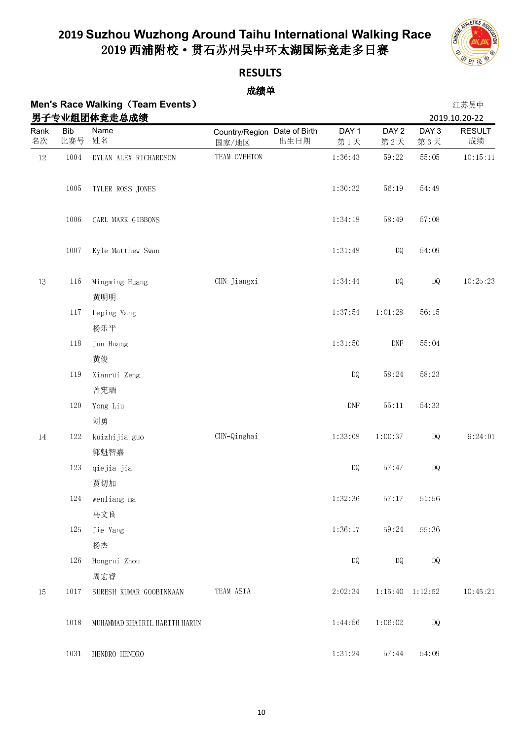# 2019 Suzhou Wuzhong Around Taihu International Walking Race
# 2019 西浦附校·贯石苏州吴中环太湖国际竞走多日赛

## RESULTS

## 成绩单

**Men's Race Walking（Team Events）**
**男子专业组团体竞走总成绩**

江苏吴中
2019.10.20-22

| Rank 名次 | Bib 比赛号 | Name 姓名 | Country/Region 国家/地区 | Date of Birth 出生日期 | DAY 1 第1天 | DAY 2 第2天 | DAY 3 第3天 | RESULT 成绩 |
|---|---|---|---|---|---|---|---|---|
| 12 | 1004 | DYLAN ALEX RICHARDSON | TEAM OVEHTON | | 1:36:43 | 59:22 | 55:05 | 10:15:11 |
| | 1005 | TYLER ROSS JONES | | | 1:30:32 | 56:19 | 54:49 | |
| | 1006 | CARL MARK GIBBONS | | | 1:34:18 | 58:49 | 57:08 | |
| | 1007 | Kyle Matthew Swan | | | 1:31:48 | DQ | 54:09 | |
| 13 | 116 | Mingming Huang 黄明明 | CHN-Jiangxi | | 1:34:44 | DQ | DQ | 10:25:23 |
| | 117 | Leping Yang 杨乐平 | | | 1:37:54 | 1:01:28 | 56:15 | |
| | 118 | Jun Huang 黄俊 | | | 1:31:50 | DNF | 55:04 | |
| | 119 | Xianrui Zeng 曾宪瑞 | | | DQ | 58:24 | 58:23 | |
| | 120 | Yong Liu 刘勇 | | | DNF | 55:11 | 54:33 | |
| 14 | 122 | kuizhijia guo 郭魁智嘉 | CHN-Qinghai | | 1:33:08 | 1:00:37 | DQ | 9:24:01 |
| | 123 | qiejia jia 贾切加 | | | DQ | 57:47 | DQ | |
| | 124 | wenliang ma 马文良 | | | 1:32:36 | 57:17 | 51:56 | |
| | 125 | Jie Yang 杨杰 | | | 1:36:17 | 59:24 | 55:36 | |
| | 126 | Hongrui Zhou 周宏睿 | | | DQ | DQ | DQ | |
| 15 | 1017 | SURESH KUMAR GOOBINNAAN | TEAM ASIA | | 2:02:34 | 1:15:40 | 1:12:52 | 10:45:21 |
| | 1018 | MUHAMMAD KHAIRIL HARITH HARUN | | | 1:44:56 | 1:06:02 | DQ | |
| | 1031 | HENDRO HENDRO | | | 1:31:24 | 57:44 | 54:09 | |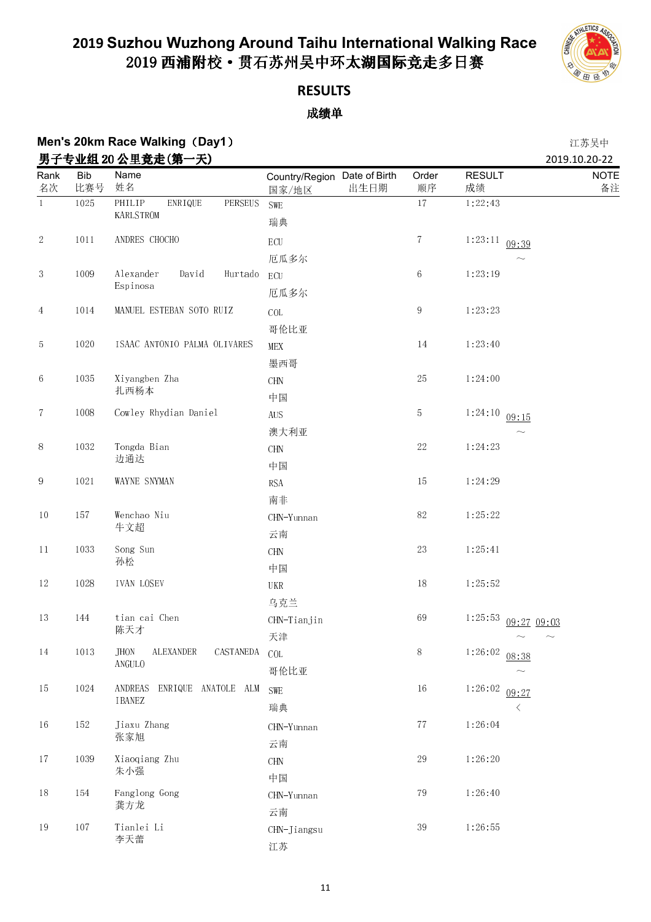# 2019 Suzhou Wuzhong Around Taihu International Walking Race
# 2019 西浦附校·贯石苏州吴中环太湖国际竞走多日赛

## RESULTS

## 成绩单

**Men's 20km Race Walking（Day1）**

**男子专业组 20 公里竞走(第一天)**

江苏吴中

2019.10.20-22

| Rank 名次 | Bib 比赛号 | Name 姓名 | Country/Region 国家/地区 | Date of Birth 出生日期 | Order 顺序 | RESULT 成绩 | | | NOTE 备注 |
|---|---|---|---|---|---|---|---|---|---|
| 1 | 1025 | PHILIP ENRIQUE PERSEUS KARLSTROM | SWE 瑞典 | | 17 | 1:22:43 | | | |
| 2 | 1011 | ANDRES CHOCHO | ECU 厄瓜多尔 | | 7 | 1:23:11 | 09:39 ～ | | |
| 3 | 1009 | Alexander David Hurtado Espinosa | ECU 厄瓜多尔 | | 6 | 1:23:19 | | | |
| 4 | 1014 | MANUEL ESTEBAN SOTO RUIZ | COL 哥伦比亚 | | 9 | 1:23:23 | | | |
| 5 | 1020 | ISAAC ANTONIO PALMA OLIVARES | MEX 墨西哥 | | 14 | 1:23:40 | | | |
| 6 | 1035 | Xiyangben Zha 扎西杨本 | CHN 中国 | | 25 | 1:24:00 | | | |
| 7 | 1008 | Cowley Rhydian Daniel | AUS 澳大利亚 | | 5 | 1:24:10 | 09:15 ～ | | |
| 8 | 1032 | Tongda Bian 边通达 | CHN 中国 | | 22 | 1:24:23 | | | |
| 9 | 1021 | WAYNE SNYMAN | RSA 南非 | | 15 | 1:24:29 | | | |
| 10 | 157 | Wenchao Niu 牛文超 | CHN-Yunnan 云南 | | 82 | 1:25:22 | | | |
| 11 | 1033 | Song Sun 孙松 | CHN 中国 | | 23 | 1:25:41 | | | |
| 12 | 1028 | IVAN LOSEV | UKR 乌克兰 | | 18 | 1:25:52 | | | |
| 13 | 144 | tian cai Chen 陈天才 | CHN-Tianjin 天津 | | 69 | 1:25:53 | 09:27 ～ | 09:03 ～ | |
| 14 | 1013 | JHON ALEXANDER CASTANEDA ANGULO | COL 哥伦比亚 | | 8 | 1:26:02 | 08:38 ～ | | |
| 15 | 1024 | ANDREAS ENRIQUE ANATOLE ALM IBANEZ | SWE 瑞典 | | 16 | 1:26:02 | 09:27 < | | |
| 16 | 152 | Jiaxu Zhang 张家旭 | CHN-Yunnan 云南 | | 77 | 1:26:04 | | | |
| 17 | 1039 | Xiaoqiang Zhu 朱小强 | CHN 中国 | | 29 | 1:26:20 | | | |
| 18 | 154 | Fanglong Gong 龚方龙 | CHN-Yunnan 云南 | | 79 | 1:26:40 | | | |
| 19 | 107 | Tianlei Li 李天蕾 | CHN-Jiangsu 江苏 | | 39 | 1:26:55 | | | |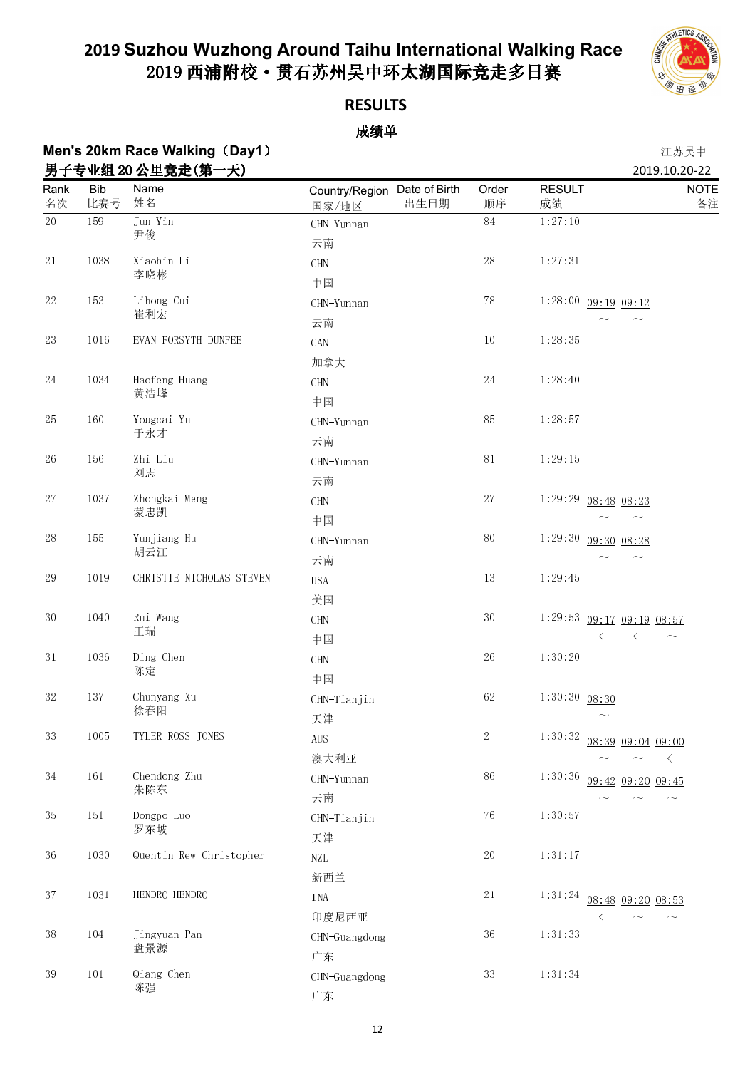# 2019 Suzhou Wuzhong Around Taihu International Walking Race
# 2019 西浦附校・贯石苏州吴中环太湖国际竞走多日赛

## RESULTS

## 成绩单

**Men's 20km Race Walking（Day1）**
**男子专业组 20 公里竞走(第一天)**

江苏吴中
2019.10.20-22

| Rank 名次 | Bib 比赛号 | Name 姓名 | Country/Region 国家/地区 | Date of Birth 出生日期 | Order 顺序 | RESULT 成绩 | NOTE 备注 |
|---|---|---|---|---|---|---|---|
| 20 | 159 | Jun Yin 尹俊 | CHN-Yunnan 云南 | | 84 | 1:27:10 | |
| 21 | 1038 | Xiaobin Li 李晓彬 | CHN 中国 | | 28 | 1:27:31 | |
| 22 | 153 | Lihong Cui 崔利宏 | CHN-Yunnan 云南 | | 78 | 1:28:00 | 09:19 ~ 09:12 ~ |
| 23 | 1016 | EVAN FORSYTH DUNFEE | CAN 加拿大 | | 10 | 1:28:35 | |
| 24 | 1034 | Haofeng Huang 黄浩峰 | CHN 中国 | | 24 | 1:28:40 | |
| 25 | 160 | Yongcai Yu 于永才 | CHN-Yunnan 云南 | | 85 | 1:28:57 | |
| 26 | 156 | Zhi Liu 刘志 | CHN-Yunnan 云南 | | 81 | 1:29:15 | |
| 27 | 1037 | Zhongkai Meng 蒙忠凯 | CHN 中国 | | 27 | 1:29:29 | 08:48 ~ 08:23 ~ |
| 28 | 155 | Yunjiang Hu 胡云江 | CHN-Yunnan 云南 | | 80 | 1:29:30 | 09:30 ~ 08:28 ~ |
| 29 | 1019 | CHRISTIE NICHOLAS STEVEN | USA 美国 | | 13 | 1:29:45 | |
| 30 | 1040 | Rui Wang 王瑞 | CHN 中国 | | 30 | 1:29:53 | 09:17 < 09:19 < 08:57 ~ |
| 31 | 1036 | Ding Chen 陈定 | CHN 中国 | | 26 | 1:30:20 | |
| 32 | 137 | Chunyang Xu 徐春阳 | CHN-Tianjin 天津 | | 62 | 1:30:30 | 08:30 ~ |
| 33 | 1005 | TYLER ROSS JONES | AUS 澳大利亚 | | 2 | 1:30:32 | 08:39 ~ 09:04 ~ 09:00 < |
| 34 | 161 | Chendong Zhu 朱陈东 | CHN-Yunnan 云南 | | 86 | 1:30:36 | 09:42 ~ 09:20 ~ 09:45 ~ |
| 35 | 151 | Dongpo Luo 罗东坡 | CHN-Tianjin 天津 | | 76 | 1:30:57 | |
| 36 | 1030 | Quentin Rew Christopher | NZL 新西兰 | | 20 | 1:31:17 | |
| 37 | 1031 | HENDRO HENDRO | INA 印度尼西亚 | | 21 | 1:31:24 | 08:48 < 09:20 ~ 08:53 ~ |
| 38 | 104 | Jingyuan Pan 盘景源 | CHN-Guangdong 广东 | | 36 | 1:31:33 | |
| 39 | 101 | Qiang Chen 陈强 | CHN-Guangdong 广东 | | 33 | 1:31:34 | |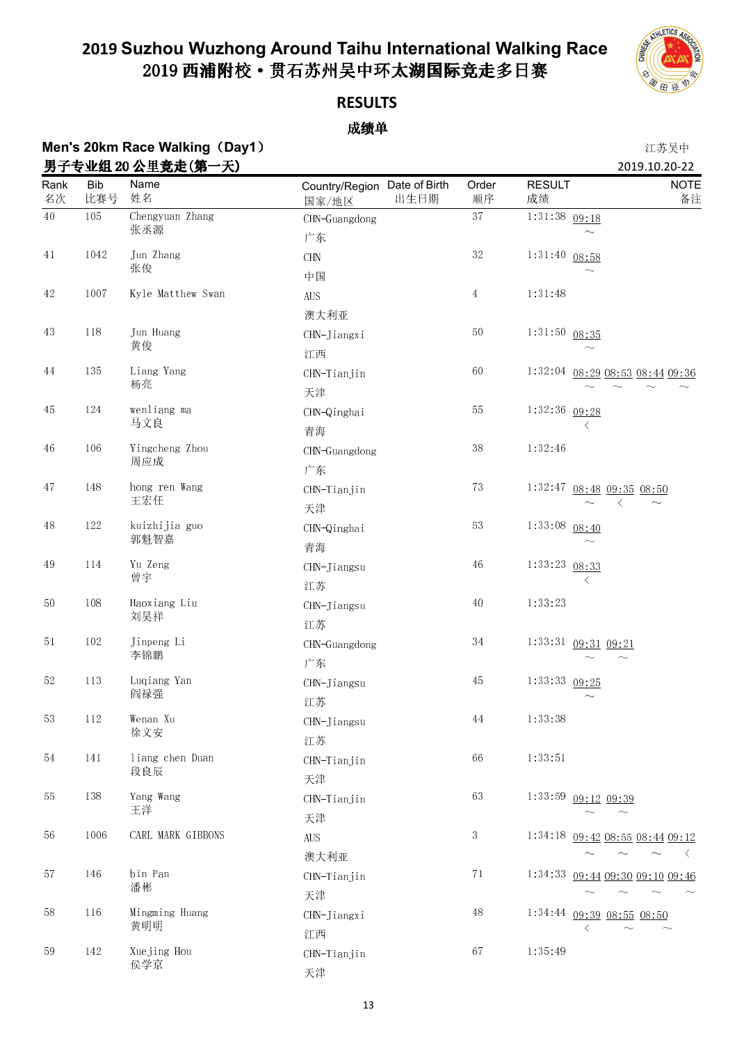# 2019 Suzhou Wuzhong Around Taihu International Walking Race
# 2019 西浦附校·贯石苏州吴中环太湖国际竞走多日赛

## RESULTS

## 成绩单

### Men's 20km Race Walking（Day1）
### 男子专业组 20 公里竞走(第一天)

江苏吴中
2019.10.20-22

| Rank 名次 | Bib 比赛号 | Name 姓名 | Country/Region 国家/地区 | Date of Birth 出生日期 | Order 顺序 | RESULT 成绩 | NOTE 备注 |
|---|---|---|---|---|---|---|---|
| 40 | 105 | Chengyuan Zhang 张丞源 | CHN-Guangdong 广东 | | 37 | 1:31:38 09:18 ~ | |
| 41 | 1042 | Jun Zhang 张俊 | CHN 中国 | | 32 | 1:31:40 08:58 ~ | |
| 42 | 1007 | Kyle Matthew Swan | AUS 澳大利亚 | | 4 | 1:31:48 | |
| 43 | 118 | Jun Huang 黄俊 | CHN-Jiangxi 江西 | | 50 | 1:31:50 08:35 ~ | |
| 44 | 135 | Liang Yang 杨亮 | CHN-Tianjin 天津 | | 60 | 1:32:04 08:29 ~ 08:53 ~ 08:44 ~ 09:36 ~ | |
| 45 | 124 | wenliang ma 马文良 | CHN-Qinghai 青海 | | 55 | 1:32:36 09:28 < | |
| 46 | 106 | Yingcheng Zhou 周应成 | CHN-Guangdong 广东 | | 38 | 1:32:46 | |
| 47 | 148 | hong ren Wang 王宏任 | CHN-Tianjin 天津 | | 73 | 1:32:47 08:48 ~ 09:35 < 08:50 ~ | |
| 48 | 122 | kuizhijia guo 郭魁智嘉 | CHN-Qinghai 青海 | | 53 | 1:33:08 08:40 ~ | |
| 49 | 114 | Yu Zeng 曾宇 | CHN-Jiangsu 江苏 | | 46 | 1:33:23 08:33 < | |
| 50 | 108 | Haoxiang Liu 刘昊祥 | CHN-Jiangsu 江苏 | | 40 | 1:33:23 | |
| 51 | 102 | Jinpeng Li 李锦鹏 | CHN-Guangdong 广东 | | 34 | 1:33:31 09:31 ~ 09:21 ~ | |
| 52 | 113 | Luqiang Yan 阎禄强 | CHN-Jiangsu 江苏 | | 45 | 1:33:33 09:25 ~ | |
| 53 | 112 | Wenan Xu 徐文安 | CHN-Jiangsu 江苏 | | 44 | 1:33:38 | |
| 54 | 141 | liang chen Duan 段良辰 | CHN-Tianjin 天津 | | 66 | 1:33:51 | |
| 55 | 138 | Yang Wang 王洋 | CHN-Tianjin 天津 | | 63 | 1:33:59 09:12 ~ 09:39 ~ | |
| 56 | 1006 | CARL MARK GIBBONS | AUS 澳大利亚 | | 3 | 1:34:18 09:42 ~ 08:55 ~ 08:44 ~ 09:12 < | |
| 57 | 146 | bin Pan 潘彬 | CHN-Tianjin 天津 | | 71 | 1:34:33 09:44 ~ 09:30 ~ 09:10 ~ 09:46 ~ | |
| 58 | 116 | Mingming Huang 黄明明 | CHN-Jiangxi 江西 | | 48 | 1:34:44 09:39 < 08:55 ~ 08:50 ~ | |
| 59 | 142 | Xuejing Hou 侯学京 | CHN-Tianjin 天津 | | 67 | 1:35:49 | |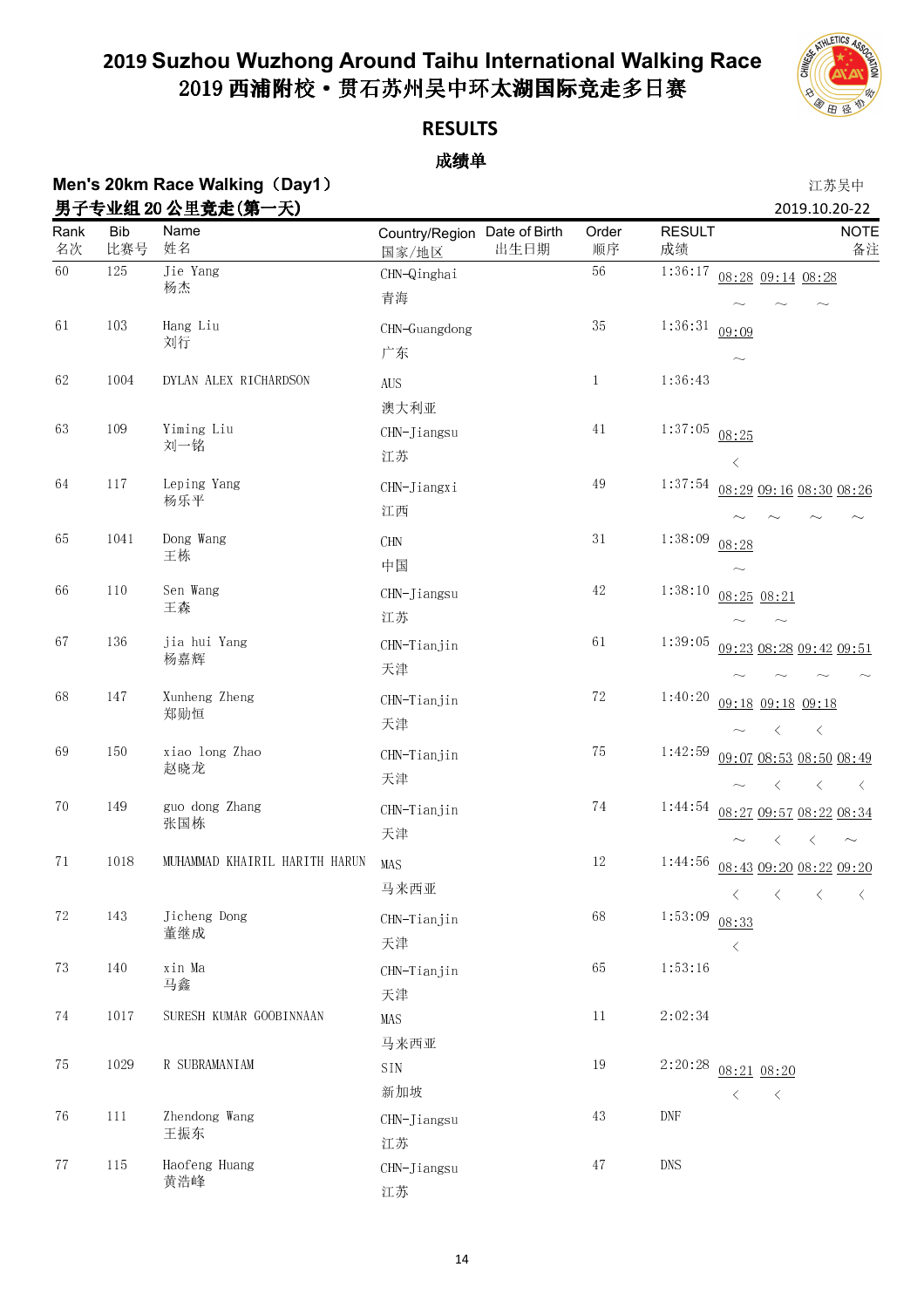# 2019 Suzhou Wuzhong Around Taihu International Walking Race
# 2019 西浦附校・贯石苏州吴中环太湖国际竞走多日赛

## RESULTS

## 成绩单

**Men's 20km Race Walking（Day1）**
**男子专业组 20 公里竞走(第一天)**

江苏吴中
2019.10.20-22

| Rank 名次 | Bib 比赛号 | Name 姓名 | Country/Region 国家/地区 | Date of Birth 出生日期 | Order 顺序 | RESULT 成绩 | NOTE 备注 |
|---|---|---|---|---|---|---|---|
| 60 | 125 | Jie Yang 杨杰 | CHN-Qinghai 青海 | | 56 | 1:36:17 | 08:28 ～ 09:14 ～ 08:28 ～ |
| 61 | 103 | Hang Liu 刘行 | CHN-Guangdong 广东 | | 35 | 1:36:31 | 09:09 ～ |
| 62 | 1004 | DYLAN ALEX RICHARDSON | AUS 澳大利亚 | | 1 | 1:36:43 | |
| 63 | 109 | Yiming Liu 刘一铭 | CHN-Jiangsu 江苏 | | 41 | 1:37:05 | 08:25 < |
| 64 | 117 | Leping Yang 杨乐平 | CHN-Jiangxi 江西 | | 49 | 1:37:54 | 08:29 ～ 09:16 ～ 08:30 ～ 08:26 ～ |
| 65 | 1041 | Dong Wang 王栋 | CHN 中国 | | 31 | 1:38:09 | 08:28 ～ |
| 66 | 110 | Sen Wang 王森 | CHN-Jiangsu 江苏 | | 42 | 1:38:10 | 08:25 ～ 08:21 ～ |
| 67 | 136 | jia hui Yang 杨嘉辉 | CHN-Tianjin 天津 | | 61 | 1:39:05 | 09:23 ～ 08:28 ～ 09:42 ～ 09:51 ～ |
| 68 | 147 | Xunheng Zheng 郑勋恒 | CHN-Tianjin 天津 | | 72 | 1:40:20 | 09:18 ～ 09:18 < 09:18 < |
| 69 | 150 | xiao long Zhao 赵晓龙 | CHN-Tianjin 天津 | | 75 | 1:42:59 | 09:07 ～ 08:53 < 08:50 < 08:49 < |
| 70 | 149 | guo dong Zhang 张国栋 | CHN-Tianjin 天津 | | 74 | 1:44:54 | 08:27 ～ 09:57 < 08:22 < 08:34 ～ |
| 71 | 1018 | MUHAMMAD KHAIRIL HARITH HARUN | MAS 马来西亚 | | 12 | 1:44:56 | 08:43 < 09:20 < 08:22 < 09:20 < |
| 72 | 143 | Jicheng Dong 董继成 | CHN-Tianjin 天津 | | 68 | 1:53:09 | 08:33 < |
| 73 | 140 | xin Ma 马鑫 | CHN-Tianjin 天津 | | 65 | 1:53:16 | |
| 74 | 1017 | SURESH KUMAR GOOBINNAAN | MAS 马来西亚 | | 11 | 2:02:34 | |
| 75 | 1029 | R SUBRAMANIAM | SIN 新加坡 | | 19 | 2:20:28 | 08:21 < 08:20 < |
| 76 | 111 | Zhendong Wang 王振东 | CHN-Jiangsu 江苏 | | 43 | DNF | |
| 77 | 115 | Haofeng Huang 黄浩峰 | CHN-Jiangsu 江苏 | | 47 | DNS | |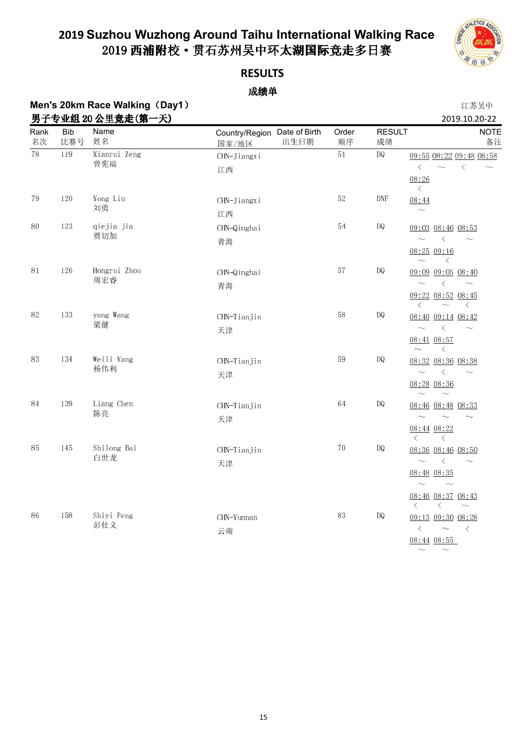# 2019 Suzhou Wuzhong Around Taihu International Walking Race
# 2019 西浦附校・贯石苏州吴中环太湖国际竞走多日赛

## RESULTS

## 成绩单

**Men's 20km Race Walking（Day1）**
**男子专业组 20 公里竞走(第一天)**

江苏吴中
2019.10.20-22

| Rank 名次 | Bib 比赛号 | Name 姓名 | Country/Region 国家/地区 | Date of Birth 出生日期 | Order 顺序 | RESULT 成绩 | NOTE 备注 |
|---|---|---|---|---|---|---|---|
| 78 | 119 | Xianrui Zeng 曾宪瑞 | CHN-Jiangxi 江西 | | 51 | DQ | 09:55 < 08:22 ~ 09:48 < 08:58 ~ 08:26 < |
| 79 | 120 | Yong Liu 刘勇 | CHN-Jiangxi 江西 | | 52 | DNF | 08:44 ~ |
| 80 | 123 | qiejia jia 贾切加 | CHN-Qinghai 青海 | | 54 | DQ | 09:03 ~ 08:46 < 08:53 ~ 08:25 ~ 09:16 < |
| 81 | 126 | Hongrui Zhou 周宏睿 | CHN-Qinghai 青海 | | 57 | DQ | 09:09 ~ 09:05 < 08:40 ~ 09:22 < 08:52 ~ 08:45 < |
| 82 | 133 | yang Wang 梁健 | CHN-Tianjin 天津 | | 58 | DQ | 08:40 ~ 09:14 < 08:42 ~ 08:41 ~ 08:57 < |
| 83 | 134 | Weili Yang 杨伟利 | CHN-Tianjin 天津 | | 59 | DQ | 08:32 ~ 08:36 < 08:38 ~ 08:28 ~ 08:36 ~ |
| 84 | 139 | Liang Chen 陈亮 | CHN-Tianjin 天津 | | 64 | DQ | 08:46 ~ 08:48 ~ 08:33 ~ 08:44 < 08:22 < |
| 85 | 145 | Shilong Bai 白世龙 | CHN-Tianjin 天津 | | 70 | DQ | 08:36 ~ 08:46 < 08:50 ~ 08:48 ~ 08:35 ~ 08:46 < 08:37 < 08:43 ~ |
| 86 | 158 | Shiyi Peng 彭仕义 | CHN-Yunnan 云南 | | 83 | DQ | 09:13 < 09:30 ~ 08:28 < 08:44 ~ 08:55 ~ |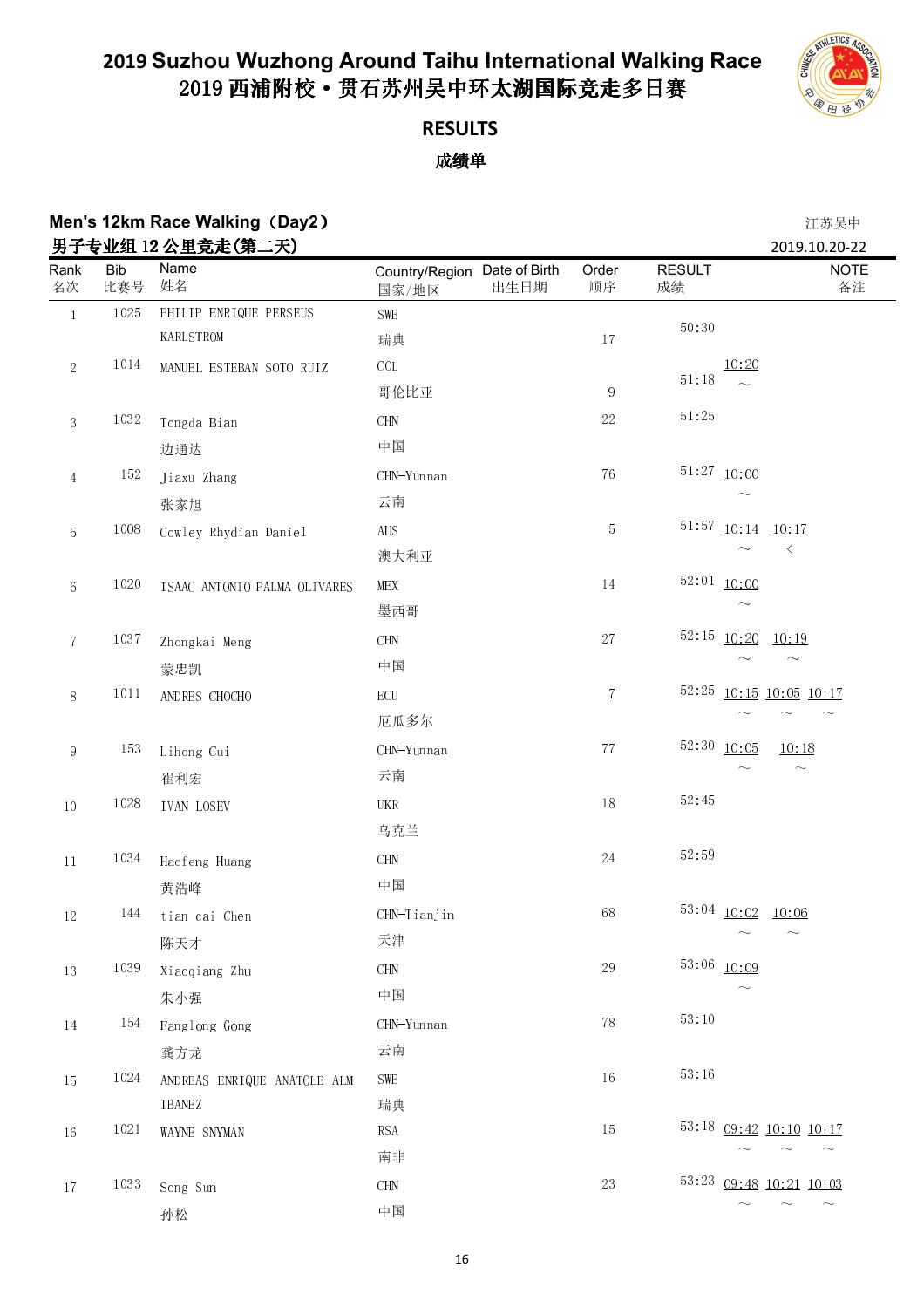# 2019 Suzhou Wuzhong Around Taihu International Walking Race
# 2019 西浦附校·贯石苏州吴中环太湖国际竞走多日赛

## RESULTS
## 成绩单

### Men's 12km Race Walking（Day2）
### 男子专业组 12 公里竞走(第二天)

江苏吴中
2019.10.20-22

| Rank 名次 | Bib 比赛号 | Name 姓名 | Country/Region 国家/地区 | Date of Birth 出生日期 | Order 顺序 | RESULT 成绩 | | | | NOTE 备注 |
|---|---|---|---|---|---|---|---|---|---|---|
| 1 | 1025 | PHILIP ENRIQUE PERSEUS KARLSTROM | SWE 瑞典 | | 17 | 50:30 | | | | |
| 2 | 1014 | MANUEL ESTEBAN SOTO RUIZ | COL 哥伦比亚 | | 9 | 51:18 | 10:20 ～ | | | |
| 3 | 1032 | Tongda Bian 边通达 | CHN 中国 | | 22 | 51:25 | | | | |
| 4 | 152 | Jiaxu Zhang 张家旭 | CHN-Yunnan 云南 | | 76 | 51:27 | 10:00 ～ | | | |
| 5 | 1008 | Cowley Rhydian Daniel | AUS 澳大利亚 | | 5 | 51:57 | 10:14 ～ | 10:17 < | | |
| 6 | 1020 | ISAAC ANTONIO PALMA OLIVARES | MEX 墨西哥 | | 14 | 52:01 | 10:00 ～ | | | |
| 7 | 1037 | Zhongkai Meng 蒙忠凯 | CHN 中国 | | 27 | 52:15 | 10:20 ～ | 10:19 ～ | | |
| 8 | 1011 | ANDRES CHOCHO | ECU 厄瓜多尔 | | 7 | 52:25 | 10:15 ～ | 10:05 ～ | 10:17 ～ | |
| 9 | 153 | Lihong Cui 崔利宏 | CHN-Yunnan 云南 | | 77 | 52:30 | 10:05 ～ | 10:18 ～ | | |
| 10 | 1028 | IVAN LOSEV | UKR 乌克兰 | | 18 | 52:45 | | | | |
| 11 | 1034 | Haofeng Huang 黄浩峰 | CHN 中国 | | 24 | 52:59 | | | | |
| 12 | 144 | tian cai Chen 陈天才 | CHN-Tianjin 天津 | | 68 | 53:04 | 10:02 ～ | 10:06 ～ | | |
| 13 | 1039 | Xiaoqiang Zhu 朱小强 | CHN 中国 | | 29 | 53:06 | 10:09 ～ | | | |
| 14 | 154 | Fanglong Gong 龚方龙 | CHN-Yunnan 云南 | | 78 | 53:10 | | | | |
| 15 | 1024 | ANDREAS ENRIQUE ANATOLE ALM IBANEZ | SWE 瑞典 | | 16 | 53:16 | | | | |
| 16 | 1021 | WAYNE SNYMAN | RSA 南非 | | 15 | 53:18 | 09:42 ～ | 10:10 ～ | 10:17 ～ | |
| 17 | 1033 | Song Sun 孙松 | CHN 中国 | | 23 | 53:23 | 09:48 ～ | 10:21 ～ | 10:03 ～ | |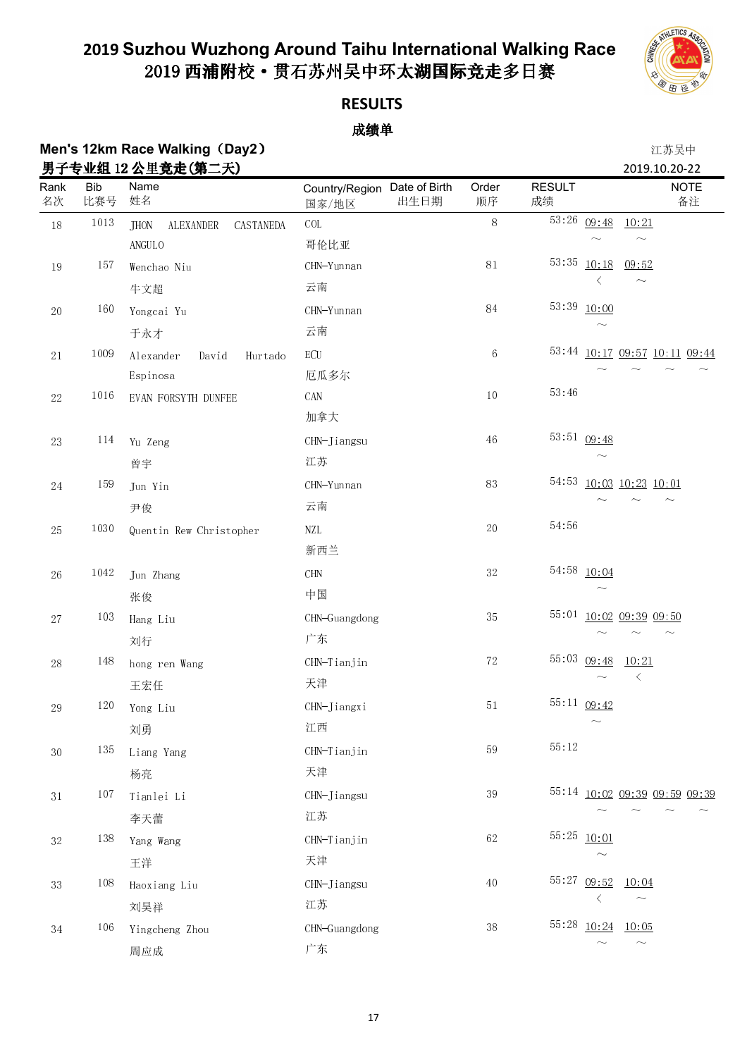# 2019 Suzhou Wuzhong Around Taihu International Walking Race
# 2019 西浦附校・贯石苏州吴中环太湖国际竞走多日赛

## RESULTS

## 成绩单

**Men's 12km Race Walking（Day2）**
**男子专业组 12 公里竞走(第二天)**

江苏吴中
2019.10.20-22

| Rank 名次 | Bib 比赛号 | Name 姓名 | Country/Region 国家/地区 | Date of Birth 出生日期 | Order 顺序 | RESULT 成绩 | | | | | NOTE 备注 |
|---|---|---|---|---|---|---|---|---|---|---|---|
| 18 | 1013 | JHON ALEXANDER CASTANEDA ANGULO | COL 哥伦比亚 | | 8 | 53:26 | 09:48 ～ | 10:21 ～ | | | |
| 19 | 157 | Wenchao Niu 牛文超 | CHN-Yunnan 云南 | | 81 | 53:35 | 10:18 < | 09:52 ～ | | | |
| 20 | 160 | Yongcai Yu 于永才 | CHN-Yunnan 云南 | | 84 | 53:39 | 10:00 ～ | | | | |
| 21 | 1009 | Alexander David Hurtado Espinosa | ECU 厄瓜多尔 | | 6 | 53:44 | 10:17 ～ | 09:57 ～ | 10:11 ～ | 09:44 ～ | |
| 22 | 1016 | EVAN FORSYTH DUNFEE | CAN 加拿大 | | 10 | 53:46 | | | | | |
| 23 | 114 | Yu Zeng 曾宇 | CHN-Jiangsu 江苏 | | 46 | 53:51 | 09:48 ～ | | | | |
| 24 | 159 | Jun Yin 尹俊 | CHN-Yunnan 云南 | | 83 | 54:53 | 10:03 ～ | 10:23 ～ | 10:01 ～ | | |
| 25 | 1030 | Quentin Rew Christopher | NZL 新西兰 | | 20 | 54:56 | | | | | |
| 26 | 1042 | Jun Zhang 张俊 | CHN 中国 | | 32 | 54:58 | 10:04 ～ | | | | |
| 27 | 103 | Hang Liu 刘行 | CHN-Guangdong 广东 | | 35 | 55:01 | 10:02 ～ | 09:39 ～ | 09:50 ～ | | |
| 28 | 148 | hong ren Wang 王宏任 | CHN-Tianjin 天津 | | 72 | 55:03 | 09:48 ～ | 10:21 < | | | |
| 29 | 120 | Yong Liu 刘勇 | CHN-Jiangxi 江西 | | 51 | 55:11 | 09:42 ～ | | | | |
| 30 | 135 | Liang Yang 杨亮 | CHN-Tianjin 天津 | | 59 | 55:12 | | | | | |
| 31 | 107 | Tianlei Li 李天蕾 | CHN-Jiangsu 江苏 | | 39 | 55:14 | 10:02 ～ | 09:39 ～ | 09:59 ～ | 09:39 ～ | |
| 32 | 138 | Yang Wang 王洋 | CHN-Tianjin 天津 | | 62 | 55:25 | 10:01 ～ | | | | |
| 33 | 108 | Haoxiang Liu 刘昊祥 | CHN-Jiangsu 江苏 | | 40 | 55:27 | 09:52 < | 10:04 ～ | | | |
| 34 | 106 | Yingcheng Zhou 周应成 | CHN-Guangdong 广东 | | 38 | 55:28 | 10:24 ～ | 10:05 ～ | | | |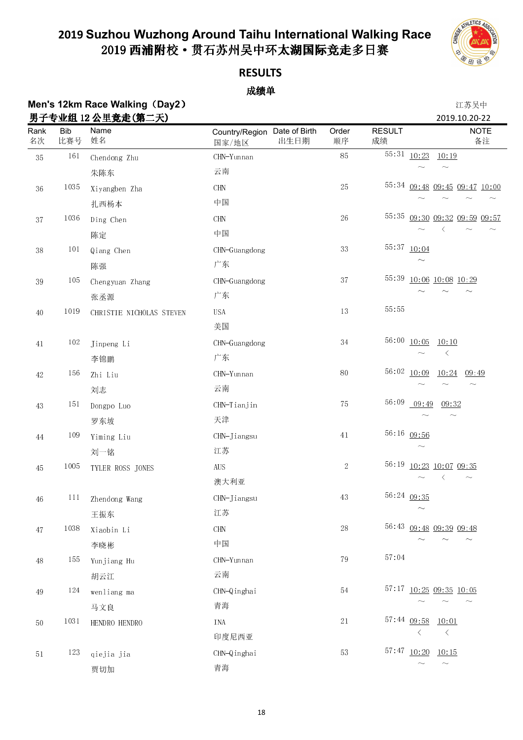# 2019 Suzhou Wuzhong Around Taihu International Walking Race
# 2019 西浦附校·贯石苏州吴中环太湖国际竞走多日赛

## RESULTS

### 成绩单

**Men's 12km Race Walking（Day2）**
**男子专业组 12 公里竞走(第二天)**

江苏吴中
2019.10.20-22

| Rank 名次 | Bib 比赛号 | Name 姓名 | Country/Region 国家/地区 | Date of Birth 出生日期 | Order 顺序 | RESULT 成绩 | | | | | NOTE 备注 |
|---|---|---|---|---|---|---|---|---|---|---|---|
| 35 | 161 | Chendong Zhu 朱陈东 | CHN-Yunnan 云南 | | 85 | 55:31 | 10:23 ～ | 10:19 ～ | | | |
| 36 | 1035 | Xiyangben Zha 扎西杨本 | CHN 中国 | | 25 | 55:34 | 09:48 ～ | 09:45 ～ | 09:47 ～ | 10:00 ～ | |
| 37 | 1036 | Ding Chen 陈定 | CHN 中国 | | 26 | 55:35 | 09:30 ～ | 09:32 < | 09:59 ～ | 09:57 ～ | |
| 38 | 101 | Qiang Chen 陈强 | CHN-Guangdong 广东 | | 33 | 55:37 | 10:04 ～ | | | | |
| 39 | 105 | Chengyuan Zhang 张丞源 | CHN-Guangdong 广东 | | 37 | 55:39 | 10:06 ～ | 10:08 ～ | 10:29 ～ | | |
| 40 | 1019 | CHRISTIE NICHOLAS STEVEN | USA 美国 | | 13 | 55:55 | | | | | |
| 41 | 102 | Jinpeng Li 李锦鹏 | CHN-Guangdong 广东 | | 34 | 56:00 | 10:05 ～ | 10:10 < | | | |
| 42 | 156 | Zhi Liu 刘志 | CHN-Yunnan 云南 | | 80 | 56:02 | 10:09 ～ | 10:24 ～ | 09:49 ～ | | |
| 43 | 151 | Dongpo Luo 罗东坡 | CHN-Tianjin 天津 | | 75 | 56:09 | 09:49 ～ | 09:32 ～ | | | |
| 44 | 109 | Yiming Liu 刘一铭 | CHN-Jiangsu 江苏 | | 41 | 56:16 | 09:56 ～ | | | | |
| 45 | 1005 | TYLER ROSS JONES | AUS 澳大利亚 | | 2 | 56:19 | 10:23 ～ | 10:07 < | 09:35 ～ | | |
| 46 | 111 | Zhendong Wang 王振东 | CHN-Jiangsu 江苏 | | 43 | 56:24 | 09:35 ～ | | | | |
| 47 | 1038 | Xiaobin Li 李晓彬 | CHN 中国 | | 28 | 56:43 | 09:48 ～ | 09:39 ～ | 09:48 ～ | | |
| 48 | 155 | Yunjiang Hu 胡云江 | CHN-Yunnan 云南 | | 79 | 57:04 | | | | | |
| 49 | 124 | wenliang ma 马文良 | CHN-Qinghai 青海 | | 54 | 57:17 | 10:25 ～ | 09:35 ～ | 10:05 ～ | | |
| 50 | 1031 | HENDRO HENDRO | INA 印度尼西亚 | | 21 | 57:44 | 09:58 < | 10:01 < | | | |
| 51 | 123 | qiejia jia 贾切加 | CHN-Qinghai 青海 | | 53 | 57:47 | 10:20 ～ | 10:15 ～ | | | |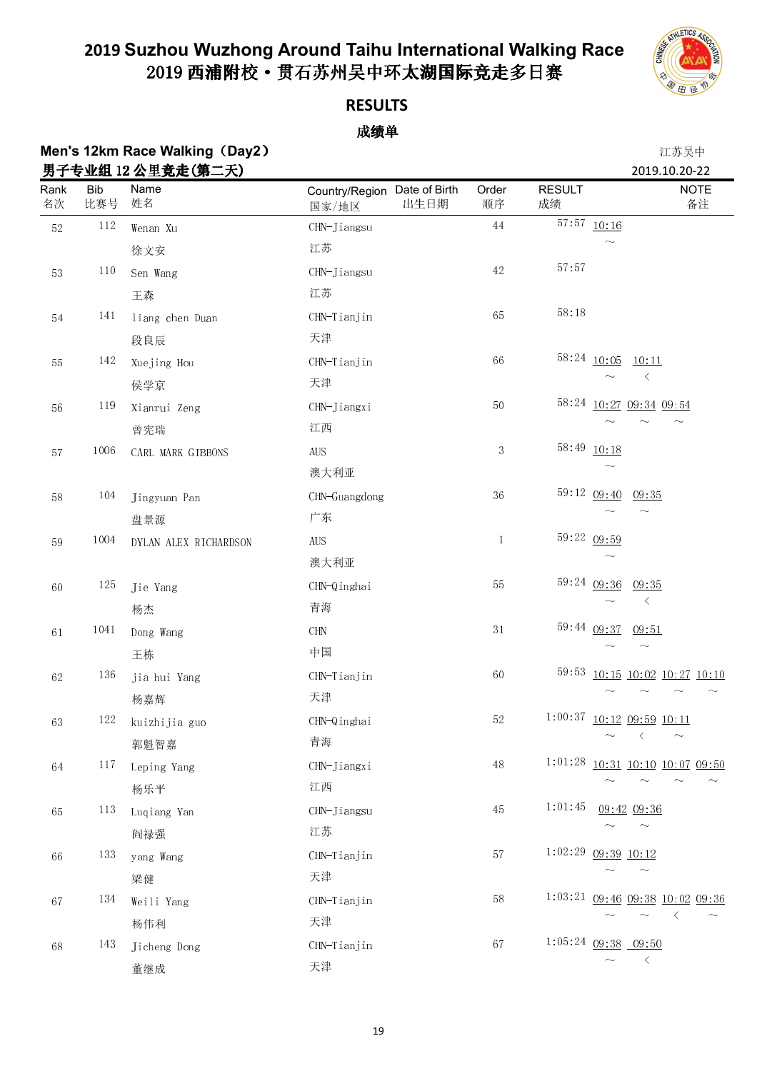# 2019 Suzhou Wuzhong Around Taihu International Walking Race

# 2019 西浦附校・贯石苏州吴中环太湖国际竞走多日赛

## RESULTS

## 成绩单

### Men's 12km Race Walking（Day2）

### 男子专业组 12 公里竞走(第二天)

江苏吴中
2019.10.20-22

| Rank 名次 | Bib 比赛号 | Name 姓名 | Country/Region 国家/地区 | Date of Birth 出生日期 | Order 顺序 | RESULT 成绩 | NOTE 备注 |
|---|---|---|---|---|---|---|---|
| 52 | 112 | Wenan Xu 徐文安 | CHN-Jiangsu 江苏 | | 44 | 57:57 | 10:16 ～ |
| 53 | 110 | Sen Wang 王森 | CHN-Jiangsu 江苏 | | 42 | 57:57 | |
| 54 | 141 | liang chen Duan 段良辰 | CHN-Tianjin 天津 | | 65 | 58:18 | |
| 55 | 142 | Xuejing Hou 侯学京 | CHN-Tianjin 天津 | | 66 | 58:24 | 10:05 ～ 10:11 < |
| 56 | 119 | Xianrui Zeng 曾宪瑞 | CHN-Jiangxi 江西 | | 50 | 58:24 | 10:27 ～ 09:34 ～ 09:54 ～ |
| 57 | 1006 | CARL MARK GIBBONS | AUS 澳大利亚 | | 3 | 58:49 | 10:18 ～ |
| 58 | 104 | Jingyuan Pan 盘景源 | CHN-Guangdong 广东 | | 36 | 59:12 | 09:40 ～ 09:35 ～ |
| 59 | 1004 | DYLAN ALEX RICHARDSON | AUS 澳大利亚 | | 1 | 59:22 | 09:59 ～ |
| 60 | 125 | Jie Yang 杨杰 | CHN-Qinghai 青海 | | 55 | 59:24 | 09:36 ～ 09:35 < |
| 61 | 1041 | Dong Wang 王栋 | CHN 中国 | | 31 | 59:44 | 09:37 ～ 09:51 ～ |
| 62 | 136 | jia hui Yang 杨嘉辉 | CHN-Tianjin 天津 | | 60 | 59:53 | 10:15 ～ 10:02 ～ 10:27 ～ 10:10 ～ |
| 63 | 122 | kuizhijia guo 郭魁智嘉 | CHN-Qinghai 青海 | | 52 | 1:00:37 | 10:12 ～ 09:59 < 10:11 ～ |
| 64 | 117 | Leping Yang 杨乐平 | CHN-Jiangxi 江西 | | 48 | 1:01:28 | 10:31 ～ 10:10 ～ 10:07 ～ 09:50 ～ |
| 65 | 113 | Luqiang Yan 阎禄强 | CHN-Jiangsu 江苏 | | 45 | 1:01:45 | 09:42 ～ 09:36 ～ |
| 66 | 133 | yang Wang 梁健 | CHN-Tianjin 天津 | | 57 | 1:02:29 | 09:39 ～ 10:12 ～ |
| 67 | 134 | Weili Yang 杨伟利 | CHN-Tianjin 天津 | | 58 | 1:03:21 | 09:46 ～ 09:38 ～ 10:02 < 09:36 ～ |
| 68 | 143 | Jicheng Dong 董继成 | CHN-Tianjin 天津 | | 67 | 1:05:24 | 09:38 ～ 09:50 < |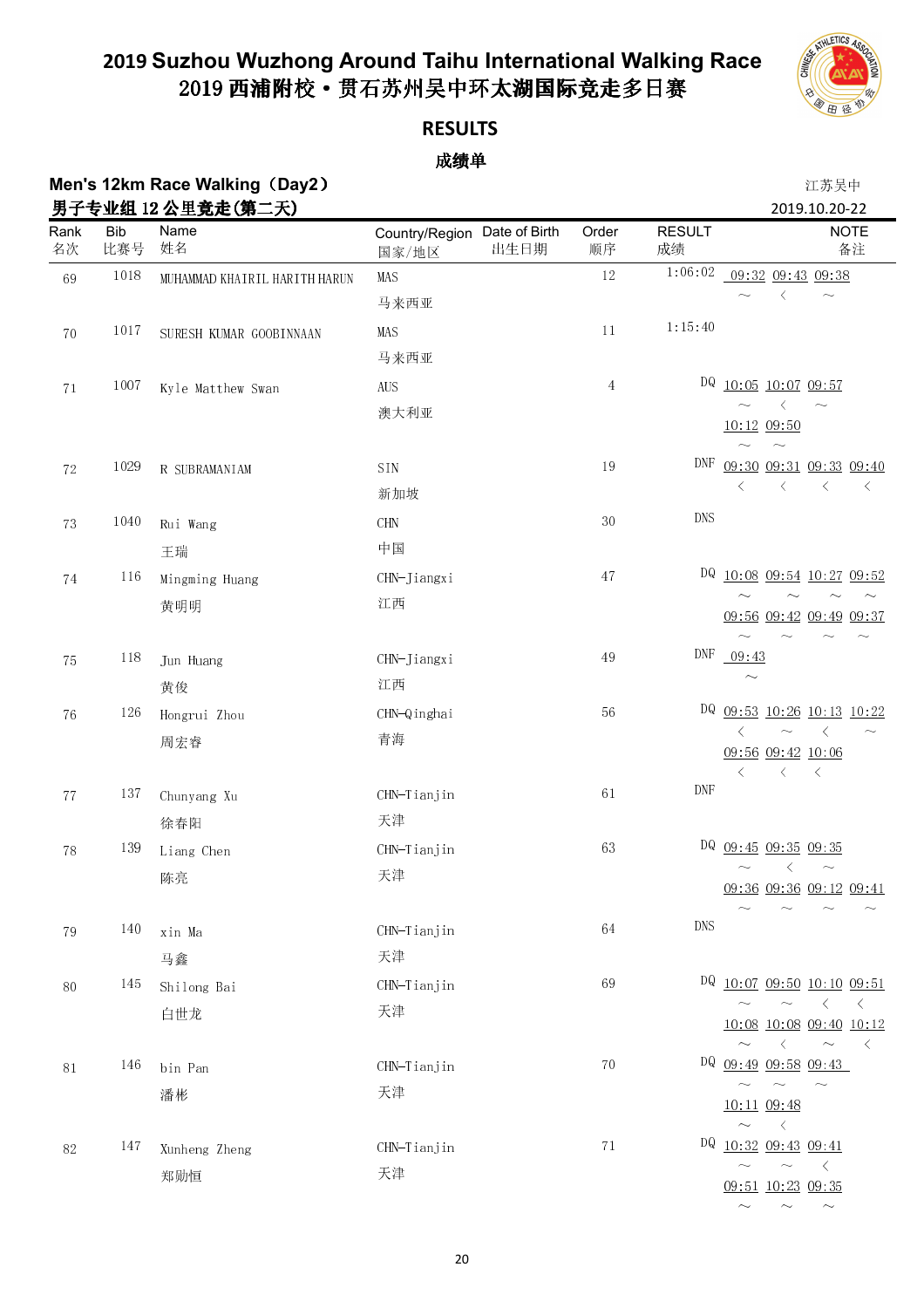# 2019 Suzhou Wuzhong Around Taihu International Walking Race
# 2019 西浦附校·贯石苏州吴中环太湖国际竞走多日赛

## RESULTS

## 成绩单

**Men's 12km Race Walking（Day2）**
**男子专业组 12 公里竞走(第二天)**

江苏吴中
2019.10.20-22

| Rank 名次 | Bib 比赛号 | Name 姓名 | Country/Region 国家/地区 | Date of Birth 出生日期 | Order 顺序 | RESULT 成绩 | NOTE 备注 |
|---|---|---|---|---|---|---|---|
| 69 | 1018 | MUHAMMAD KHAIRIL HARITH HARUN | MAS 马来西亚 | | 12 | 1:06:02 | 09:32 ~ 09:43 < 09:38 ~ |
| 70 | 1017 | SURESH KUMAR GOOBINNAAN | MAS 马来西亚 | | 11 | 1:15:40 | |
| 71 | 1007 | Kyle Matthew Swan | AUS 澳大利亚 | | 4 | DQ | 10:05 ~ 10:07 < 09:57 ~ 10:12 ~ 09:50 ~ |
| 72 | 1029 | R SUBRAMANIAM | SIN 新加坡 | | 19 | DNF | 09:30 < 09:31 < 09:33 < 09:40 < |
| 73 | 1040 | Rui Wang 王瑞 | CHN 中国 | | 30 | DNS | |
| 74 | 116 | Mingming Huang 黄明明 | CHN-Jiangxi 江西 | | 47 | DQ | 10:08 ~ 09:54 ~ 10:27 ~ 09:52 ~ 09:56 ~ 09:42 ~ 09:49 ~ 09:37 ~ |
| 75 | 118 | Jun Huang 黄俊 | CHN-Jiangxi 江西 | | 49 | DNF | 09:43 ~ |
| 76 | 126 | Hongrui Zhou 周宏睿 | CHN-Qinghai 青海 | | 56 | DQ | 09:53 < 10:26 ~ 10:13 < 10:22 ~ 09:56 < 09:42 < 10:06 < |
| 77 | 137 | Chunyang Xu 徐春阳 | CHN-Tianjin 天津 | | 61 | DNF | |
| 78 | 139 | Liang Chen 陈亮 | CHN-Tianjin 天津 | | 63 | DQ | 09:45 ~ 09:35 < 09:35 ~ 09:36 ~ 09:36 ~ 09:12 ~ 09:41 ~ |
| 79 | 140 | xin Ma 马鑫 | CHN-Tianjin 天津 | | 64 | DNS | |
| 80 | 145 | Shilong Bai 白世龙 | CHN-Tianjin 天津 | | 69 | DQ | 10:07 ~ 09:50 ~ 10:10 < 09:51 < 10:08 ~ 10:08 < 09:40 ~ 10:12 < |
| 81 | 146 | bin Pan 潘彬 | CHN-Tianjin 天津 | | 70 | DQ | 09:49 ~ 09:58 ~ 09:43 ~ 10:11 ~ 09:48 < |
| 82 | 147 | Xunheng Zheng 郑勋恒 | CHN-Tianjin 天津 | | 71 | DQ | 10:32 ~ 09:43 ~ 09:41 < 09:51 ~ 10:23 ~ 09:35 ~ |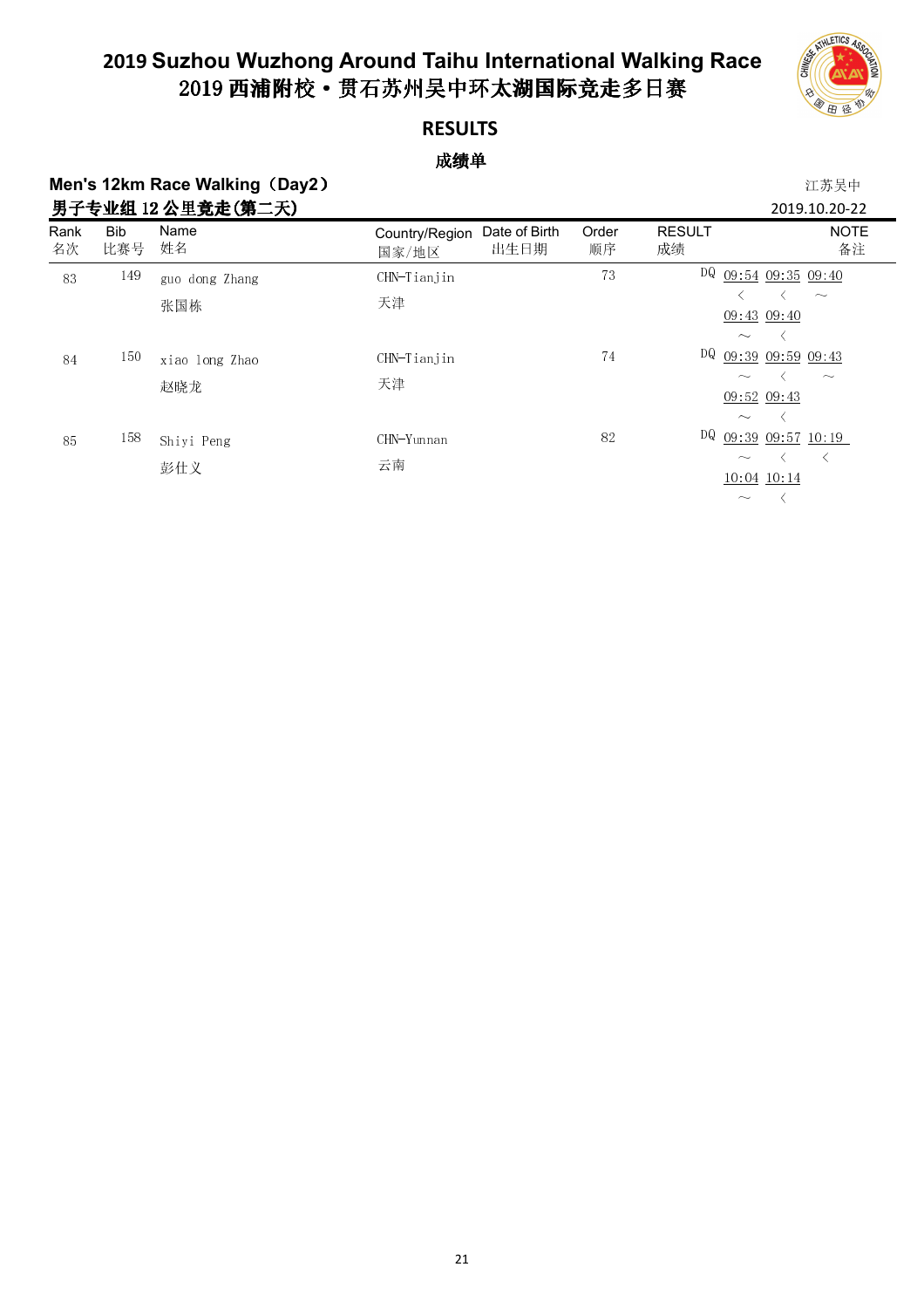# 2019 Suzhou Wuzhong Around Taihu International Walking Race
# 2019 西浦附校·贯石苏州吴中环太湖国际竞走多日赛

## RESULTS

## 成绩单

**Men's 12km Race Walking（Day2）**
**男子专业组 12 公里竞走(第二天)**

江苏吴中
2019.10.20-22

| Rank 名次 | Bib 比赛号 | Name 姓名 | Country/Region 国家/地区 | Date of Birth 出生日期 | Order 顺序 | RESULT 成绩 | NOTE 备注 |
|---|---|---|---|---|---|---|---|
| 83 | 149 | guo dong Zhang 张国栋 | CHN-Tianjin 天津 | | 73 | DQ | 09:54 < 09:35 < 09:40 ～ 09:43 ～ 09:40 < |
| 84 | 150 | xiao long Zhao 赵晓龙 | CHN-Tianjin 天津 | | 74 | DQ | 09:39 ～ 09:59 < 09:43 ～ 09:52 ～ 09:43 < |
| 85 | 158 | Shiyi Peng 彭仕义 | CHN-Yunnan 云南 | | 82 | DQ | 09:39 ～ 09:57 < 10:19 < 10:04 ～ 10:14 < |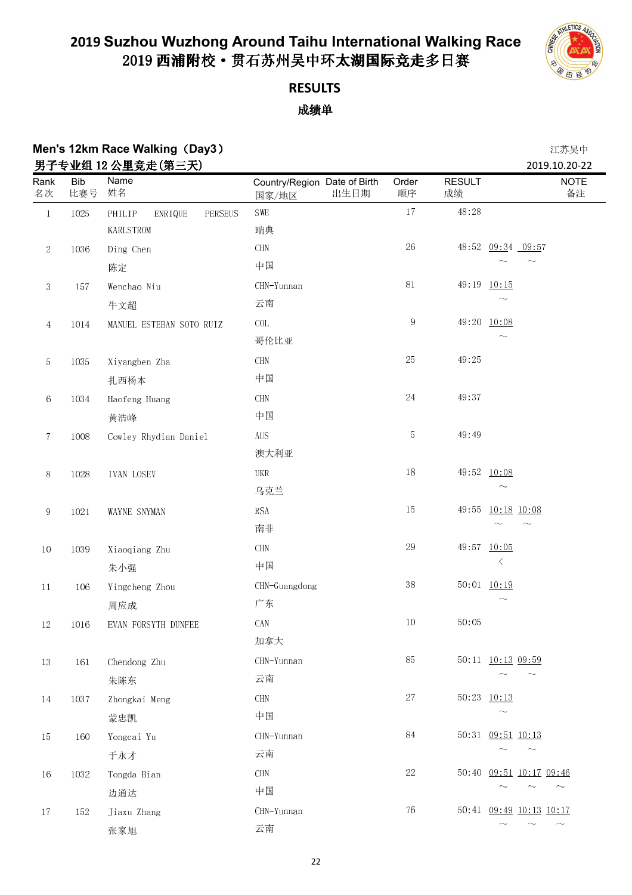# 2019 Suzhou Wuzhong Around Taihu International Walking Race
# 2019 西浦附校・贯石苏州吴中环太湖国际竞走多日赛

## RESULTS
## 成绩单

**Men's 12km Race Walking（Day3）**
**男子专业组 12 公里竞走(第三天)**

江苏吴中
2019.10.20-22

| Rank 名次 | Bib 比赛号 | Name 姓名 | Country/Region 国家/地区 | Date of Birth 出生日期 | Order 顺序 | RESULT 成绩 | | | | NOTE 备注 |
|---|---|---|---|---|---|---|---|---|---|---|
| 1 | 1025 | PHILIP ENRIQUE PERSEUS KARLSTROM | SWE 瑞典 | | 17 | 48:28 | | | | |
| 2 | 1036 | Ding Chen 陈定 | CHN 中国 | | 26 | 48:52 | 09:34 ～ | 09:57 ～ | | |
| 3 | 157 | Wenchao Niu 牛文超 | CHN-Yunnan 云南 | | 81 | 49:19 | 10:15 ～ | | | |
| 4 | 1014 | MANUEL ESTEBAN SOTO RUIZ | COL 哥伦比亚 | | 9 | 49:20 | 10:08 ～ | | | |
| 5 | 1035 | Xiyangben Zha 扎西杨本 | CHN 中国 | | 25 | 49:25 | | | | |
| 6 | 1034 | Haofeng Huang 黄浩峰 | CHN 中国 | | 24 | 49:37 | | | | |
| 7 | 1008 | Cowley Rhydian Daniel | AUS 澳大利亚 | | 5 | 49:49 | | | | |
| 8 | 1028 | IVAN LOSEV | UKR 乌克兰 | | 18 | 49:52 | 10:08 ～ | | | |
| 9 | 1021 | WAYNE SNYMAN | RSA 南非 | | 15 | 49:55 | 10:18 ～ | 10:08 ～ | | |
| 10 | 1039 | Xiaoqiang Zhu 朱小强 | CHN 中国 | | 29 | 49:57 | 10:05 < | | | |
| 11 | 106 | Yingcheng Zhou 周应成 | CHN-Guangdong 广东 | | 38 | 50:01 | 10:19 ～ | | | |
| 12 | 1016 | EVAN FORSYTH DUNFEE | CAN 加拿大 | | 10 | 50:05 | | | | |
| 13 | 161 | Chendong Zhu 朱陈东 | CHN-Yunnan 云南 | | 85 | 50:11 | 10:13 ～ | 09:59 ～ | | |
| 14 | 1037 | Zhongkai Meng 蒙忠凯 | CHN 中国 | | 27 | 50:23 | 10:13 ～ | | | |
| 15 | 160 | Yongcai Yu 于永才 | CHN-Yunnan 云南 | | 84 | 50:31 | 09:51 ～ | 10:13 ～ | | |
| 16 | 1032 | Tongda Bian 边通达 | CHN 中国 | | 22 | 50:40 | 09:51 ～ | 10:17 ～ | 09:46 ～ | |
| 17 | 152 | Jiaxu Zhang 张家旭 | CHN-Yunnan 云南 | | 76 | 50:41 | 09:49 ～ | 10:13 ～ | 10:17 ～ | |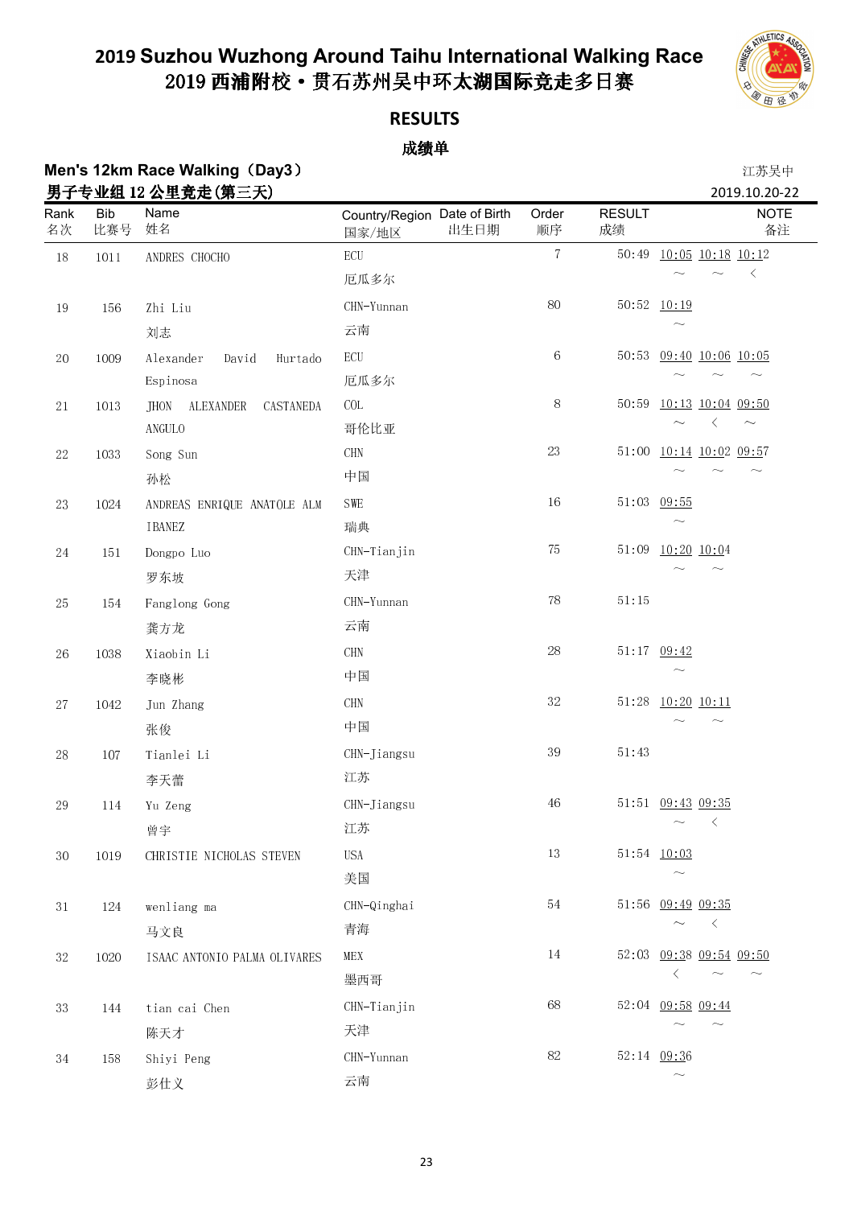# 2019 Suzhou Wuzhong Around Taihu International Walking Race
# 2019 西浦附校·贯石苏州吴中环太湖国际竞走多日赛

## RESULTS

## 成绩单

**Men's 12km Race Walking（Day3）**
**男子专业组 12 公里竞走(第三天)**

江苏吴中
2019.10.20-22

| Rank 名次 | Bib 比赛号 | Name 姓名 | Country/Region 国家/地区 | Date of Birth 出生日期 | Order 顺序 | RESULT 成绩 | NOTE 备注 |
|---|---|---|---|---|---|---|---|
| 18 | 1011 | ANDRES CHOCHO | ECU 厄瓜多尔 | | 7 | 50:49 | 10:05 ~ 10:18 ~ 10:12 < |
| 19 | 156 | Zhi Liu 刘志 | CHN-Yunnan 云南 | | 80 | 50:52 | 10:19 ~ |
| 20 | 1009 | Alexander David Hurtado Espinosa | ECU 厄瓜多尔 | | 6 | 50:53 | 09:40 ~ 10:06 ~ 10:05 ~ |
| 21 | 1013 | JHON ALEXANDER CASTANEDA ANGULO | COL 哥伦比亚 | | 8 | 50:59 | 10:13 ~ 10:04 < 09:50 ~ |
| 22 | 1033 | Song Sun 孙松 | CHN 中国 | | 23 | 51:00 | 10:14 ~ 10:02 ~ 09:57 ~ |
| 23 | 1024 | ANDREAS ENRIQUE ANATOLE ALM IBANEZ | SWE 瑞典 | | 16 | 51:03 | 09:55 ~ |
| 24 | 151 | Dongpo Luo 罗东坡 | CHN-Tianjin 天津 | | 75 | 51:09 | 10:20 ~ 10:04 ~ |
| 25 | 154 | Fanglong Gong 龚方龙 | CHN-Yunnan 云南 | | 78 | 51:15 | |
| 26 | 1038 | Xiaobin Li 李晓彬 | CHN 中国 | | 28 | 51:17 | 09:42 ~ |
| 27 | 1042 | Jun Zhang 张俊 | CHN 中国 | | 32 | 51:28 | 10:20 ~ 10:11 ~ |
| 28 | 107 | Tianlei Li 李天蕾 | CHN-Jiangsu 江苏 | | 39 | 51:43 | |
| 29 | 114 | Yu Zeng 曾宇 | CHN-Jiangsu 江苏 | | 46 | 51:51 | 09:43 ~ 09:35 < |
| 30 | 1019 | CHRISTIE NICHOLAS STEVEN | USA 美国 | | 13 | 51:54 | 10:03 ~ |
| 31 | 124 | wenliang ma 马文良 | CHN-Qinghai 青海 | | 54 | 51:56 | 09:49 ~ 09:35 < |
| 32 | 1020 | ISAAC ANTONIO PALMA OLIVARES | MEX 墨西哥 | | 14 | 52:03 | 09:38 < 09:54 ~ 09:50 ~ |
| 33 | 144 | tian cai Chen 陈天才 | CHN-Tianjin 天津 | | 68 | 52:04 | 09:58 ~ 09:44 ~ |
| 34 | 158 | Shiyi Peng 彭仕义 | CHN-Yunnan 云南 | | 82 | 52:14 | 09:36 ~ |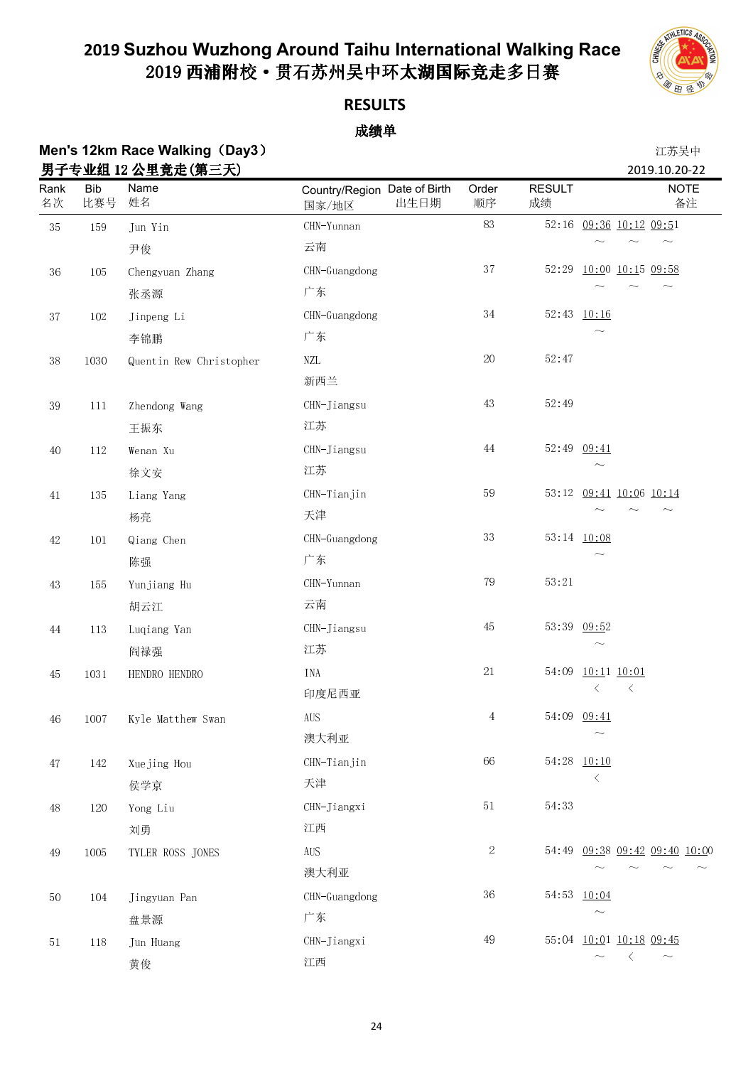# 2019 Suzhou Wuzhong Around Taihu International Walking Race
# 2019 西浦附校·贯石苏州吴中环太湖国际竞走多日赛

## RESULTS

## 成绩单

**Men's 12km Race Walking（Day3）**
**男子专业组 12 公里竞走(第三天)**

江苏吴中
2019.10.20-22

| Rank 名次 | Bib 比赛号 | Name 姓名 | Country/Region 国家/地区 | Date of Birth 出生日期 | Order 顺序 | RESULT 成绩 | NOTE 备注 |
|---|---|---|---|---|---|---|---|
| 35 | 159 | Jun Yin 尹俊 | CHN-Yunnan 云南 | | 83 | 52:16 | 09:36 ~ 10:12 ~ 09:51 ~ |
| 36 | 105 | Chengyuan Zhang 张丞源 | CHN-Guangdong 广东 | | 37 | 52:29 | 10:00 ~ 10:15 ~ 09:58 ~ |
| 37 | 102 | Jinpeng Li 李锦鹏 | CHN-Guangdong 广东 | | 34 | 52:43 | 10:16 ~ |
| 38 | 1030 | Quentin Rew Christopher | NZL 新西兰 | | 20 | 52:47 | |
| 39 | 111 | Zhendong Wang 王振东 | CHN-Jiangsu 江苏 | | 43 | 52:49 | |
| 40 | 112 | Wenan Xu 徐文安 | CHN-Jiangsu 江苏 | | 44 | 52:49 | 09:41 ~ |
| 41 | 135 | Liang Yang 杨亮 | CHN-Tianjin 天津 | | 59 | 53:12 | 09:41 ~ 10:06 ~ 10:14 ~ |
| 42 | 101 | Qiang Chen 陈强 | CHN-Guangdong 广东 | | 33 | 53:14 | 10:08 ~ |
| 43 | 155 | Yunjiang Hu 胡云江 | CHN-Yunnan 云南 | | 79 | 53:21 | |
| 44 | 113 | Luqiang Yan 阎禄强 | CHN-Jiangsu 江苏 | | 45 | 53:39 | 09:52 ~ |
| 45 | 1031 | HENDRO HENDRO | INA 印度尼西亚 | | 21 | 54:09 | 10:11 < 10:01 < |
| 46 | 1007 | Kyle Matthew Swan | AUS 澳大利亚 | | 4 | 54:09 | 09:41 ~ |
| 47 | 142 | Xuejing Hou 侯学京 | CHN-Tianjin 天津 | | 66 | 54:28 | 10:10 < |
| 48 | 120 | Yong Liu 刘勇 | CHN-Jiangxi 江西 | | 51 | 54:33 | |
| 49 | 1005 | TYLER ROSS JONES | AUS 澳大利亚 | | 2 | 54:49 | 09:38 ~ 09:42 ~ 09:40 ~ 10:00 ~ |
| 50 | 104 | Jingyuan Pan 盘景源 | CHN-Guangdong 广东 | | 36 | 54:53 | 10:04 ~ |
| 51 | 118 | Jun Huang 黄俊 | CHN-Jiangxi 江西 | | 49 | 55:04 | 10:01 ~ 10:18 < 09:45 ~ |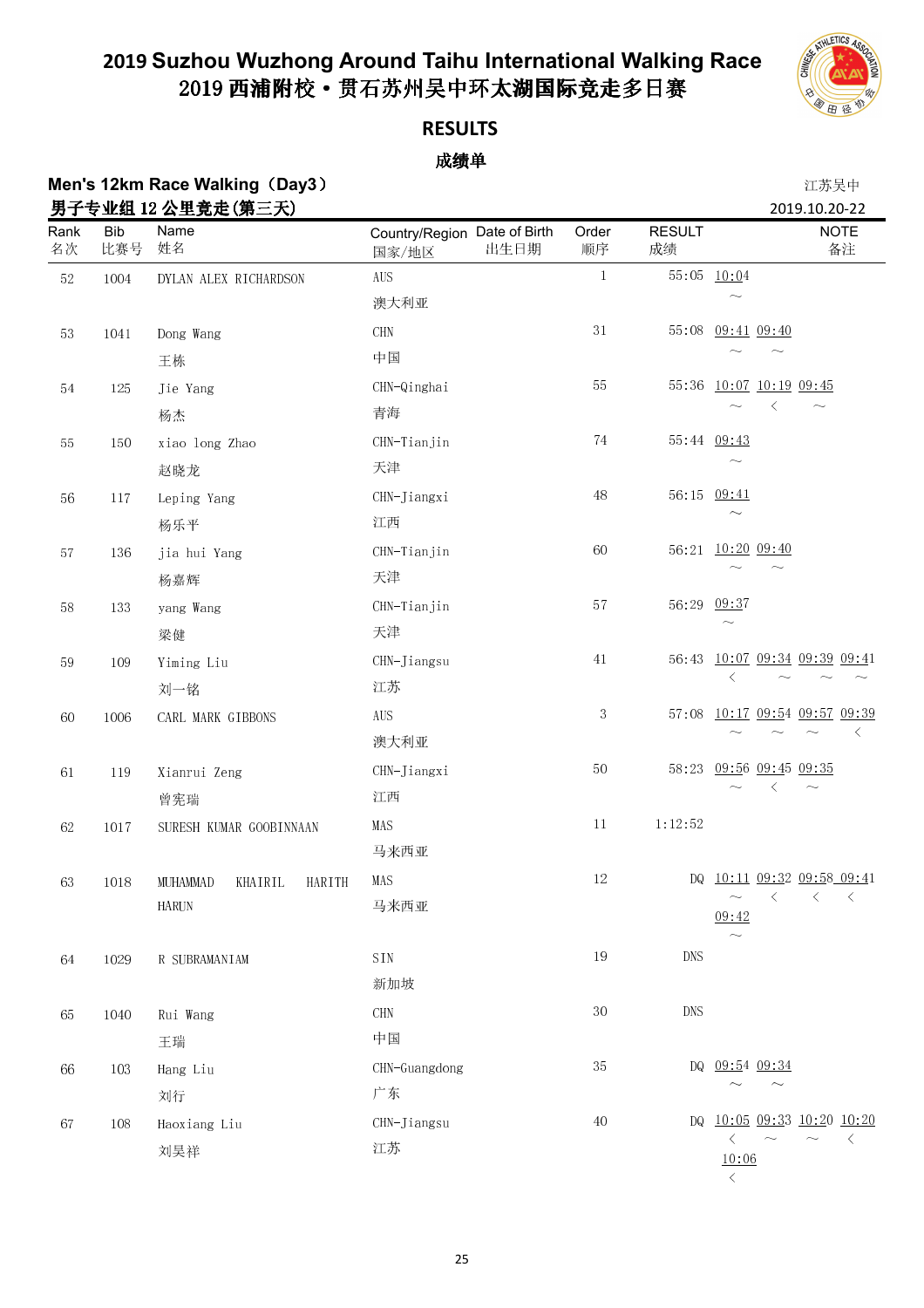# 2019 Suzhou Wuzhong Around Taihu International Walking Race
# 2019 西浦附校・贯石苏州吴中环太湖国际竞走多日赛

## RESULTS

## 成绩单

**Men's 12km Race Walking（Day3）**
**男子专业组 12 公里竞走(第三天)**

江苏吴中
2019.10.20-22

| Rank 名次 | Bib 比赛号 | Name 姓名 | Country/Region 国家/地区 | Date of Birth 出生日期 | Order 顺序 | RESULT 成绩 | NOTE 备注 |
|---|---|---|---|---|---|---|---|
| 52 | 1004 | DYLAN ALEX RICHARDSON | AUS 澳大利亚 | | 1 | 55:05 | 10:04 ～ |
| 53 | 1041 | Dong Wang 王栋 | CHN 中国 | | 31 | 55:08 | 09:41 ～ 09:40 ～ |
| 54 | 125 | Jie Yang 杨杰 | CHN-Qinghai 青海 | | 55 | 55:36 | 10:07 ～ 10:19 ＜ 09:45 ～ |
| 55 | 150 | xiao long Zhao 赵晓龙 | CHN-Tianjin 天津 | | 74 | 55:44 | 09:43 ～ |
| 56 | 117 | Leping Yang 杨乐平 | CHN-Jiangxi 江西 | | 48 | 56:15 | 09:41 ～ |
| 57 | 136 | jia hui Yang 杨嘉辉 | CHN-Tianjin 天津 | | 60 | 56:21 | 10:20 ～ 09:40 ～ |
| 58 | 133 | yang Wang 梁健 | CHN-Tianjin 天津 | | 57 | 56:29 | 09:37 ～ |
| 59 | 109 | Yiming Liu 刘一铭 | CHN-Jiangsu 江苏 | | 41 | 56:43 | 10:07 ＜ 09:34 ～ 09:39 ～ 09:41 ～ |
| 60 | 1006 | CARL MARK GIBBONS | AUS 澳大利亚 | | 3 | 57:08 | 10:17 ～ 09:54 ～ 09:57 ～ 09:39 ＜ |
| 61 | 119 | Xianrui Zeng 曾宪瑞 | CHN-Jiangxi 江西 | | 50 | 58:23 | 09:56 ～ 09:45 ＜ 09:35 ～ |
| 62 | 1017 | SURESH KUMAR GOOBINNAAN | MAS 马来西亚 | | 11 | 1:12:52 | |
| 63 | 1018 | MUHAMMAD KHAIRIL HARITH HARUN | MAS 马来西亚 | | 12 | DQ | 10:11 ～ 09:32 ＜ 09:58 ＜ 09:41 ＜ 09:42 ～ |
| 64 | 1029 | R SUBRAMANIAM | SIN 新加坡 | | 19 | DNS | |
| 65 | 1040 | Rui Wang 王瑞 | CHN 中国 | | 30 | DNS | |
| 66 | 103 | Hang Liu 刘行 | CHN-Guangdong 广东 | | 35 | DQ | 09:54 ～ 09:34 ～ |
| 67 | 108 | Haoxiang Liu 刘昊祥 | CHN-Jiangsu 江苏 | | 40 | DQ | 10:05 ＜ 09:33 ～ 10:20 ～ 10:20 ＜ 10:06 ＜ |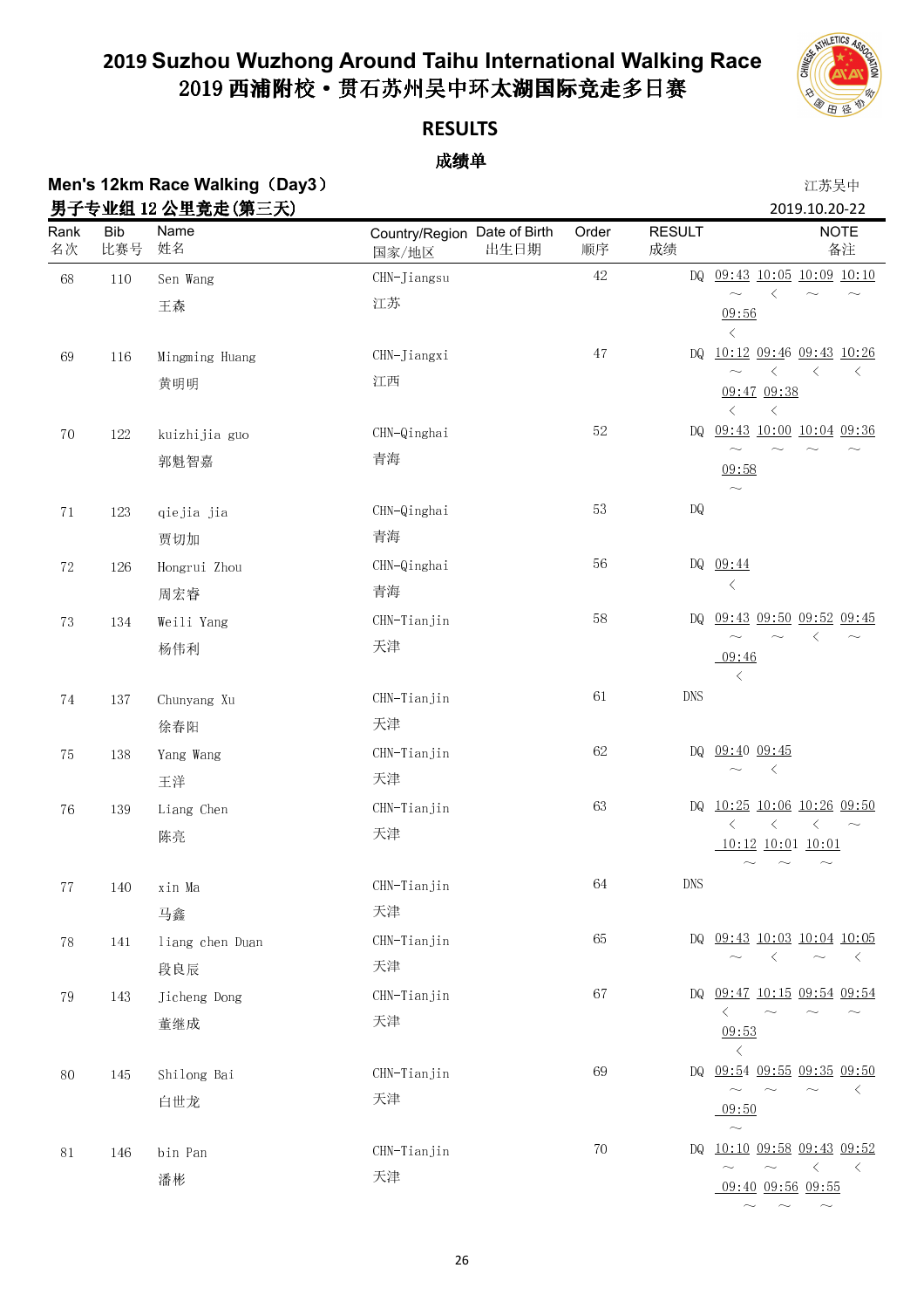# 2019 Suzhou Wuzhong Around Taihu International Walking Race
# 2019 西浦附校•贯石苏州吴中环太湖国际竞走多日赛

## RESULTS

## 成绩单

**Men's 12km Race Walking（Day3）**
**男子专业组 12 公里竞走(第三天)**

江苏吴中
2019.10.20-22

| Rank 名次 | Bib 比赛号 | Name 姓名 | Country/Region 国家/地区 | Date of Birth 出生日期 | Order 顺序 | RESULT 成绩 | NOTE 备注 |
|---|---|---|---|---|---|---|---|
| 68 | 110 | Sen Wang 王森 | CHN-Jiangsu 江苏 | | 42 | DQ | 09:43 ～ 10:05 < 10:09 ～ 10:10 ～ 09:56 < |
| 69 | 116 | Mingming Huang 黄明明 | CHN-Jiangxi 江西 | | 47 | DQ | 10:12 ～ 09:46 < 09:43 < 10:26 < 09:47 < 09:38 < |
| 70 | 122 | kuizhijia guo 郭魁智嘉 | CHN-Qinghai 青海 | | 52 | DQ | 09:43 ～ 10:00 ～ 10:04 ～ 09:36 ～ 09:58 ～ |
| 71 | 123 | qiejia jia 贾切加 | CHN-Qinghai 青海 | | 53 | DQ | |
| 72 | 126 | Hongrui Zhou 周宏睿 | CHN-Qinghai 青海 | | 56 | DQ | 09:44 < |
| 73 | 134 | Weili Yang 杨伟利 | CHN-Tianjin 天津 | | 58 | DQ | 09:43 ～ 09:50 ～ 09:52 < 09:45 ～ 09:46 < |
| 74 | 137 | Chunyang Xu 徐春阳 | CHN-Tianjin 天津 | | 61 | DNS | |
| 75 | 138 | Yang Wang 王洋 | CHN-Tianjin 天津 | | 62 | DQ | 09:40 ～ 09:45 < |
| 76 | 139 | Liang Chen 陈亮 | CHN-Tianjin 天津 | | 63 | DQ | 10:25 < 10:06 < 10:26 < 09:50 ～ 10:12 ～ 10:01 ～ 10:01 ～ |
| 77 | 140 | xin Ma 马鑫 | CHN-Tianjin 天津 | | 64 | DNS | |
| 78 | 141 | liang chen Duan 段良辰 | CHN-Tianjin 天津 | | 65 | DQ | 09:43 ～ 10:03 < 10:04 ～ 10:05 < |
| 79 | 143 | Jicheng Dong 董继成 | CHN-Tianjin 天津 | | 67 | DQ | 09:47 < 10:15 ～ 09:54 ～ 09:54 ～ 09:53 < |
| 80 | 145 | Shilong Bai 白世龙 | CHN-Tianjin 天津 | | 69 | DQ | 09:54 ～ 09:55 ～ 09:35 ～ 09:50 < 09:50 ～ |
| 81 | 146 | bin Pan 潘彬 | CHN-Tianjin 天津 | | 70 | DQ | 10:10 ～ 09:58 ～ 09:43 < 09:52 < 09:40 ～ 09:56 ～ 09:55 ～ |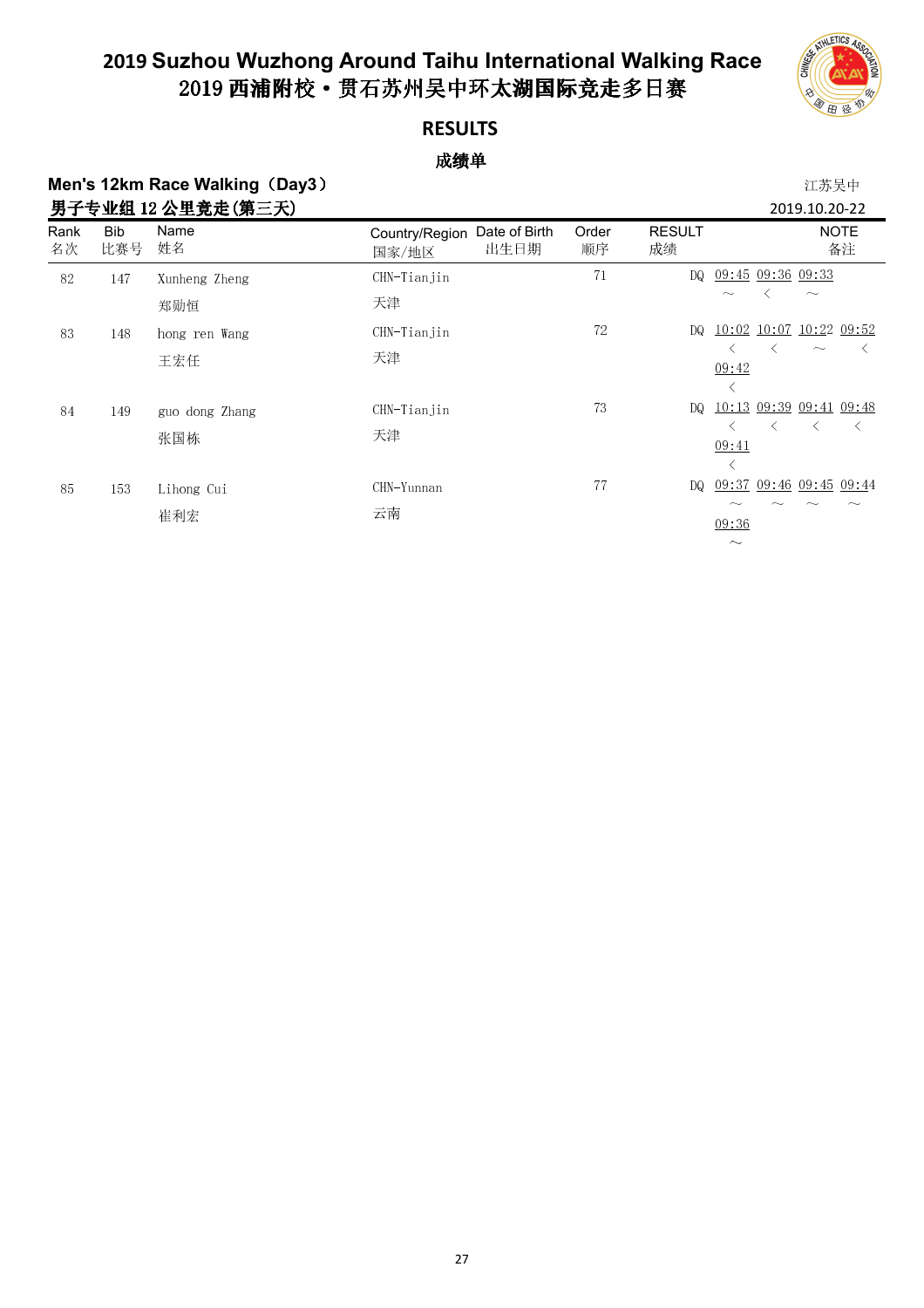# 2019 Suzhou Wuzhong Around Taihu International Walking Race
# 2019 西浦附校·贯石苏州吴中环太湖国际竞走多日赛

## RESULTS

### 成绩单

**Men's 12km Race Walking（Day3）** 江苏吴中

**男子专业组 12 公里竞走(第三天)** 2019.10.20-22

| Rank 名次 | Bib 比赛号 | Name 姓名 | Country/Region 国家/地区 | Date of Birth 出生日期 | Order 顺序 | RESULT 成绩 | NOTE 备注 |
|---|---|---|---|---|---|---|---|
| 82 | 147 | Xunheng Zheng 郑勋恒 | CHN-Tianjin 天津 | | 71 | DQ | 09:45 ～ 09:36 < 09:33 ～ |
| 83 | 148 | hong ren Wang 王宏任 | CHN-Tianjin 天津 | | 72 | DQ | 10:02 < 10:07 < 10:22 ～ 09:52 < 09:42 < |
| 84 | 149 | guo dong Zhang 张国栋 | CHN-Tianjin 天津 | | 73 | DQ | 10:13 < 09:39 < 09:41 < 09:48 < 09:41 < |
| 85 | 153 | Lihong Cui 崔利宏 | CHN-Yunnan 云南 | | 77 | DQ | 09:37 ～ 09:46 ～ 09:45 ～ 09:44 ～ 09:36 ～ |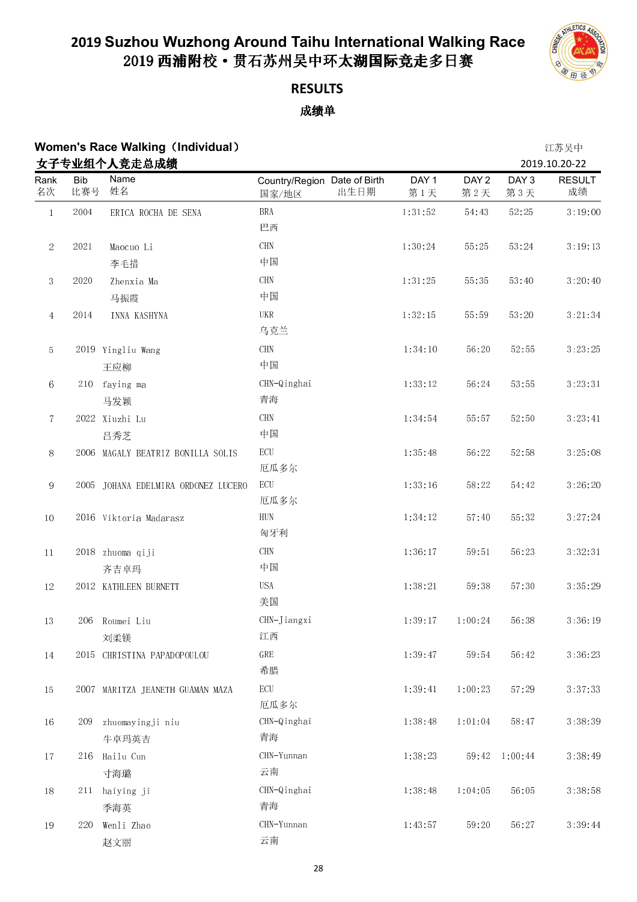# 2019 Suzhou Wuzhong Around Taihu International Walking Race
# 2019 西浦附校・贯石苏州吴中环太湖国际竞走多日赛

## RESULTS

## 成绩单

### Women's Race Walking（Individual）
### 女子专业组个人竞走总成绩

江苏吴中
2019.10.20-22

| Rank 名次 | Bib 比赛号 | Name 姓名 | Country/Region 国家/地区 | Date of Birth 出生日期 | DAY 1 第1天 | DAY 2 第2天 | DAY 3 第3天 | RESULT 成绩 |
|---|---|---|---|---|---|---|---|---|
| 1 | 2004 | ERICA ROCHA DE SENA | BRA 巴西 | | 1:31:52 | 54:43 | 52:25 | 3:19:00 |
| 2 | 2021 | Maocuo Li 李毛措 | CHN 中国 | | 1:30:24 | 55:25 | 53:24 | 3:19:13 |
| 3 | 2020 | Zhenxia Ma 马振霞 | CHN 中国 | | 1:31:25 | 55:35 | 53:40 | 3:20:40 |
| 4 | 2014 | INNA KASHYNA | UKR 乌克兰 | | 1:32:15 | 55:59 | 53:20 | 3:21:34 |
| 5 | 2019 | Yingliu Wang 王应柳 | CHN 中国 | | 1:34:10 | 56:20 | 52:55 | 3:23:25 |
| 6 | 210 | faying ma 马发颖 | CHN-Qinghai 青海 | | 1:33:12 | 56:24 | 53:55 | 3:23:31 |
| 7 | 2022 | Xiuzhi Lu 吕秀芝 | CHN 中国 | | 1:34:54 | 55:57 | 52:50 | 3:23:41 |
| 8 | 2006 | MAGALY BEATRIZ BONILLA SOLIS | ECU 厄瓜多尔 | | 1:35:48 | 56:22 | 52:58 | 3:25:08 |
| 9 | 2005 | JOHANA EDELMIRA ORDONEZ LUCERO | ECU 厄瓜多尔 | | 1:33:16 | 58:22 | 54:42 | 3:26:20 |
| 10 | 2016 | Viktoria Madarasz | HUN 匈牙利 | | 1:34:12 | 57:40 | 55:32 | 3:27:24 |
| 11 | 2018 | zhuoma qiji 齐吉卓玛 | CHN 中国 | | 1:36:17 | 59:51 | 56:23 | 3:32:31 |
| 12 | 2012 | KATHLEEN BURNETT | USA 美国 | | 1:38:21 | 59:38 | 57:30 | 3:35:29 |
| 13 | 206 | Roumei Liu 刘柔镁 | CHN-Jiangxi 江西 | | 1:39:17 | 1:00:24 | 56:38 | 3:36:19 |
| 14 | 2015 | CHRISTINA PAPADOPOULOU | GRE 希腊 | | 1:39:47 | 59:54 | 56:42 | 3:36:23 |
| 15 | 2007 | MARITZA JEANETH GUAMAN MAZA | ECU 厄瓜多尔 | | 1:39:41 | 1:00:23 | 57:29 | 3:37:33 |
| 16 | 209 | zhuomayingji niu 牛卓玛英吉 | CHN-Qinghai 青海 | | 1:38:48 | 1:01:04 | 58:47 | 3:38:39 |
| 17 | 216 | Hailu Cun 寸海璐 | CHN-Yunnan 云南 | | 1:38:23 | 59:42 | 1:00:44 | 3:38:49 |
| 18 | 211 | haiying ji 季海英 | CHN-Qinghai 青海 | | 1:38:48 | 1:04:05 | 56:05 | 3:38:58 |
| 19 | 220 | Wenli Zhao 赵文丽 | CHN-Yunnan 云南 | | 1:43:57 | 59:20 | 56:27 | 3:39:44 |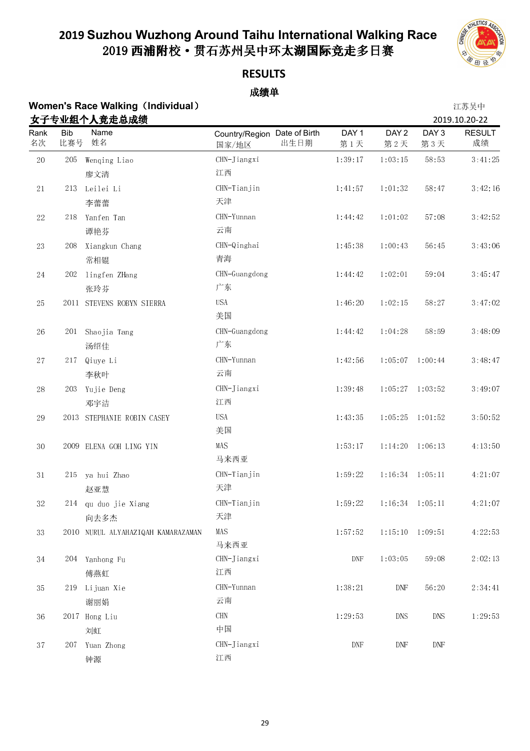# 2019 Suzhou Wuzhong Around Taihu International Walking Race
# 2019 西浦附校•贯石苏州吴中环太湖国际竞走多日赛

## RESULTS

## 成绩单

**Women's Race Walking（Individual）**

**女子专业组个人竞走总成绩**

江苏吴中

2019.10.20-22

| Rank 名次 | Bib 比赛号 | Name 姓名 | Country/Region 国家/地区 | Date of Birth 出生日期 | DAY 1 第 1 天 | DAY 2 第 2 天 | DAY 3 第 3 天 | RESULT 成绩 |
|---|---|---|---|---|---|---|---|---|
| 20 | 205 | Wenqing Liao 廖文清 | CHN-Jiangxi 江西 | | 1:39:17 | 1:03:15 | 58:53 | 3:41:25 |
| 21 | 213 | Leilei Li 李蕾蕾 | CHN-Tianjin 天津 | | 1:41:57 | 1:01:32 | 58:47 | 3:42:16 |
| 22 | 218 | Yanfen Tan 谭艳芬 | CHN-Yunnan 云南 | | 1:44:42 | 1:01:02 | 57:08 | 3:42:52 |
| 23 | 208 | Xiangkun Chang 常相锟 | CHN-Qinghai 青海 | | 1:45:38 | 1:00:43 | 56:45 | 3:43:06 |
| 24 | 202 | lingfen ZHang 张玲芬 | CHN-Guangdong 广东 | | 1:44:42 | 1:02:01 | 59:04 | 3:45:47 |
| 25 | 2011 | STEVENS ROBYN SIERRA | USA 美国 | | 1:46:20 | 1:02:15 | 58:27 | 3:47:02 |
| 26 | 201 | Shaojia Tang 汤绍佳 | CHN-Guangdong 广东 | | 1:44:42 | 1:04:28 | 58:59 | 3:48:09 |
| 27 | 217 | Qiuye Li 李秋叶 | CHN-Yunnan 云南 | | 1:42:56 | 1:05:07 | 1:00:44 | 3:48:47 |
| 28 | 203 | Yujie Deng 邓宇洁 | CHN-Jiangxi 江西 | | 1:39:48 | 1:05:27 | 1:03:52 | 3:49:07 |
| 29 | 2013 | STEPHANIE ROBIN CASEY | USA 美国 | | 1:43:35 | 1:05:25 | 1:01:52 | 3:50:52 |
| 30 | 2009 | ELENA GOH LING YIN | MAS 马来西亚 | | 1:53:17 | 1:14:20 | 1:06:13 | 4:13:50 |
| 31 | 215 | ya hui Zhao 赵亚慧 | CHN-Tianjin 天津 | | 1:59:22 | 1:16:34 | 1:05:11 | 4:21:07 |
| 32 | 214 | qu duo jie Xiang 向去多杰 | CHN-Tianjin 天津 | | 1:59:22 | 1:16:34 | 1:05:11 | 4:21:07 |
| 33 | 2010 | NURUL ALYAHAZIQAH KAMARAZAMAN | MAS 马来西亚 | | 1:57:52 | 1:15:10 | 1:09:51 | 4:22:53 |
| 34 | 204 | Yanhong Fu 傅燕虹 | CHN-Jiangxi 江西 | | DNF | 1:03:05 | 59:08 | 2:02:13 |
| 35 | 219 | Lijuan Xie 谢丽娟 | CHN-Yunnan 云南 | | 1:38:21 | DNF | 56:20 | 2:34:41 |
| 36 | 2017 | Hong Liu 刘虹 | CHN 中国 | | 1:29:53 | DNS | DNS | 1:29:53 |
| 37 | 207 | Yuan Zhong 钟源 | CHN-Jiangxi 江西 | | DNF | DNF | DNF | |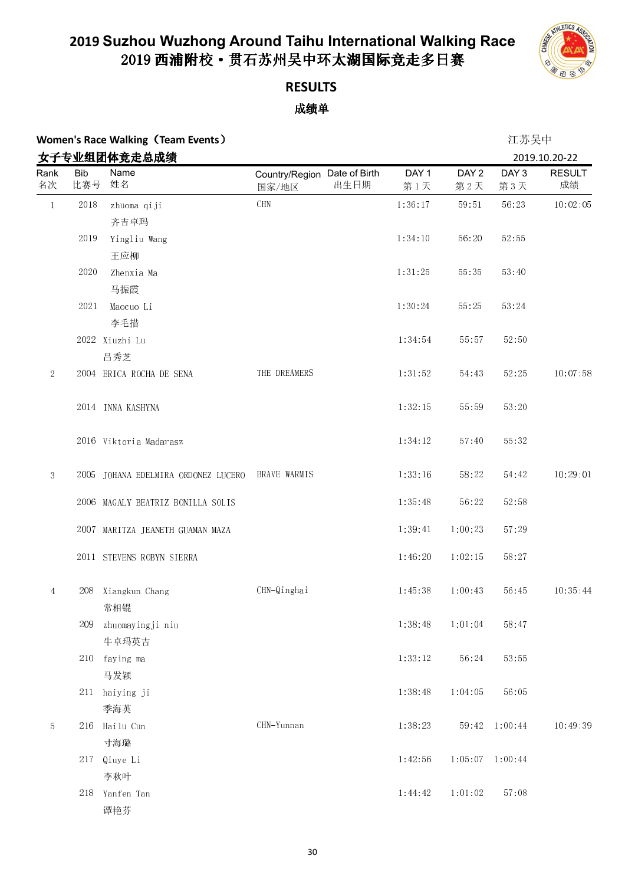# 2019 Suzhou Wuzhong Around Taihu International Walking Race
# 2019 西浦附校・贯石苏州吴中环太湖国际竞走多日赛

## RESULTS

## 成绩单

**Women's Race Walking（Team Events）** 江苏吴中

**女子专业组团体竞走总成绩** 2019.10.20-22

| Rank 名次 | Bib 比赛号 | Name 姓名 | Country/Region 国家/地区 | Date of Birth 出生日期 | DAY 1 第 1 天 | DAY 2 第 2 天 | DAY 3 第 3 天 | RESULT 成绩 |
|---|---|---|---|---|---|---|---|---|
| 1 | 2018 | zhuoma qiji 齐吉卓玛 | CHN | | 1:36:17 | 59:51 | 56:23 | 10:02:05 |
| | 2019 | Yingliu Wang 王应柳 | | | 1:34:10 | 56:20 | 52:55 | |
| | 2020 | Zhenxia Ma 马振霞 | | | 1:31:25 | 55:35 | 53:40 | |
| | 2021 | Maocuo Li 李毛措 | | | 1:30:24 | 55:25 | 53:24 | |
| | 2022 | Xiuzhi Lu 吕秀芝 | | | 1:34:54 | 55:57 | 52:50 | |
| 2 | 2004 | ERICA ROCHA DE SENA | THE DREAMERS | | 1:31:52 | 54:43 | 52:25 | 10:07:58 |
| | 2014 | INNA KASHYNA | | | 1:32:15 | 55:59 | 53:20 | |
| | 2016 | Viktoria Madarasz | | | 1:34:12 | 57:40 | 55:32 | |
| 3 | 2005 | JOHANA EDELMIRA ORDONEZ LUCERO | BRAVE WARMIS | | 1:33:16 | 58:22 | 54:42 | 10:29:01 |
| | 2006 | MAGALY BEATRIZ BONILLA SOLIS | | | 1:35:48 | 56:22 | 52:58 | |
| | 2007 | MARITZA JEANETH GUAMAN MAZA | | | 1:39:41 | 1:00:23 | 57:29 | |
| | 2011 | STEVENS ROBYN SIERRA | | | 1:46:20 | 1:02:15 | 58:27 | |
| 4 | 208 | Xiangkun Chang 常相锟 | CHN-Qinghai | | 1:45:38 | 1:00:43 | 56:45 | 10:35:44 |
| | 209 | zhuomayingji niu 牛卓玛英吉 | | | 1:38:48 | 1:01:04 | 58:47 | |
| | 210 | faying ma 马发颖 | | | 1:33:12 | 56:24 | 53:55 | |
| | 211 | haiying ji 季海英 | | | 1:38:48 | 1:04:05 | 56:05 | |
| 5 | 216 | Hailu Cun 寸海璐 | CHN-Yunnan | | 1:38:23 | 59:42 | 1:00:44 | 10:49:39 |
| | 217 | Qiuye Li 李秋叶 | | | 1:42:56 | 1:05:07 | 1:00:44 | |
| | 218 | Yanfen Tan 谭艳芬 | | | 1:44:42 | 1:01:02 | 57:08 | |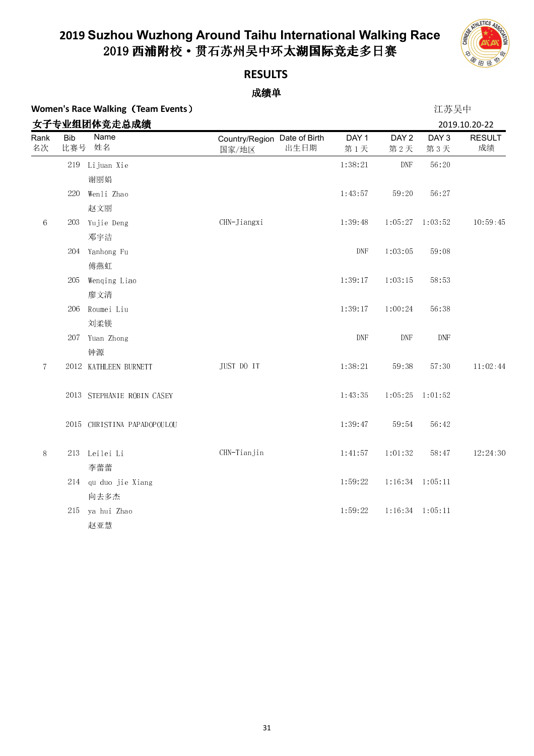# 2019 Suzhou Wuzhong Around Taihu International Walking Race
# 2019 西浦附校·贯石苏州吴中环太湖国际竞走多日赛

## RESULTS

## 成绩单

**Women's Race Walking（Team Events）** 江苏吴中

**女子专业组团体竞走总成绩** 2019.10.20-22

| Rank 名次 | Bib 比赛号 | Name 姓名 | Country/Region 国家/地区 | Date of Birth 出生日期 | DAY 1 第1天 | DAY 2 第2天 | DAY 3 第3天 | RESULT 成绩 |
|---|---|---|---|---|---|---|---|---|
| | 219 | Lijuan Xie 谢丽娟 | | | 1:38:21 | DNF | 56:20 | |
| | 220 | Wenli Zhao 赵文丽 | | | 1:43:57 | 59:20 | 56:27 | |
| 6 | 203 | Yujie Deng 邓宇洁 | CHN-Jiangxi | | 1:39:48 | 1:05:27 | 1:03:52 | 10:59:45 |
| | 204 | Yanhong Fu 傅燕虹 | | | DNF | 1:03:05 | 59:08 | |
| | 205 | Wenqing Liao 廖文清 | | | 1:39:17 | 1:03:15 | 58:53 | |
| | 206 | Roumei Liu 刘柔镁 | | | 1:39:17 | 1:00:24 | 56:38 | |
| | 207 | Yuan Zhong 钟源 | | | DNF | DNF | DNF | |
| 7 | 2012 | KATHLEEN BURNETT | JUST DO IT | | 1:38:21 | 59:38 | 57:30 | 11:02:44 |
| | 2013 | STEPHANIE ROBIN CASEY | | | 1:43:35 | 1:05:25 | 1:01:52 | |
| | 2015 | CHRISTINA PAPADOPOULOU | | | 1:39:47 | 59:54 | 56:42 | |
| 8 | 213 | Leilei Li 李蕾蕾 | CHN-Tianjin | | 1:41:57 | 1:01:32 | 58:47 | 12:24:30 |
| | 214 | qu duo jie Xiang 向去多杰 | | | 1:59:22 | 1:16:34 | 1:05:11 | |
| | 215 | ya hui Zhao 赵亚慧 | | | 1:59:22 | 1:16:34 | 1:05:11 | |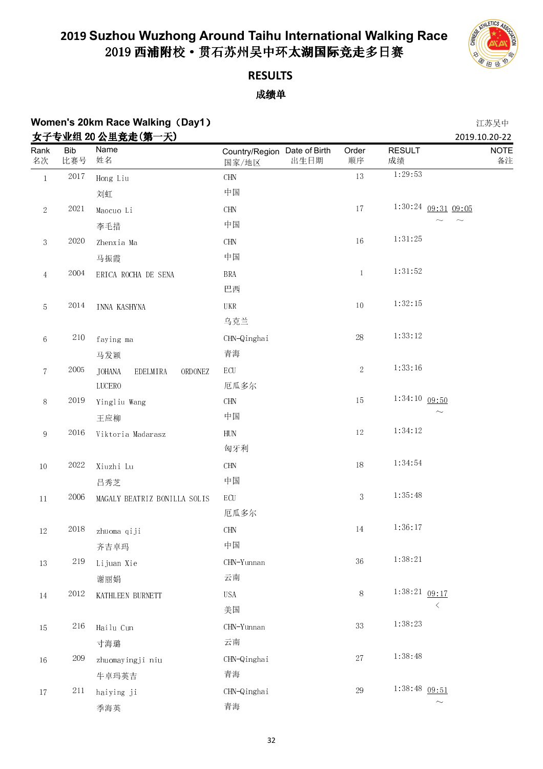# 2019 Suzhou Wuzhong Around Taihu International Walking Race
# 2019 西浦附校・贯石苏州吴中环太湖国际竞走多日赛

## RESULTS
## 成绩单

**Women's 20km Race Walking（Day1）**
**女子专业组 20 公里竞走(第一天)**

江苏吴中
2019.10.20-22

| Rank 名次 | Bib 比赛号 | Name 姓名 | Country/Region 国家/地区 | Date of Birth 出生日期 | Order 顺序 | RESULT 成绩 | NOTE 备注 |
|---|---|---|---|---|---|---|---|
| 1 | 2017 | Hong Liu 刘虹 | CHN 中国 | | 13 | 1:29:53 | |
| 2 | 2021 | Maocuo Li 李毛措 | CHN 中国 | | 17 | 1:30:24 09:31 ~ 09:05 ~ | |
| 3 | 2020 | Zhenxia Ma 马振霞 | CHN 中国 | | 16 | 1:31:25 | |
| 4 | 2004 | ERICA ROCHA DE SENA | BRA 巴西 | | 1 | 1:31:52 | |
| 5 | 2014 | INNA KASHYNA | UKR 乌克兰 | | 10 | 1:32:15 | |
| 6 | 210 | faying ma 马发颖 | CHN-Qinghai 青海 | | 28 | 1:33:12 | |
| 7 | 2005 | JOHANA EDELMIRA ORDONEZ LUCERO | ECU 厄瓜多尔 | | 2 | 1:33:16 | |
| 8 | 2019 | Yingliu Wang 王应柳 | CHN 中国 | | 15 | 1:34:10 09:50 ~ | |
| 9 | 2016 | Viktoria Madarasz | HUN 匈牙利 | | 12 | 1:34:12 | |
| 10 | 2022 | Xiuzhi Lu 吕秀芝 | CHN 中国 | | 18 | 1:34:54 | |
| 11 | 2006 | MAGALY BEATRIZ BONILLA SOLIS | ECU 厄瓜多尔 | | 3 | 1:35:48 | |
| 12 | 2018 | zhuoma qiji 齐吉卓玛 | CHN 中国 | | 14 | 1:36:17 | |
| 13 | 219 | Lijuan Xie 谢丽娟 | CHN-Yunnan 云南 | | 36 | 1:38:21 | |
| 14 | 2012 | KATHLEEN BURNETT | USA 美国 | | 8 | 1:38:21 09:17 < | |
| 15 | 216 | Hailu Cun 寸海璐 | CHN-Yunnan 云南 | | 33 | 1:38:23 | |
| 16 | 209 | zhuomayingji niu 牛卓玛英吉 | CHN-Qinghai 青海 | | 27 | 1:38:48 | |
| 17 | 211 | haiying ji 季海英 | CHN-Qinghai 青海 | | 29 | 1:38:48 09:51 ~ | |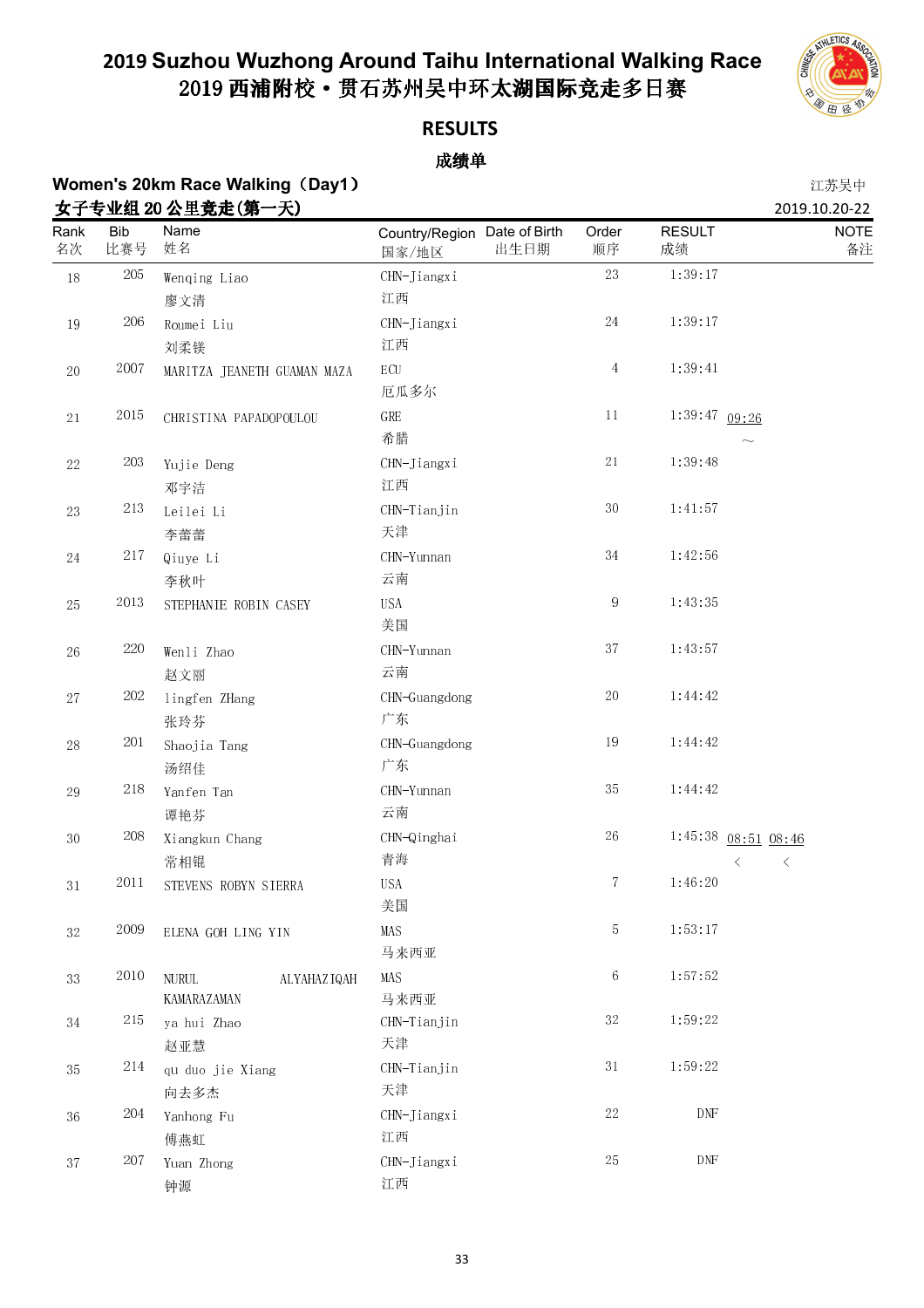# 2019 Suzhou Wuzhong Around Taihu International Walking Race
# 2019 西浦附校・贯石苏州吴中环太湖国际竞走多日赛

## RESULTS

## 成绩单

### Women's 20km Race Walking（Day1）
### 女子专业组 20 公里竞走(第一天)

江苏吴中
2019.10.20-22

| Rank 名次 | Bib 比赛号 | Name 姓名 | Country/Region 国家/地区 | Date of Birth 出生日期 | Order 顺序 | RESULT 成绩 | NOTE 备注 |
|---|---|---|---|---|---|---|---|
| 18 | 205 | Wenqing Liao 廖文清 | CHN-Jiangxi 江西 | | 23 | 1:39:17 | |
| 19 | 206 | Roumei Liu 刘柔镁 | CHN-Jiangxi 江西 | | 24 | 1:39:17 | |
| 20 | 2007 | MARITZA JEANETH GUAMAN MAZA | ECU 厄瓜多尔 | | 4 | 1:39:41 | |
| 21 | 2015 | CHRISTINA PAPADOPOULOU | GRE 希腊 | | 11 | 1:39:47 | 09:26 ~ |
| 22 | 203 | Yujie Deng 邓宇洁 | CHN-Jiangxi 江西 | | 21 | 1:39:48 | |
| 23 | 213 | Leilei Li 李蕾蕾 | CHN-Tianjin 天津 | | 30 | 1:41:57 | |
| 24 | 217 | Qiuye Li 李秋叶 | CHN-Yunnan 云南 | | 34 | 1:42:56 | |
| 25 | 2013 | STEPHANIE ROBIN CASEY | USA 美国 | | 9 | 1:43:35 | |
| 26 | 220 | Wenli Zhao 赵文丽 | CHN-Yunnan 云南 | | 37 | 1:43:57 | |
| 27 | 202 | lingfen ZHang 张玲芬 | CHN-Guangdong 广东 | | 20 | 1:44:42 | |
| 28 | 201 | Shaojia Tang 汤绍佳 | CHN-Guangdong 广东 | | 19 | 1:44:42 | |
| 29 | 218 | Yanfen Tan 谭艳芬 | CHN-Yunnan 云南 | | 35 | 1:44:42 | |
| 30 | 208 | Xiangkun Chang 常相锟 | CHN-Qinghai 青海 | | 26 | 1:45:38 | 08:51 < 08:46 < |
| 31 | 2011 | STEVENS ROBYN SIERRA | USA 美国 | | 7 | 1:46:20 | |
| 32 | 2009 | ELENA GOH LING YIN | MAS 马来西亚 | | 5 | 1:53:17 | |
| 33 | 2010 | NURUL ALYAHAZIQAH KAMARAZAMAN | MAS 马来西亚 | | 6 | 1:57:52 | |
| 34 | 215 | ya hui Zhao 赵亚慧 | CHN-Tianjin 天津 | | 32 | 1:59:22 | |
| 35 | 214 | qu duo jie Xiang 向去多杰 | CHN-Tianjin 天津 | | 31 | 1:59:22 | |
| 36 | 204 | Yanhong Fu 傅燕虹 | CHN-Jiangxi 江西 | | 22 | DNF | |
| 37 | 207 | Yuan Zhong 钟源 | CHN-Jiangxi 江西 | | 25 | DNF | |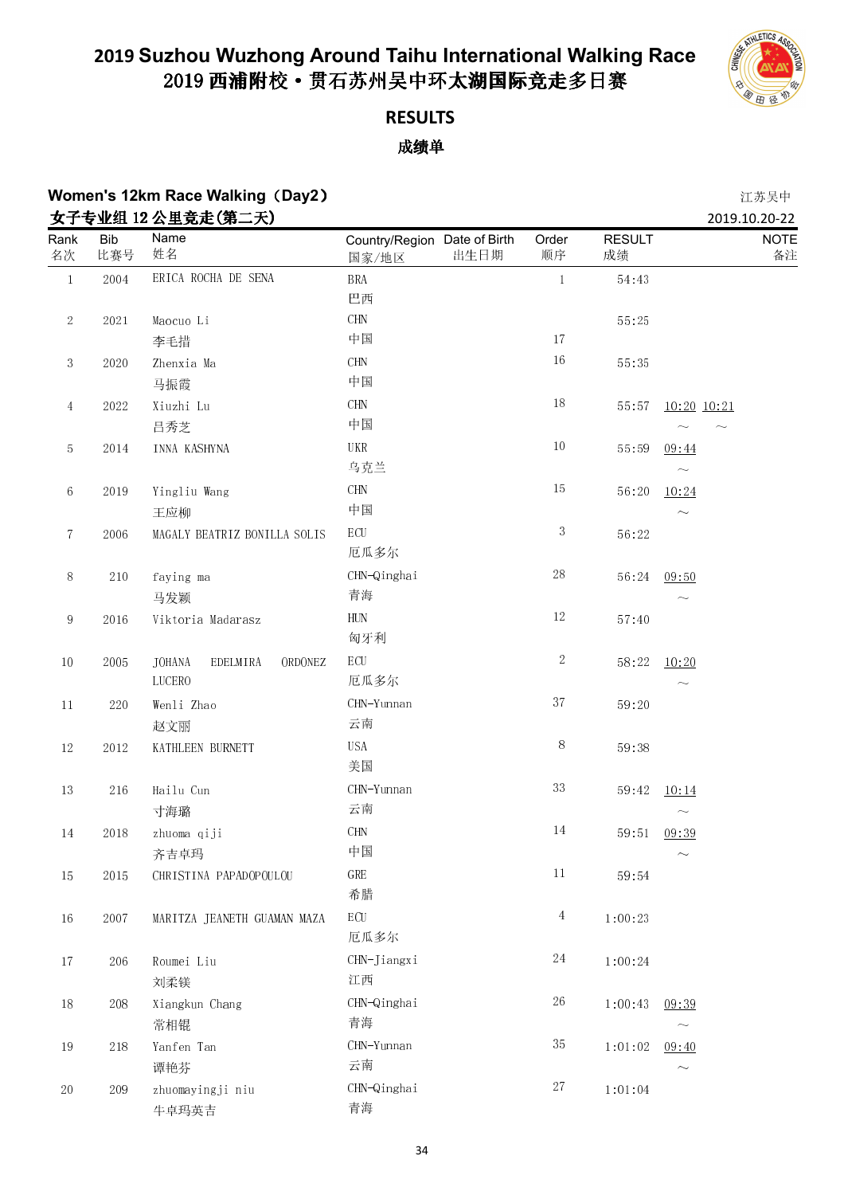# 2019 Suzhou Wuzhong Around Taihu International Walking Race
# 2019 西浦附校·贯石苏州吴中环太湖国际竞走多日赛

## RESULTS
## 成绩单

### Women's 12km Race Walking（Day2）
### 女子专业组 12 公里竞走(第二天)

江苏吴中
2019.10.20-22

| Rank 名次 | Bib 比赛号 | Name 姓名 | Country/Region 国家/地区 | Date of Birth 出生日期 | Order 顺序 | RESULT 成绩 | NOTE 备注 |
|---|---|---|---|---|---|---|---|
| 1 | 2004 | ERICA ROCHA DE SENA | BRA 巴西 | | 1 | 54:43 | |
| 2 | 2021 | Maocuo Li 李毛措 | CHN 中国 | | 17 | 55:25 | |
| 3 | 2020 | Zhenxia Ma 马振霞 | CHN 中国 | | 16 | 55:35 | |
| 4 | 2022 | Xiuzhi Lu 吕秀芝 | CHN 中国 | | 18 | 55:57 | 10:20 ~ 10:21 ~ |
| 5 | 2014 | INNA KASHYNA | UKR 乌克兰 | | 10 | 55:59 | 09:44 ~ |
| 6 | 2019 | Yingliu Wang 王应柳 | CHN 中国 | | 15 | 56:20 | 10:24 ~ |
| 7 | 2006 | MAGALY BEATRIZ BONILLA SOLIS | ECU 厄瓜多尔 | | 3 | 56:22 | |
| 8 | 210 | faying ma 马发颖 | CHN-Qinghai 青海 | | 28 | 56:24 | 09:50 ~ |
| 9 | 2016 | Viktoria Madarasz | HUN 匈牙利 | | 12 | 57:40 | |
| 10 | 2005 | JOHANA EDELMIRA ORDONEZ LUCERO | ECU 厄瓜多尔 | | 2 | 58:22 | 10:20 ~ |
| 11 | 220 | Wenli Zhao 赵文丽 | CHN-Yunnan 云南 | | 37 | 59:20 | |
| 12 | 2012 | KATHLEEN BURNETT | USA 美国 | | 8 | 59:38 | |
| 13 | 216 | Hailu Cun 寸海璐 | CHN-Yunnan 云南 | | 33 | 59:42 | 10:14 ~ |
| 14 | 2018 | zhuoma qiji 齐吉卓玛 | CHN 中国 | | 14 | 59:51 | 09:39 ~ |
| 15 | 2015 | CHRISTINA PAPADOPOULOU | GRE 希腊 | | 11 | 59:54 | |
| 16 | 2007 | MARITZA JEANETH GUAMAN MAZA | ECU 厄瓜多尔 | | 4 | 1:00:23 | |
| 17 | 206 | Roumei Liu 刘柔镁 | CHN-Jiangxi 江西 | | 24 | 1:00:24 | |
| 18 | 208 | Xiangkun Chang 常相锟 | CHN-Qinghai 青海 | | 26 | 1:00:43 | 09:39 ~ |
| 19 | 218 | Yanfen Tan 谭艳芬 | CHN-Yunnan 云南 | | 35 | 1:01:02 | 09:40 ~ |
| 20 | 209 | zhuomayingji niu 牛卓玛英吉 | CHN-Qinghai 青海 | | 27 | 1:01:04 | |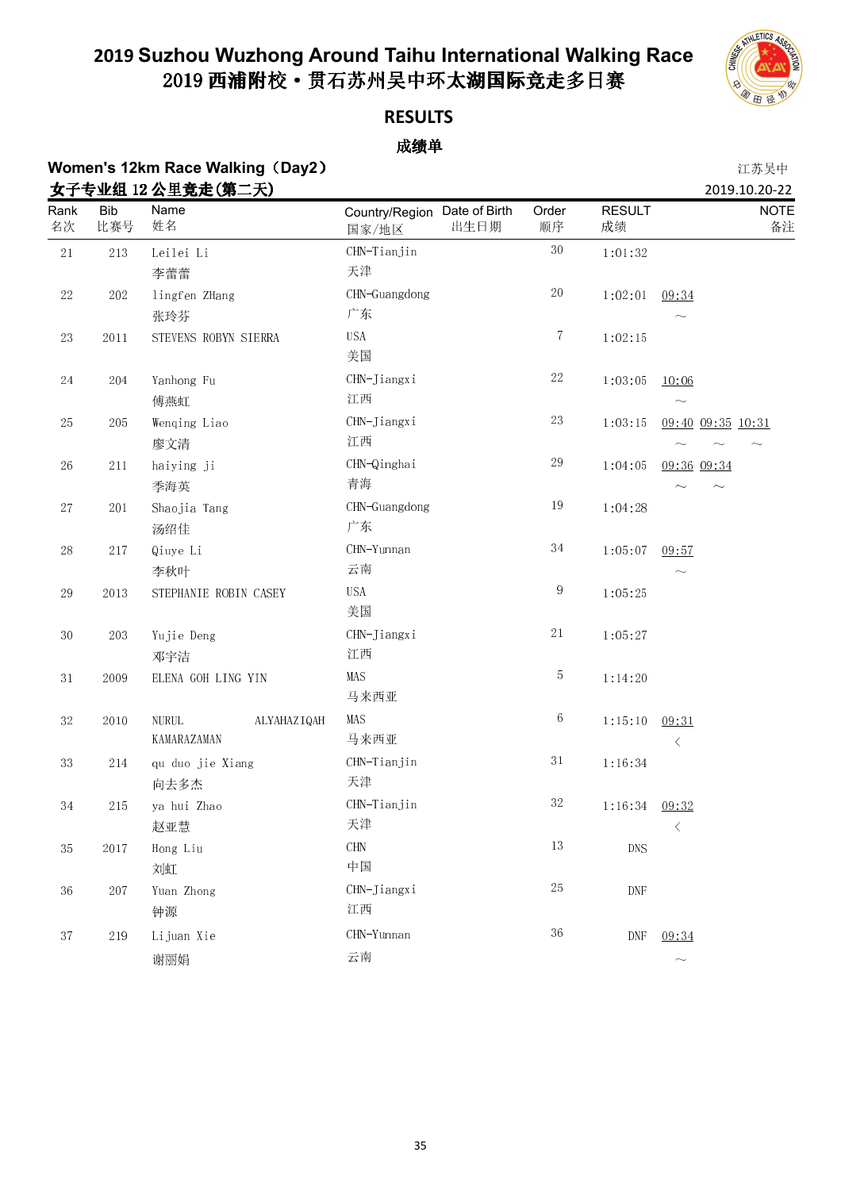# 2019 Suzhou Wuzhong Around Taihu International Walking Race
# 2019 西浦附校・贯石苏州吴中环太湖国际竞走多日赛

## RESULTS

## 成绩单

**Women's 12km Race Walking（Day2）** 江苏吴中

**女子专业组 12 公里竞走(第二天)** 2019.10.20-22

| Rank 名次 | Bib 比赛号 | Name 姓名 | Country/Region 国家/地区 | Date of Birth 出生日期 | Order 顺序 | RESULT 成绩 | NOTE 备注 |
|---|---|---|---|---|---|---|---|
| 21 | 213 | Leilei Li 李蕾蕾 | CHN-Tianjin 天津 | | 30 | 1:01:32 | |
| 22 | 202 | lingfen ZHang 张玲芬 | CHN-Guangdong 广东 | | 20 | 1:02:01 | 09:34 ～ |
| 23 | 2011 | STEVENS ROBYN SIERRA | USA 美国 | | 7 | 1:02:15 | |
| 24 | 204 | Yanhong Fu 傅燕虹 | CHN-Jiangxi 江西 | | 22 | 1:03:05 | 10:06 ～ |
| 25 | 205 | Wenqing Liao 廖文清 | CHN-Jiangxi 江西 | | 23 | 1:03:15 | 09:40 ～ 09:35 ～ 10:31 ～ |
| 26 | 211 | haiying ji 季海英 | CHN-Qinghai 青海 | | 29 | 1:04:05 | 09:36 ～ 09:34 ～ |
| 27 | 201 | Shaojia Tang 汤绍佳 | CHN-Guangdong 广东 | | 19 | 1:04:28 | |
| 28 | 217 | Qiuye Li 李秋叶 | CHN-Yunnan 云南 | | 34 | 1:05:07 | 09:57 ～ |
| 29 | 2013 | STEPHANIE ROBIN CASEY | USA 美国 | | 9 | 1:05:25 | |
| 30 | 203 | Yujie Deng 邓宇洁 | CHN-Jiangxi 江西 | | 21 | 1:05:27 | |
| 31 | 2009 | ELENA GOH LING YIN | MAS 马来西亚 | | 5 | 1:14:20 | |
| 32 | 2010 | NURUL ALYAHAZIQAH KAMARAZAMAN | MAS 马来西亚 | | 6 | 1:15:10 | 09:31 < |
| 33 | 214 | qu duo jie Xiang 向去多杰 | CHN-Tianjin 天津 | | 31 | 1:16:34 | |
| 34 | 215 | ya hui Zhao 赵亚慧 | CHN-Tianjin 天津 | | 32 | 1:16:34 | 09:32 < |
| 35 | 2017 | Hong Liu 刘虹 | CHN 中国 | | 13 | DNS | |
| 36 | 207 | Yuan Zhong 钟源 | CHN-Jiangxi 江西 | | 25 | DNF | |
| 37 | 219 | Lijuan Xie 谢丽娟 | CHN-Yunnan 云南 | | 36 | DNF | 09:34 ～ |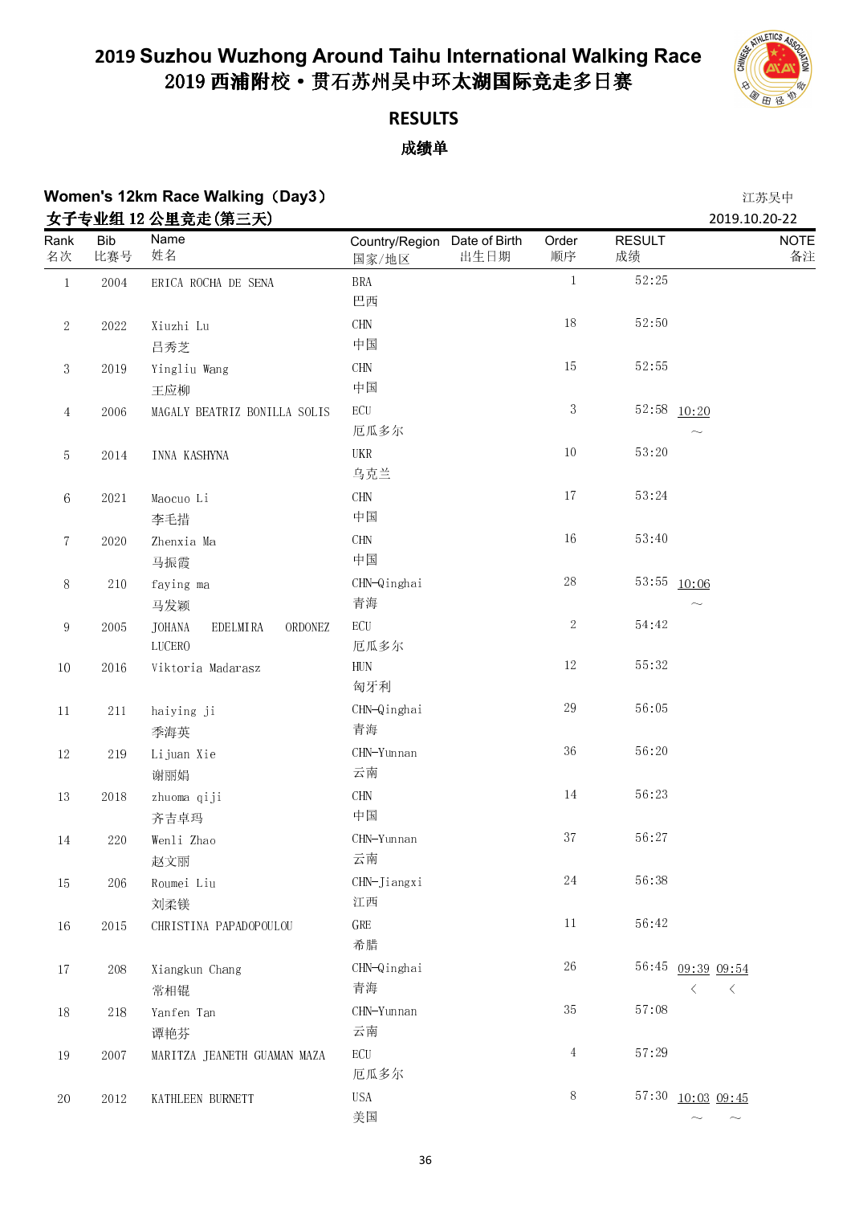# 2019 Suzhou Wuzhong Around Taihu International Walking Race
# 2019 西浦附校·贯石苏州吴中环太湖国际竞走多日赛

## RESULTS

## 成绩单

**Women's 12km Race Walking（Day3）** 江苏吴中

**女子专业组 12 公里竞走(第三天)** 2019.10.20-22

| Rank 名次 | Bib 比赛号 | Name 姓名 | Country/Region 国家/地区 | Date of Birth 出生日期 | Order 顺序 | RESULT 成绩 | NOTE 备注 |
|---|---|---|---|---|---|---|---|
| 1 | 2004 | ERICA ROCHA DE SENA | BRA 巴西 | | 1 | 52:25 | |
| 2 | 2022 | Xiuzhi Lu 吕秀芝 | CHN 中国 | | 18 | 52:50 | |
| 3 | 2019 | Yingliu Wang 王应柳 | CHN 中国 | | 15 | 52:55 | |
| 4 | 2006 | MAGALY BEATRIZ BONILLA SOLIS | ECU 厄瓜多尔 | | 3 | 52:58 | 10:20 ～ |
| 5 | 2014 | INNA KASHYNA | UKR 乌克兰 | | 10 | 53:20 | |
| 6 | 2021 | Maocuo Li 李毛措 | CHN 中国 | | 17 | 53:24 | |
| 7 | 2020 | Zhenxia Ma 马振霞 | CHN 中国 | | 16 | 53:40 | |
| 8 | 210 | faying ma 马发颖 | CHN-Qinghai 青海 | | 28 | 53:55 | 10:06 ～ |
| 9 | 2005 | JOHANA EDELMIRA ORDONEZ LUCERO | ECU 厄瓜多尔 | | 2 | 54:42 | |
| 10 | 2016 | Viktoria Madarasz | HUN 匈牙利 | | 12 | 55:32 | |
| 11 | 211 | haiying ji 季海英 | CHN-Qinghai 青海 | | 29 | 56:05 | |
| 12 | 219 | Lijuan Xie 谢丽娟 | CHN-Yunnan 云南 | | 36 | 56:20 | |
| 13 | 2018 | zhuoma qiji 齐吉卓玛 | CHN 中国 | | 14 | 56:23 | |
| 14 | 220 | Wenli Zhao 赵文丽 | CHN-Yunnan 云南 | | 37 | 56:27 | |
| 15 | 206 | Roumei Liu 刘柔镁 | CHN-Jiangxi 江西 | | 24 | 56:38 | |
| 16 | 2015 | CHRISTINA PAPADOPOULOU | GRE 希腊 | | 11 | 56:42 | |
| 17 | 208 | Xiangkun Chang 常相锟 | CHN-Qinghai 青海 | | 26 | 56:45 | 09:39 < 09:54 < |
| 18 | 218 | Yanfen Tan 谭艳芬 | CHN-Yunnan 云南 | | 35 | 57:08 | |
| 19 | 2007 | MARITZA JEANETH GUAMAN MAZA | ECU 厄瓜多尔 | | 4 | 57:29 | |
| 20 | 2012 | KATHLEEN BURNETT | USA 美国 | | 8 | 57:30 | 10:03 ～ 09:45 ～ |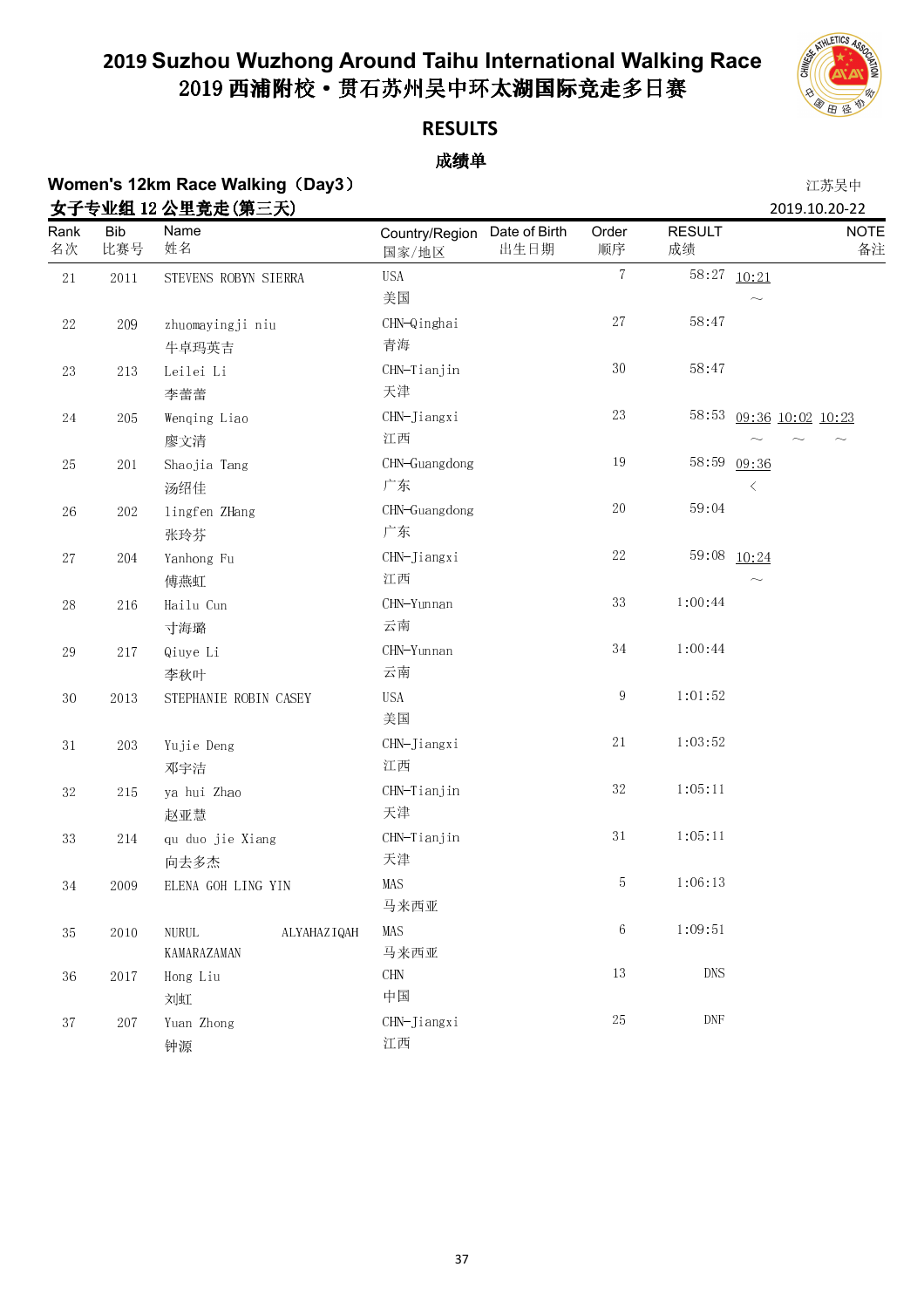# 2019 Suzhou Wuzhong Around Taihu International Walking Race
# 2019 西浦附校·贯石苏州吴中环太湖国际竞走多日赛

## RESULTS
## 成绩单

**Women's 12km Race Walking（Day3）**
**女子专业组 12 公里竞走(第三天)**

江苏吴中
2019.10.20-22

| Rank 名次 | Bib 比赛号 | Name 姓名 | Country/Region 国家/地区 | Date of Birth 出生日期 | Order 顺序 | RESULT 成绩 | NOTE 备注 |
|---|---|---|---|---|---|---|---|
| 21 | 2011 | STEVENS ROBYN SIERRA | USA 美国 | | 7 | 58:27 | 10:21 ~ |
| 22 | 209 | zhuomayingji niu 牛卓玛英吉 | CHN-Qinghai 青海 | | 27 | 58:47 | |
| 23 | 213 | Leilei Li 李蕾蕾 | CHN-Tianjin 天津 | | 30 | 58:47 | |
| 24 | 205 | Wenqing Liao 廖文清 | CHN-Jiangxi 江西 | | 23 | 58:53 | 09:36 ~ 10:02 ~ 10:23 ~ |
| 25 | 201 | Shaojia Tang 汤绍佳 | CHN-Guangdong 广东 | | 19 | 58:59 | 09:36 < |
| 26 | 202 | lingfen ZHang 张玲芬 | CHN-Guangdong 广东 | | 20 | 59:04 | |
| 27 | 204 | Yanhong Fu 傅燕虹 | CHN-Jiangxi 江西 | | 22 | 59:08 | 10:24 ~ |
| 28 | 216 | Hailu Cun 寸海璐 | CHN-Yunnan 云南 | | 33 | 1:00:44 | |
| 29 | 217 | Qiuye Li 李秋叶 | CHN-Yunnan 云南 | | 34 | 1:00:44 | |
| 30 | 2013 | STEPHANIE ROBIN CASEY | USA 美国 | | 9 | 1:01:52 | |
| 31 | 203 | Yujie Deng 邓宇洁 | CHN-Jiangxi 江西 | | 21 | 1:03:52 | |
| 32 | 215 | ya hui Zhao 赵亚慧 | CHN-Tianjin 天津 | | 32 | 1:05:11 | |
| 33 | 214 | qu duo jie Xiang 向去多杰 | CHN-Tianjin 天津 | | 31 | 1:05:11 | |
| 34 | 2009 | ELENA GOH LING YIN | MAS 马来西亚 | | 5 | 1:06:13 | |
| 35 | 2010 | NURUL ALYAHAZIQAH KAMARAZAMAN | MAS 马来西亚 | | 6 | 1:09:51 | |
| 36 | 2017 | Hong Liu 刘虹 | CHN 中国 | | 13 | DNS | |
| 37 | 207 | Yuan Zhong 钟源 | CHN-Jiangxi 江西 | | 25 | DNF | |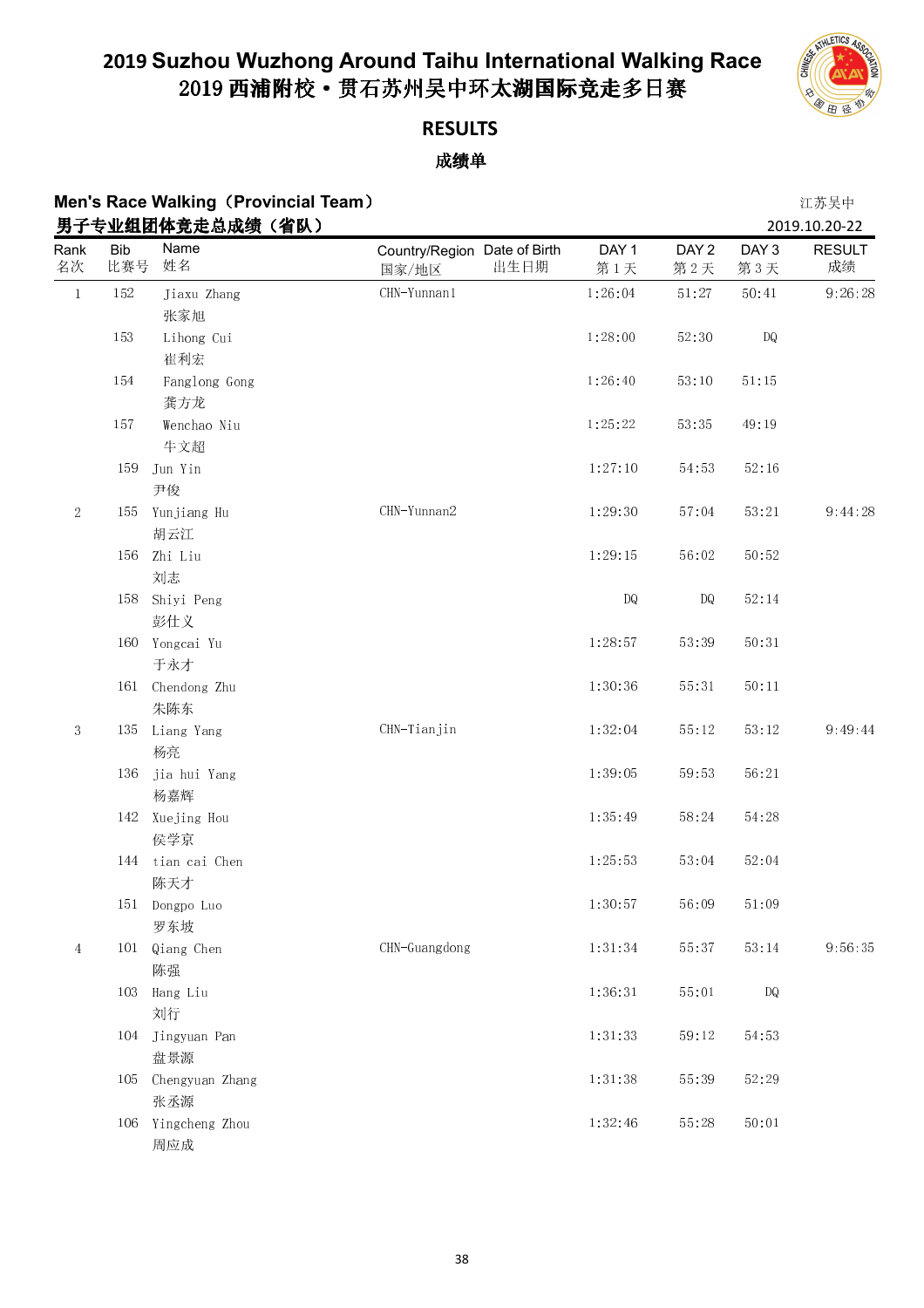# 2019 Suzhou Wuzhong Around Taihu International Walking Race
# 2019 西浦附校・贯石苏州吴中环太湖国际竞走多日赛

## RESULTS

### 成绩单

**Men's Race Walking（Provincial Team）**
**男子专业组团体竞走总成绩（省队）**

江苏吴中
2019.10.20-22

| Rank 名次 | Bib 比赛号 | Name 姓名 | Country/Region 国家/地区 | Date of Birth 出生日期 | DAY 1 第 1 天 | DAY 2 第 2 天 | DAY 3 第 3 天 | RESULT 成绩 |
|---|---|---|---|---|---|---|---|---|
| 1 | 152 | Jiaxu Zhang 张家旭 | CHN-Yunnan1 | | 1:26:04 | 51:27 | 50:41 | 9:26:28 |
| | 153 | Lihong Cui 崔利宏 | | | 1:28:00 | 52:30 | DQ | |
| | 154 | Fanglong Gong 龚方龙 | | | 1:26:40 | 53:10 | 51:15 | |
| | 157 | Wenchao Niu 牛文超 | | | 1:25:22 | 53:35 | 49:19 | |
| | 159 | Jun Yin 尹俊 | | | 1:27:10 | 54:53 | 52:16 | |
| 2 | 155 | Yunjiang Hu 胡云江 | CHN-Yunnan2 | | 1:29:30 | 57:04 | 53:21 | 9:44:28 |
| | 156 | Zhi Liu 刘志 | | | 1:29:15 | 56:02 | 50:52 | |
| | 158 | Shiyi Peng 彭仕义 | | | DQ | DQ | 52:14 | |
| | 160 | Yongcai Yu 于永才 | | | 1:28:57 | 53:39 | 50:31 | |
| | 161 | Chendong Zhu 朱陈东 | | | 1:30:36 | 55:31 | 50:11 | |
| 3 | 135 | Liang Yang 杨亮 | CHN-Tianjin | | 1:32:04 | 55:12 | 53:12 | 9:49:44 |
| | 136 | jia hui Yang 杨嘉辉 | | | 1:39:05 | 59:53 | 56:21 | |
| | 142 | Xuejing Hou 侯学京 | | | 1:35:49 | 58:24 | 54:28 | |
| | 144 | tian cai Chen 陈天才 | | | 1:25:53 | 53:04 | 52:04 | |
| | 151 | Dongpo Luo 罗东坡 | | | 1:30:57 | 56:09 | 51:09 | |
| 4 | 101 | Qiang Chen 陈强 | CHN-Guangdong | | 1:31:34 | 55:37 | 53:14 | 9:56:35 |
| | 103 | Hang Liu 刘行 | | | 1:36:31 | 55:01 | DQ | |
| | 104 | Jingyuan Pan 盘景源 | | | 1:31:33 | 59:12 | 54:53 | |
| | 105 | Chengyuan Zhang 张丞源 | | | 1:31:38 | 55:39 | 52:29 | |
| | 106 | Yingcheng Zhou 周应成 | | | 1:32:46 | 55:28 | 50:01 | |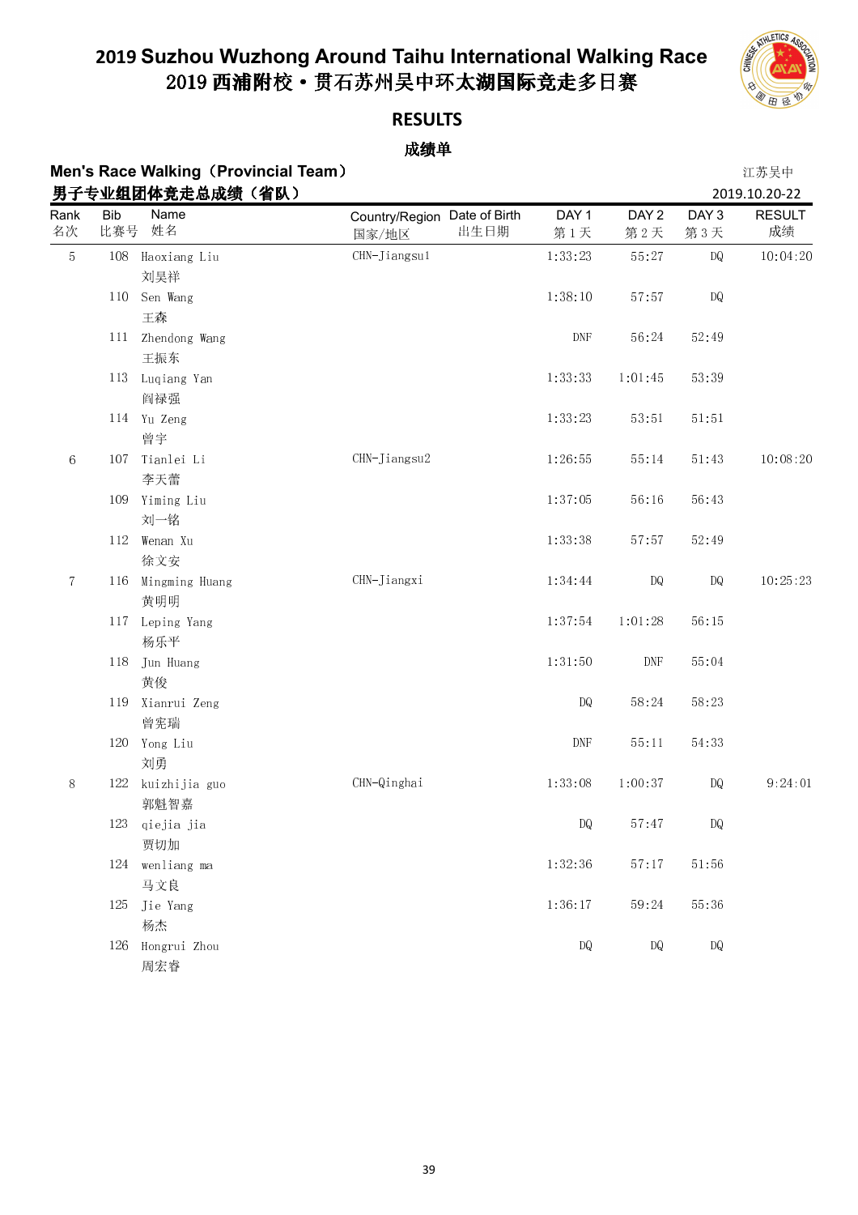# 2019 Suzhou Wuzhong Around Taihu International Walking Race
# 2019 西浦附校・贯石苏州吴中环太湖国际竞走多日赛

## RESULTS

## 成绩单

**Men's Race Walking（Provincial Team）** 江苏吴中

**男子专业组团体竞走总成绩（省队）** 2019.10.20-22

| Rank 名次 | Bib 比赛号 | Name 姓名 | Country/Region 国家/地区 | Date of Birth 出生日期 | DAY 1 第 1 天 | DAY 2 第 2 天 | DAY 3 第 3 天 | RESULT 成绩 |
|---|---|---|---|---|---|---|---|---|
| 5 | 108 | Haoxiang Liu 刘昊祥 | CHN-Jiangsu1 | | 1:33:23 | 55:27 | DQ | 10:04:20 |
| | 110 | Sen Wang 王森 | | | 1:38:10 | 57:57 | DQ | |
| | 111 | Zhendong Wang 王振东 | | | DNF | 56:24 | 52:49 | |
| | 113 | Luqiang Yan 阎禄强 | | | 1:33:33 | 1:01:45 | 53:39 | |
| | 114 | Yu Zeng 曾宇 | | | 1:33:23 | 53:51 | 51:51 | |
| 6 | 107 | Tianlei Li 李天蕾 | CHN-Jiangsu2 | | 1:26:55 | 55:14 | 51:43 | 10:08:20 |
| | 109 | Yiming Liu 刘一铭 | | | 1:37:05 | 56:16 | 56:43 | |
| | 112 | Wenan Xu 徐文安 | | | 1:33:38 | 57:57 | 52:49 | |
| 7 | 116 | Mingming Huang 黄明明 | CHN-Jiangxi | | 1:34:44 | DQ | DQ | 10:25:23 |
| | 117 | Leping Yang 杨乐平 | | | 1:37:54 | 1:01:28 | 56:15 | |
| | 118 | Jun Huang 黄俊 | | | 1:31:50 | DNF | 55:04 | |
| | 119 | Xianrui Zeng 曾宪瑞 | | | DQ | 58:24 | 58:23 | |
| | 120 | Yong Liu 刘勇 | | | DNF | 55:11 | 54:33 | |
| 8 | 122 | kuizhijia guo 郭魁智嘉 | CHN-Qinghai | | 1:33:08 | 1:00:37 | DQ | 9:24:01 |
| | 123 | qiejia jia 贾切加 | | | DQ | 57:47 | DQ | |
| | 124 | wenliang ma 马文良 | | | 1:32:36 | 57:17 | 51:56 | |
| | 125 | Jie Yang 杨杰 | | | 1:36:17 | 59:24 | 55:36 | |
| | 126 | Hongrui Zhou 周宏睿 | | | DQ | DQ | DQ | |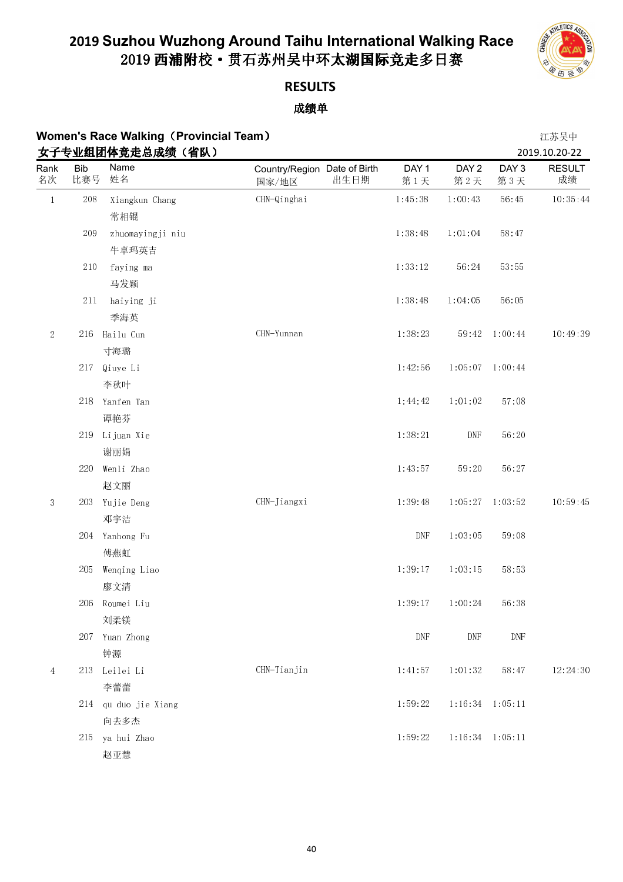# 2019 Suzhou Wuzhong Around Taihu International Walking Race
# 2019 西浦附校・贯石苏州吴中环太湖国际竞走多日赛

## RESULTS

## 成绩单

### Women's Race Walking（Provincial Team）
### 女子专业组团体竞走总成绩（省队）

江苏吴中
2019.10.20-22

| Rank 名次 | Bib 比赛号 | Name 姓名 | Country/Region 国家/地区 | Date of Birth 出生日期 | DAY 1 第1天 | DAY 2 第2天 | DAY 3 第3天 | RESULT 成绩 |
|---|---|---|---|---|---|---|---|---|
| 1 | 208 | Xiangkun Chang 常相锟 | CHN-Qinghai | | 1:45:38 | 1:00:43 | 56:45 | 10:35:44 |
| | 209 | zhuomayingji niu 牛卓玛英吉 | | | 1:38:48 | 1:01:04 | 58:47 | |
| | 210 | faying ma 马发颖 | | | 1:33:12 | 56:24 | 53:55 | |
| | 211 | haiying ji 季海英 | | | 1:38:48 | 1:04:05 | 56:05 | |
| 2 | 216 | Hailu Cun 寸海璐 | CHN-Yunnan | | 1:38:23 | 59:42 | 1:00:44 | 10:49:39 |
| | 217 | Qiuye Li 李秋叶 | | | 1:42:56 | 1:05:07 | 1:00:44 | |
| | 218 | Yanfen Tan 谭艳芬 | | | 1:44:42 | 1:01:02 | 57:08 | |
| | 219 | Lijuan Xie 谢丽娟 | | | 1:38:21 | DNF | 56:20 | |
| | 220 | Wenli Zhao 赵文丽 | | | 1:43:57 | 59:20 | 56:27 | |
| 3 | 203 | Yujie Deng 邓宇洁 | CHN-Jiangxi | | 1:39:48 | 1:05:27 | 1:03:52 | 10:59:45 |
| | 204 | Yanhong Fu 傅燕虹 | | | DNF | 1:03:05 | 59:08 | |
| | 205 | Wenqing Liao 廖文清 | | | 1:39:17 | 1:03:15 | 58:53 | |
| | 206 | Roumei Liu 刘柔镁 | | | 1:39:17 | 1:00:24 | 56:38 | |
| | 207 | Yuan Zhong 钟源 | | | DNF | DNF | DNF | |
| 4 | 213 | Leilei Li 李蕾蕾 | CHN-Tianjin | | 1:41:57 | 1:01:32 | 58:47 | 12:24:30 |
| | 214 | qu duo jie Xiang 向去多杰 | | | 1:59:22 | 1:16:34 | 1:05:11 | |
| | 215 | ya hui Zhao 赵亚慧 | | | 1:59:22 | 1:16:34 | 1:05:11 | |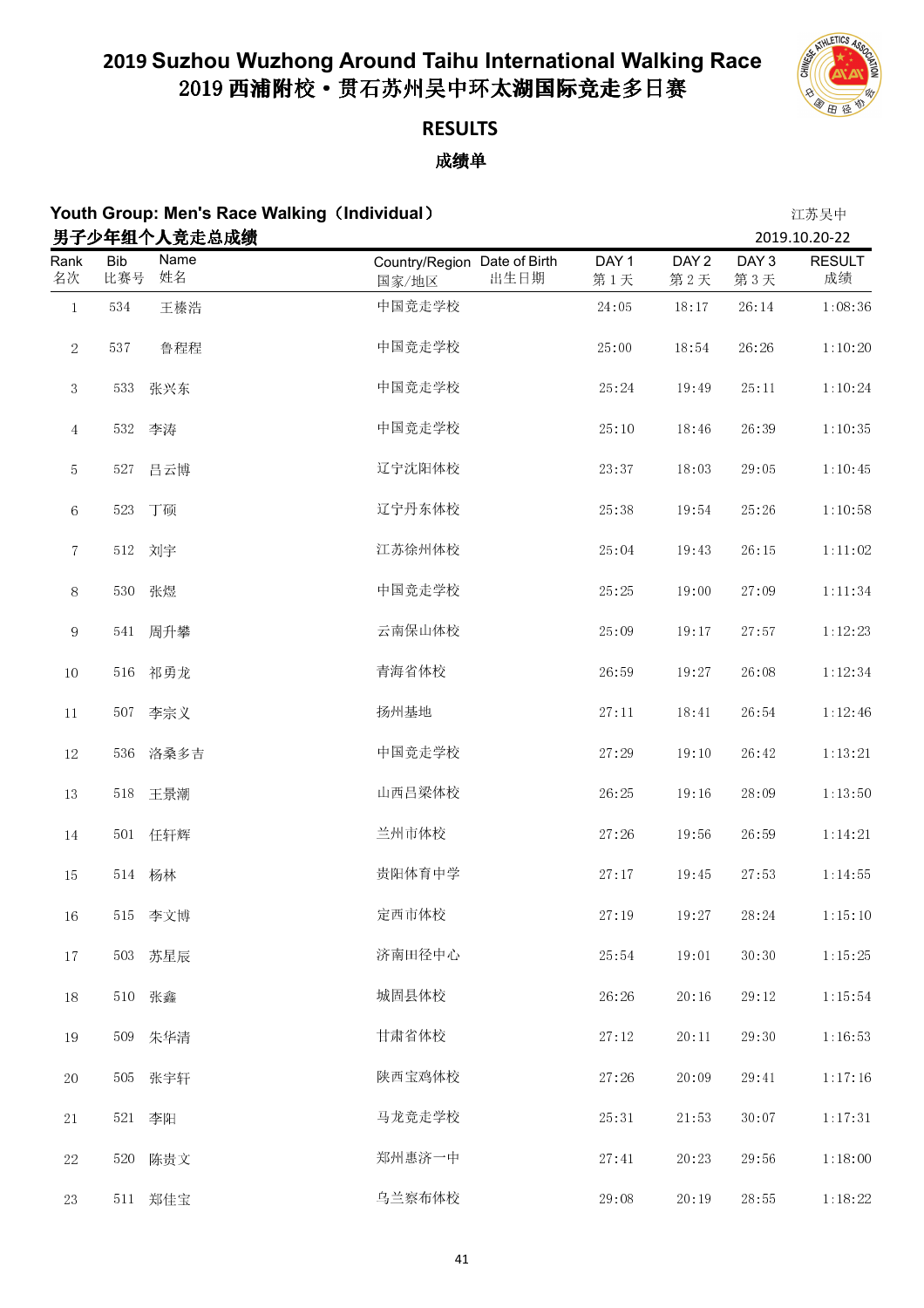# 2019 Suzhou Wuzhong Around Taihu International Walking Race
# 2019 西浦附校·贯石苏州吴中环太湖国际竞走多日赛

## RESULTS

## 成绩单

### Youth Group: Men's Race Walking（Individual）
### 男子少年组个人竞走总成绩

江苏吴中
2019.10.20-22

| Rank 名次 | Bib 比赛号 | Name 姓名 | Country/Region 国家/地区 | Date of Birth 出生日期 | DAY 1 第 1 天 | DAY 2 第 2 天 | DAY 3 第 3 天 | RESULT 成绩 |
|---|---|---|---|---|---|---|---|---|
| 1 | 534 | 王榛浩 | 中国竞走学校 | | 24:05 | 18:17 | 26:14 | 1:08:36 |
| 2 | 537 | 鲁程程 | 中国竞走学校 | | 25:00 | 18:54 | 26:26 | 1:10:20 |
| 3 | 533 | 张兴东 | 中国竞走学校 | | 25:24 | 19:49 | 25:11 | 1:10:24 |
| 4 | 532 | 李涛 | 中国竞走学校 | | 25:10 | 18:46 | 26:39 | 1:10:35 |
| 5 | 527 | 吕云博 | 辽宁沈阳体校 | | 23:37 | 18:03 | 29:05 | 1:10:45 |
| 6 | 523 | 丁硕 | 辽宁丹东体校 | | 25:38 | 19:54 | 25:26 | 1:10:58 |
| 7 | 512 | 刘宇 | 江苏徐州体校 | | 25:04 | 19:43 | 26:15 | 1:11:02 |
| 8 | 530 | 张煜 | 中国竞走学校 | | 25:25 | 19:00 | 27:09 | 1:11:34 |
| 9 | 541 | 周升攀 | 云南保山体校 | | 25:09 | 19:17 | 27:57 | 1:12:23 |
| 10 | 516 | 祁勇龙 | 青海省体校 | | 26:59 | 19:27 | 26:08 | 1:12:34 |
| 11 | 507 | 李宗义 | 扬州基地 | | 27:11 | 18:41 | 26:54 | 1:12:46 |
| 12 | 536 | 洛桑多吉 | 中国竞走学校 | | 27:29 | 19:10 | 26:42 | 1:13:21 |
| 13 | 518 | 王景�button | 山西吕梁体校 | | 26:25 | 19:16 | 28:09 | 1:13:50 |
| 14 | 501 | 任轩辉 | 兰州市体校 | | 27:26 | 19:56 | 26:59 | 1:14:21 |
| 15 | 514 | 杨林 | 贵阳体育中学 | | 27:17 | 19:45 | 27:53 | 1:14:55 |
| 16 | 515 | 李文博 | 定西市体校 | | 27:19 | 19:27 | 28:24 | 1:15:10 |
| 17 | 503 | 苏星辰 | 济南田径中心 | | 25:54 | 19:01 | 30:30 | 1:15:25 |
| 18 | 510 | 张鑫 | 城固县体校 | | 26:26 | 20:16 | 29:12 | 1:15:54 |
| 19 | 509 | 朱华清 | 甘肃省体校 | | 27:12 | 20:11 | 29:30 | 1:16:53 |
| 20 | 505 | 张宇轩 | 陕西宝鸡体校 | | 27:26 | 20:09 | 29:41 | 1:17:16 |
| 21 | 521 | 李阳 | 马龙竞走学校 | | 25:31 | 21:53 | 30:07 | 1:17:31 |
| 22 | 520 | 陈贵文 | 郑州惠济一中 | | 27:41 | 20:23 | 29:56 | 1:18:00 |
| 23 | 511 | 郑佳宝 | 乌兰察布体校 | | 29:08 | 20:19 | 28:55 | 1:18:22 |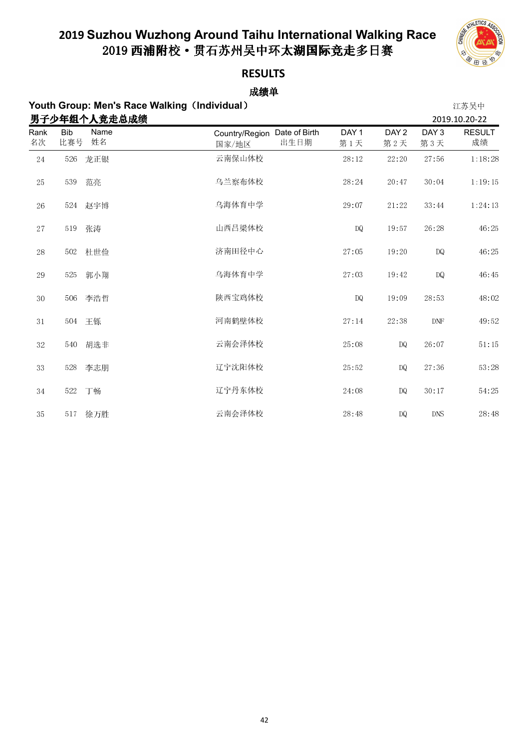# 2019 Suzhou Wuzhong Around Taihu International Walking Race
# 2019 西浦附校·贯石苏州吴中环太湖国际竞走多日赛

## RESULTS

## 成绩单

**Youth Group: Men's Race Walking（Individual）**

**男子少年组个人竞走总成绩**

江苏吴中

2019.10.20-22

| Rank 名次 | Bib 比赛号 | Name 姓名 | Country/Region 国家/地区 | Date of Birth 出生日期 | DAY 1 第 1 天 | DAY 2 第 2 天 | DAY 3 第 3 天 | RESULT 成绩 |
|---|---|---|---|---|---|---|---|---|
| 24 | 526 | 龙正银 | 云南保山体校 | | 28:12 | 22:20 | 27:56 | 1:18:28 |
| 25 | 539 | 范亮 | 乌兰察布体校 | | 28:24 | 20:47 | 30:04 | 1:19:15 |
| 26 | 524 | 赵宇博 | 乌海体育中学 | | 29:07 | 21:22 | 33:44 | 1:24:13 |
| 27 | 519 | 张涛 | 山西吕梁体校 | | DQ | 19:57 | 26:28 | 46:25 |
| 28 | 502 | 杜世俭 | 济南田径中心 | | 27:05 | 19:20 | DQ | 46:25 |
| 29 | 525 | 郭小翔 | 乌海体育中学 | | 27:03 | 19:42 | DQ | 46:45 |
| 30 | 506 | 李浩哲 | 陕西宝鸡体校 | | DQ | 19:09 | 28:53 | 48:02 |
| 31 | 504 | 王铄 | 河南鹤壁体校 | | 27:14 | 22:38 | DNF | 49:52 |
| 32 | 540 | 胡选非 | 云南会泽体校 | | 25:08 | DQ | 26:07 | 51:15 |
| 33 | 528 | 李志朋 | 辽宁沈阳体校 | | 25:52 | DQ | 27:36 | 53:28 |
| 34 | 522 | 丁畅 | 辽宁丹东体校 | | 24:08 | DQ | 30:17 | 54:25 |
| 35 | 517 | 徐万胜 | 云南会泽体校 | | 28:48 | DQ | DNS | 28:48 |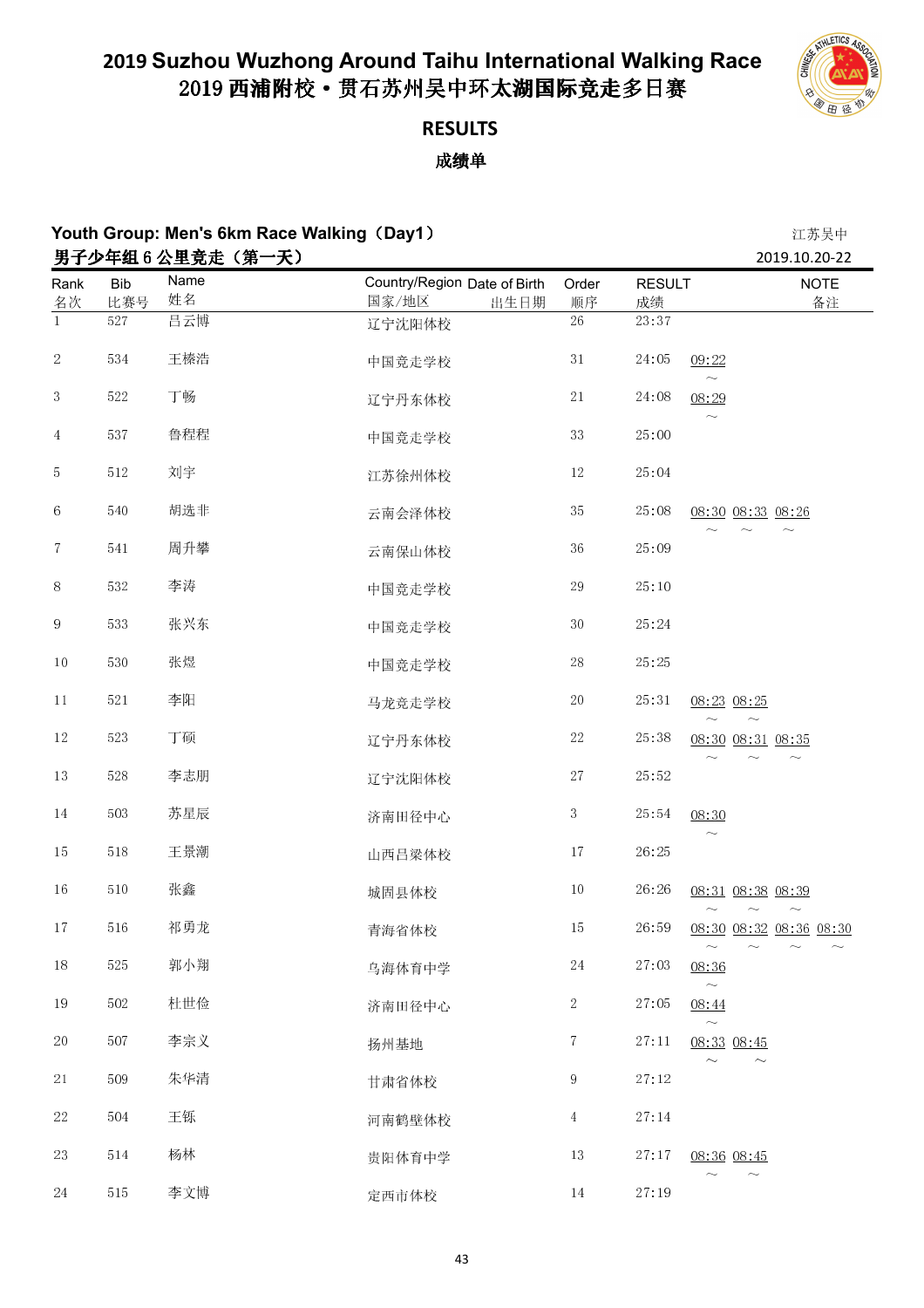# 2019 Suzhou Wuzhong Around Taihu International Walking Race
# 2019 西浦附校・贯石苏州吴中环太湖国际竞走多日赛

## RESULTS

## 成绩单

### Youth Group: Men's 6km Race Walking（Day1）
### 男子少年组 6 公里竞走（第一天）

江苏吴中
2019.10.20-22

| Rank 名次 | Bib 比赛号 | Name 姓名 | Country/Region 国家/地区 | Date of Birth 出生日期 | Order 顺序 | RESULT 成绩 | | | | | NOTE 备注 |
|---|---|---|---|---|---|---|---|---|---|---|---|
| 1 | 527 | 吕云博 | 辽宁沈阳体校 | | 26 | 23:37 | | | | | |
| 2 | 534 | 王榛浩 | 中国竞走学校 | | 31 | 24:05 | 09:22 ~ | | | | |
| 3 | 522 | 丁畅 | 辽宁丹东体校 | | 21 | 24:08 | 08:29 ~ | | | | |
| 4 | 537 | 鲁程程 | 中国竞走学校 | | 33 | 25:00 | | | | | |
| 5 | 512 | 刘宇 | 江苏徐州体校 | | 12 | 25:04 | | | | | |
| 6 | 540 | 胡选非 | 云南会泽体校 | | 35 | 25:08 | 08:30 ~ | 08:33 ~ | 08:26 ~ | | |
| 7 | 541 | 周升攀 | 云南保山体校 | | 36 | 25:09 | | | | | |
| 8 | 532 | 李涛 | 中国竞走学校 | | 29 | 25:10 | | | | | |
| 9 | 533 | 张兴东 | 中国竞走学校 | | 30 | 25:24 | | | | | |
| 10 | 530 | 张煜 | 中国竞走学校 | | 28 | 25:25 | | | | | |
| 11 | 521 | 李阳 | 马龙竞走学校 | | 20 | 25:31 | 08:23 ~ | 08:25 ~ | | | |
| 12 | 523 | 丁硕 | 辽宁丹东体校 | | 22 | 25:38 | 08:30 ~ | 08:31 ~ | 08:35 ~ | | |
| 13 | 528 | 李志朋 | 辽宁沈阳体校 | | 27 | 25:52 | | | | | |
| 14 | 503 | 苏星辰 | 济南田径中心 | | 3 | 25:54 | 08:30 ~ | | | | |
| 15 | 518 | 王景潮 | 山西吕梁体校 | | 17 | 26:25 | | | | | |
| 16 | 510 | 张鑫 | 城固县体校 | | 10 | 26:26 | 08:31 ~ | 08:38 ~ | 08:39 ~ | | |
| 17 | 516 | 祁勇龙 | 青海省体校 | | 15 | 26:59 | 08:30 ~ | 08:32 ~ | 08:36 ~ | 08:30 ~ | |
| 18 | 525 | 郭小翔 | 乌海体育中学 | | 24 | 27:03 | 08:36 ~ | | | | |
| 19 | 502 | 杜世俭 | 济南田径中心 | | 2 | 27:05 | 08:44 ~ | | | | |
| 20 | 507 | 李宗义 | 扬州基地 | | 7 | 27:11 | 08:33 ~ | 08:45 ~ | | | |
| 21 | 509 | 朱华清 | 甘肃省体校 | | 9 | 27:12 | | | | | |
| 22 | 504 | 王铄 | 河南鹤壁体校 | | 4 | 27:14 | | | | | |
| 23 | 514 | 杨林 | 贵阳体育中学 | | 13 | 27:17 | 08:36 ~ | 08:45 ~ | | | |
| 24 | 515 | 李文博 | 定西市体校 | | 14 | 27:19 | | | | | |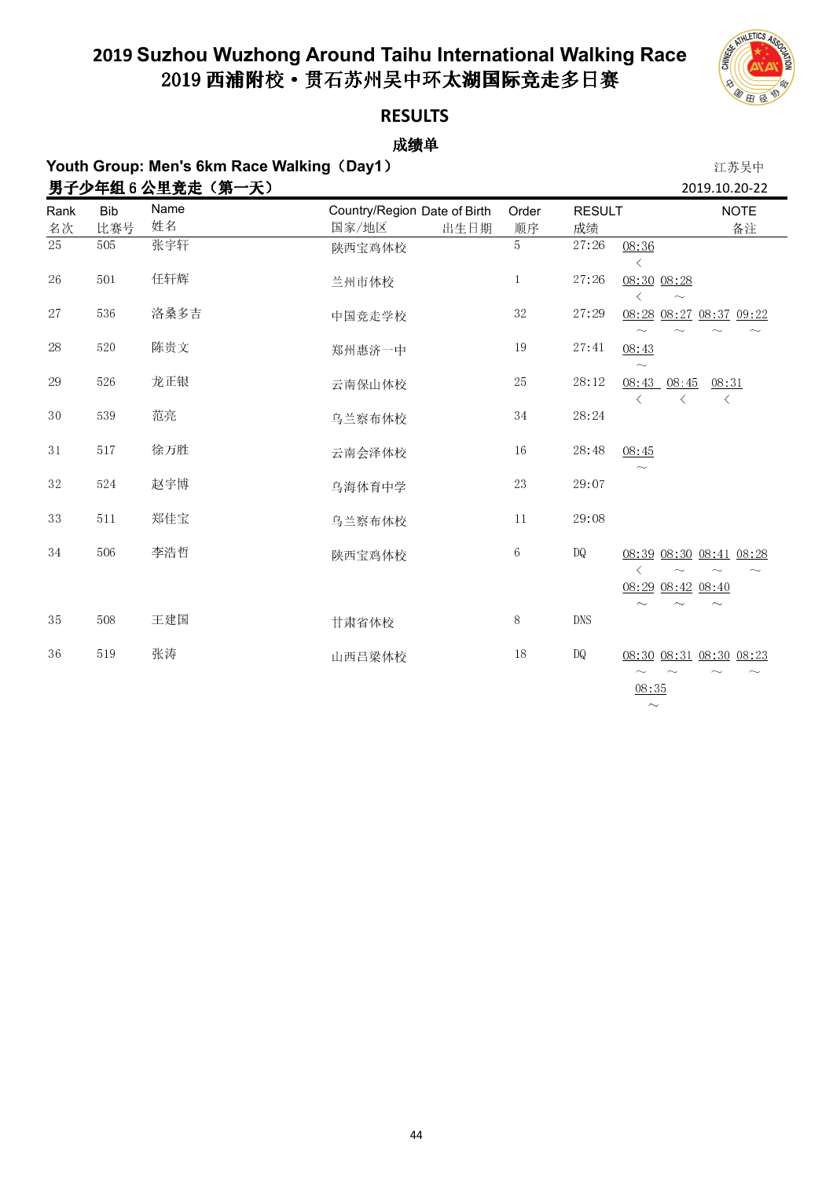# 2019 Suzhou Wuzhong Around Taihu International Walking Race
# 2019 西浦附校・贯石苏州吴中环太湖国际竞走多日赛

## RESULTS

## 成绩单

**Youth Group: Men's 6km Race Walking（Day1）** 江苏吴中

**男子少年组 6 公里竞走（第一天）** 2019.10.20-22

| Rank 名次 | Bib 比赛号 | Name 姓名 | Country/Region 国家/地区 | Date of Birth 出生日期 | Order 顺序 | RESULT 成绩 | NOTE 备注 |
|---|---|---|---|---|---|---|---|
| 25 | 505 | 张宇轩 | 陕西宝鸡体校 | | 5 | 27:26 | 08:36 < |
| 26 | 501 | 任轩辉 | 兰州市体校 | | 1 | 27:26 | 08:30 < 08:28 ~ |
| 27 | 536 | 洛桑多吉 | 中国竞走学校 | | 32 | 27:29 | 08:28 ~ 08:27 ~ 08:37 ~ 09:22 ~ |
| 28 | 520 | 陈贵文 | 郑州惠济一中 | | 19 | 27:41 | 08:43 ~ |
| 29 | 526 | 龙正银 | 云南保山体校 | | 25 | 28:12 | 08:43 < 08:45 < 08:31 < |
| 30 | 539 | 范亮 | 乌兰察布体校 | | 34 | 28:24 | |
| 31 | 517 | 徐万胜 | 云南会泽体校 | | 16 | 28:48 | 08:45 ~ |
| 32 | 524 | 赵宇博 | 乌海体育中学 | | 23 | 29:07 | |
| 33 | 511 | 郑佳宝 | 乌兰察布体校 | | 11 | 29:08 | |
| 34 | 506 | 李浩哲 | 陕西宝鸡体校 | | 6 | DQ | 08:39 < 08:30 ~ 08:41 ~ 08:28 ~ 08:29 ~ 08:42 ~ 08:40 ~ |
| 35 | 508 | 王建国 | 甘肃省体校 | | 8 | DNS | |
| 36 | 519 | 张涛 | 山西吕梁体校 | | 18 | DQ | 08:30 ~ 08:31 ~ 08:30 ~ 08:23 ~ 08:35 ~ |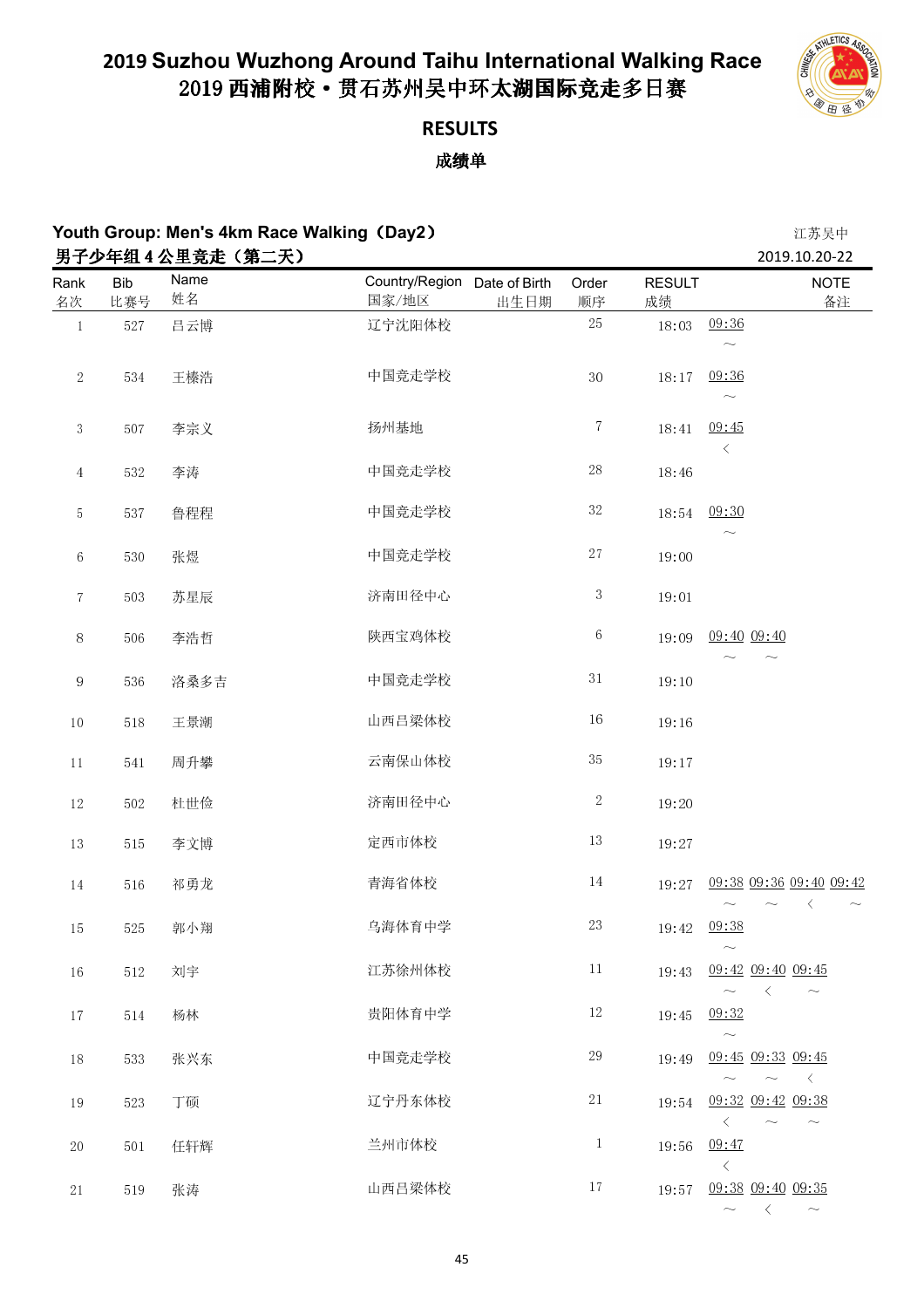# 2019 Suzhou Wuzhong Around Taihu International Walking Race
# 2019 西浦附校・贯石苏州吴中环太湖国际竞走多日赛

## RESULTS

### 成绩单

**Youth Group: Men's 4km Race Walking（Day2）** 江苏吴中

**男子少年组 4 公里竞走（第二天）** 2019.10.20-22

| Rank 名次 | Bib 比赛号 | Name 姓名 | Country/Region 国家/地区 | Date of Birth 出生日期 | Order 顺序 | RESULT 成绩 | | | | | NOTE 备注 |
|---|---|---|---|---|---|---|---|---|---|---|---|
| 1 | 527 | 吕云博 | 辽宁沈阳体校 | | 25 | 18:03 | 09:36 ～ | | | | |
| 2 | 534 | 王榛浩 | 中国竞走学校 | | 30 | 18:17 | 09:36 ～ | | | | |
| 3 | 507 | 李宗义 | 扬州基地 | | 7 | 18:41 | 09:45 ＜ | | | | |
| 4 | 532 | 李涛 | 中国竞走学校 | | 28 | 18:46 | | | | | |
| 5 | 537 | 鲁程程 | 中国竞走学校 | | 32 | 18:54 | 09:30 ～ | | | | |
| 6 | 530 | 张煜 | 中国竞走学校 | | 27 | 19:00 | | | | | |
| 7 | 503 | 苏星辰 | 济南田径中心 | | 3 | 19:01 | | | | | |
| 8 | 506 | 李浩哲 | 陕西宝鸡体校 | | 6 | 19:09 | 09:40 ～ | 09:40 ～ | | | |
| 9 | 536 | 洛桑多吉 | 中国竞走学校 | | 31 | 19:10 | | | | | |
| 10 | 518 | 王景湖 | 山西吕梁体校 | | 16 | 19:16 | | | | | |
| 11 | 541 | 周升攀 | 云南保山体校 | | 35 | 19:17 | | | | | |
| 12 | 502 | 杜世俭 | 济南田径中心 | | 2 | 19:20 | | | | | |
| 13 | 515 | 李文博 | 定西市体校 | | 13 | 19:27 | | | | | |
| 14 | 516 | 祁勇龙 | 青海省体校 | | 14 | 19:27 | 09:38 ～ | 09:36 ～ | 09:40 ＜ | 09:42 ～ | |
| 15 | 525 | 郭小翔 | 乌海体育中学 | | 23 | 19:42 | 09:38 ～ | | | | |
| 16 | 512 | 刘宇 | 江苏徐州体校 | | 11 | 19:43 | 09:42 ～ | 09:40 ＜ | 09:45 ～ | | |
| 17 | 514 | 杨林 | 贵阳体育中学 | | 12 | 19:45 | 09:32 ～ | | | | |
| 18 | 533 | 张兴东 | 中国竞走学校 | | 29 | 19:49 | 09:45 ～ | 09:33 ～ | 09:45 ＜ | | |
| 19 | 523 | 丁硕 | 辽宁丹东体校 | | 21 | 19:54 | 09:32 ＜ | 09:42 ～ | 09:38 ～ | | |
| 20 | 501 | 任轩辉 | 兰州市体校 | | 1 | 19:56 | 09:47 ＜ | | | | |
| 21 | 519 | 张涛 | 山西吕梁体校 | | 17 | 19:57 | 09:38 ～ | 09:40 ＜ | 09:35 ～ | | |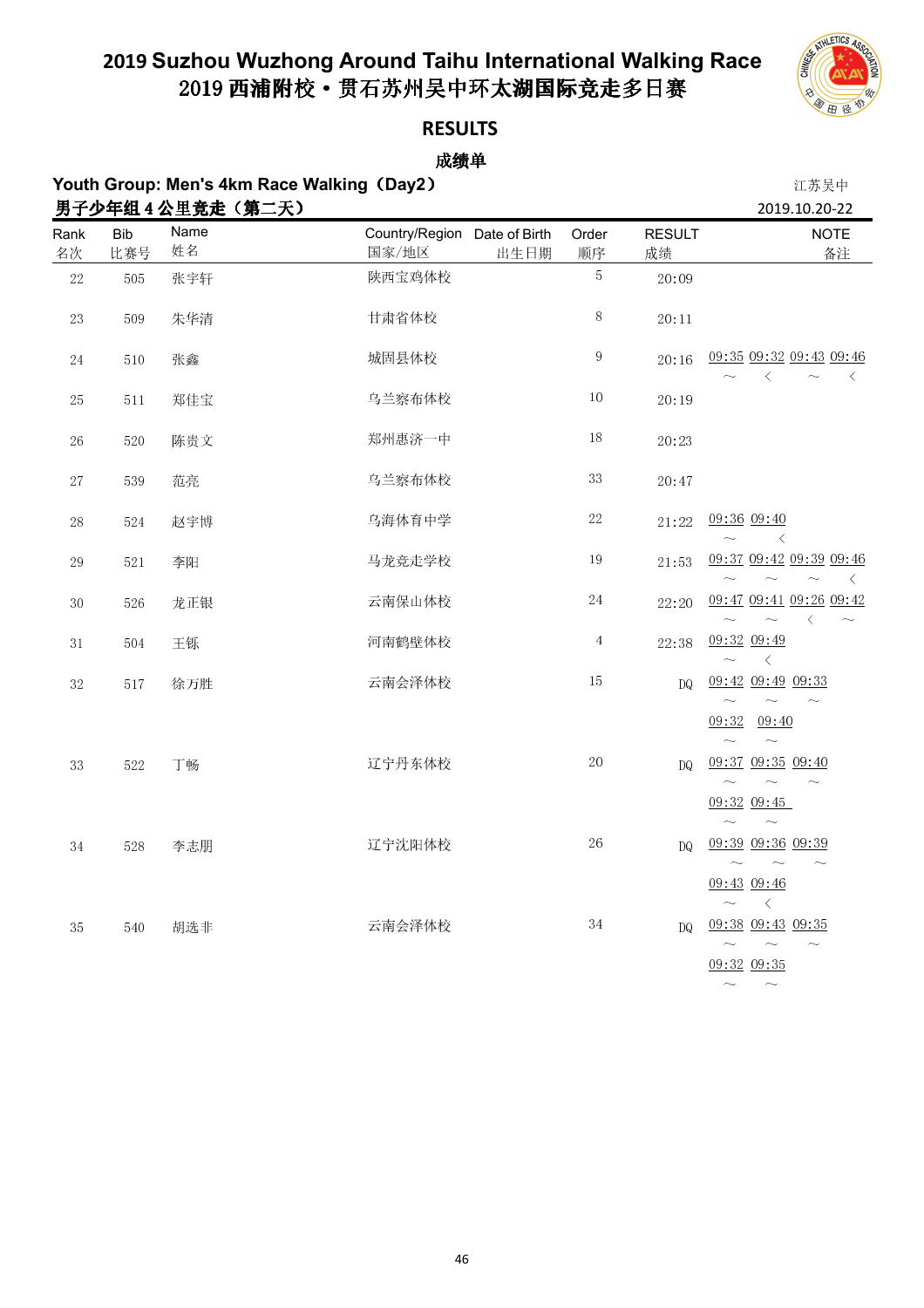# 2019 Suzhou Wuzhong Around Taihu International Walking Race
# 2019 西浦附校・贯石苏州吴中环太湖国际竞走多日赛

## RESULTS

## 成绩单

**Youth Group: Men's 4km Race Walking（Day2）**
**男子少年组 4 公里竞走（第二天）**

江苏吴中
2019.10.20-22

| Rank 名次 | Bib 比赛号 | Name 姓名 | Country/Region 国家/地区 | Date of Birth 出生日期 | Order 顺序 | RESULT 成绩 | NOTE 备注 |
|---|---|---|---|---|---|---|---|
| 22 | 505 | 张宇轩 | 陕西宝鸡体校 | | 5 | 20:09 | |
| 23 | 509 | 朱华清 | 甘肃省体校 | | 8 | 20:11 | |
| 24 | 510 | 张鑫 | 城固县体校 | | 9 | 20:16 | 09:35 ～ 09:32 < 09:43 ～ 09:46 < |
| 25 | 511 | 郑佳宝 | 乌兰察布体校 | | 10 | 20:19 | |
| 26 | 520 | 陈贵文 | 郑州惠济一中 | | 18 | 20:23 | |
| 27 | 539 | 范亮 | 乌兰察布体校 | | 33 | 20:47 | |
| 28 | 524 | 赵宇博 | 乌海体育中学 | | 22 | 21:22 | 09:36 ～ 09:40 < |
| 29 | 521 | 李阳 | 马龙竞走学校 | | 19 | 21:53 | 09:37 ～ 09:42 ～ 09:39 ～ 09:46 < |
| 30 | 526 | 龙正银 | 云南保山体校 | | 24 | 22:20 | 09:47 ～ 09:41 ～ 09:26 < 09:42 ～ |
| 31 | 504 | 王铄 | 河南鹤壁体校 | | 4 | 22:38 | 09:32 ～ 09:49 < |
| 32 | 517 | 徐万胜 | 云南会泽体校 | | 15 | DQ | 09:42 ～ 09:49 ～ 09:33 ～ 09:32 ～ 09:40 ～ |
| 33 | 522 | 丁畅 | 辽宁丹东体校 | | 20 | DQ | 09:37 ～ 09:35 ～ 09:40 ～ 09:32 ～ 09:45 ～ |
| 34 | 528 | 李志朋 | 辽宁沈阳体校 | | 26 | DQ | 09:39 ～ 09:36 ～ 09:39 ～ 09:43 ～ 09:46 < |
| 35 | 540 | 胡选非 | 云南会泽体校 | | 34 | DQ | 09:38 ～ 09:43 ～ 09:35 ～ 09:32 ～ 09:35 ～ |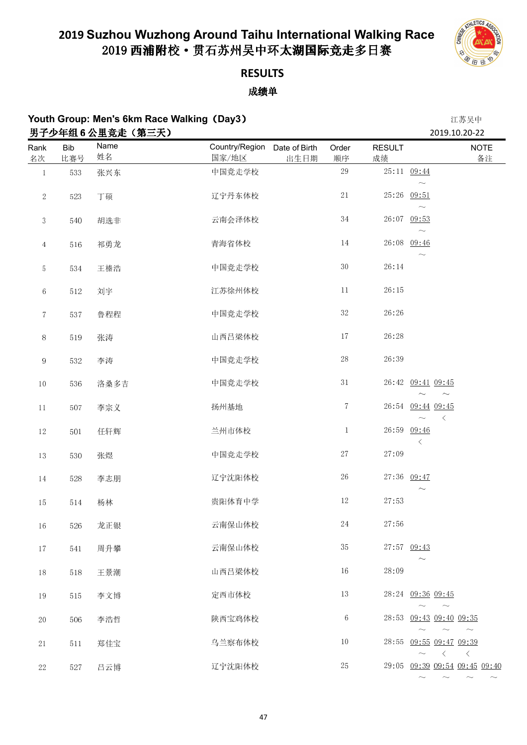# 2019 Suzhou Wuzhong Around Taihu International Walking Race
# 2019 西浦附校・贯石苏州吴中环太湖国际竞走多日赛

## RESULTS

## 成绩单

### Youth Group: Men's 6km Race Walking（Day3）
### 男子少年组 6 公里竞走（第三天）

江苏吴中
2019.10.20-22

| Rank 名次 | Bib 比赛号 | Name 姓名 | Country/Region 国家/地区 | Date of Birth 出生日期 | Order 顺序 | RESULT 成绩 | NOTE 备注 |
|---|---|---|---|---|---|---|---|
| 1 | 533 | 张兴东 | 中国竞走学校 | | 29 | 25:11 09:44 ～ | |
| 2 | 523 | 丁硕 | 辽宁丹东体校 | | 21 | 25:26 09:51 ～ | |
| 3 | 540 | 胡选非 | 云南会泽体校 | | 34 | 26:07 09:53 ～ | |
| 4 | 516 | 祁勇龙 | 青海省体校 | | 14 | 26:08 09:46 ～ | |
| 5 | 534 | 王榛浩 | 中国竞走学校 | | 30 | 26:14 | |
| 6 | 512 | 刘宇 | 江苏徐州体校 | | 11 | 26:15 | |
| 7 | 537 | 鲁程程 | 中国竞走学校 | | 32 | 26:26 | |
| 8 | 519 | 张涛 | 山西吕梁体校 | | 17 | 26:28 | |
| 9 | 532 | 李涛 | 中国竞走学校 | | 28 | 26:39 | |
| 10 | 536 | 洛桑多吉 | 中国竞走学校 | | 31 | 26:42 09:41 ～ 09:45 ～ | |
| 11 | 507 | 李宗义 | 扬州基地 | | 7 | 26:54 09:44 ～ 09:45 < | |
| 12 | 501 | 任轩辉 | 兰州市体校 | | 1 | 26:59 09:46 < | |
| 13 | 530 | 张煜 | 中国竞走学校 | | 27 | 27:09 | |
| 14 | 528 | 李志朋 | 辽宁沈阳体校 | | 26 | 27:36 09:47 ～ | |
| 15 | 514 | 杨林 | 贵阳体育中学 | | 12 | 27:53 | |
| 16 | 526 | 龙正银 | 云南保山体校 | | 24 | 27:56 | |
| 17 | 541 | 周升攀 | 云南保山体校 | | 35 | 27:57 09:43 ～ | |
| 18 | 518 | 王景潮 | 山西吕梁体校 | | 16 | 28:09 | |
| 19 | 515 | 李文博 | 定西市体校 | | 13 | 28:24 09:36 ～ 09:45 ～ | |
| 20 | 506 | 李浩哲 | 陕西宝鸡体校 | | 6 | 28:53 09:43 ～ 09:40 ～ 09:35 ～ | |
| 21 | 511 | 郑佳宝 | 乌兰察布体校 | | 10 | 28:55 09:55 ～ 09:47 < 09:39 < | |
| 22 | 527 | 吕云博 | 辽宁沈阳体校 | | 25 | 29:05 09:39 ～ 09:54 ～ 09:45 ～ 09:40 ～ | |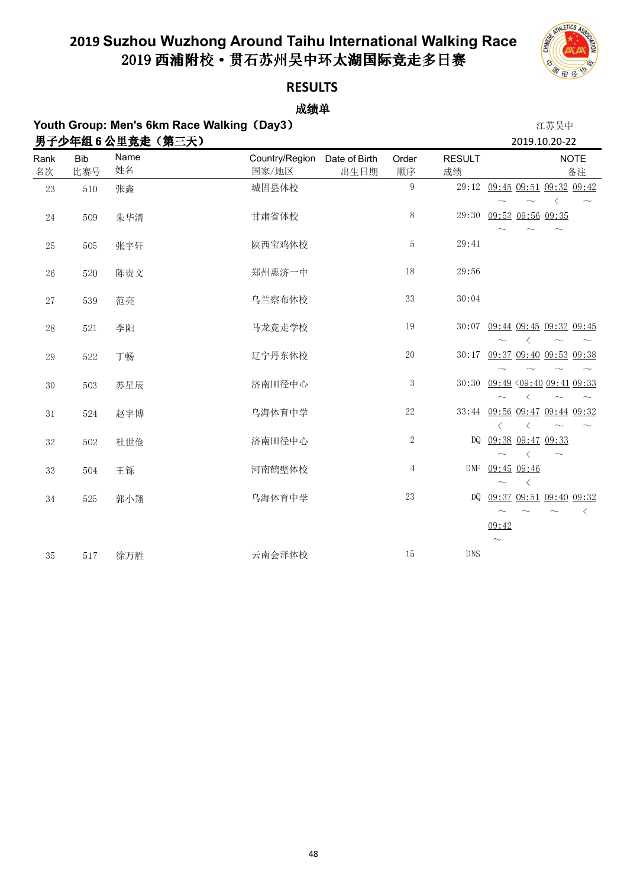# 2019 Suzhou Wuzhong Around Taihu International Walking Race
# 2019 西浦附校·贯石苏州吴中环太湖国际竞走多日赛

## RESULTS

### 成绩单

**Youth Group: Men's 6km Race Walking（Day3）**
**男子少年组 6 公里竞走（第三天）**

江苏吴中
2019.10.20-22

| Rank 名次 | Bib 比赛号 | Name 姓名 | Country/Region 国家/地区 | Date of Birth 出生日期 | Order 顺序 | RESULT 成绩 | NOTE 备注 |
|---|---|---|---|---|---|---|---|
| 23 | 510 | 张鑫 | 城固县体校 | | 9 | 29:12 | 09:45 ～ 09:51 ～ 09:32 < 09:42 ～ |
| 24 | 509 | 朱华清 | 甘肃省体校 | | 8 | 29:30 | 09:52 ～ 09:56 ～ 09:35 ～ |
| 25 | 505 | 张宇轩 | 陕西宝鸡体校 | | 5 | 29:41 | |
| 26 | 520 | 陈贵文 | 郑州惠济一中 | | 18 | 29:56 | |
| 27 | 539 | 范亮 | 乌兰察布体校 | | 33 | 30:04 | |
| 28 | 521 | 李阳 | 马龙竞走学校 | | 19 | 30:07 | 09:44 ～ 09:45 < 09:32 ～ 09:45 ～ |
| 29 | 522 | 丁畅 | 辽宁丹东体校 | | 20 | 30:17 | 09:37 ～ 09:40 ～ 09:53 ～ 09:38 ～ |
| 30 | 503 | 苏星辰 | 济南田径中心 | | 3 | 30:30 | 09:49 ～ <09:40 < 09:41 ～ 09:33 ～ |
| 31 | 524 | 赵宇博 | 乌海体育中学 | | 22 | 33:44 | 09:56 < 09:47 < 09:44 ～ 09:32 ～ |
| 32 | 502 | 杜世俭 | 济南田径中心 | | 2 | DQ | 09:38 ～ 09:47 < 09:33 ～ |
| 33 | 504 | 王铄 | 河南鹤壁体校 | | 4 | DNF | 09:45 ～ 09:46 < |
| 34 | 525 | 郭小翔 | 乌海体育中学 | | 23 | DQ | 09:37 ～ 09:51 ～ 09:40 ～ 09:32 < 09:42 ～ |
| 35 | 517 | 徐万胜 | 云南会泽体校 | | 15 | DNS | |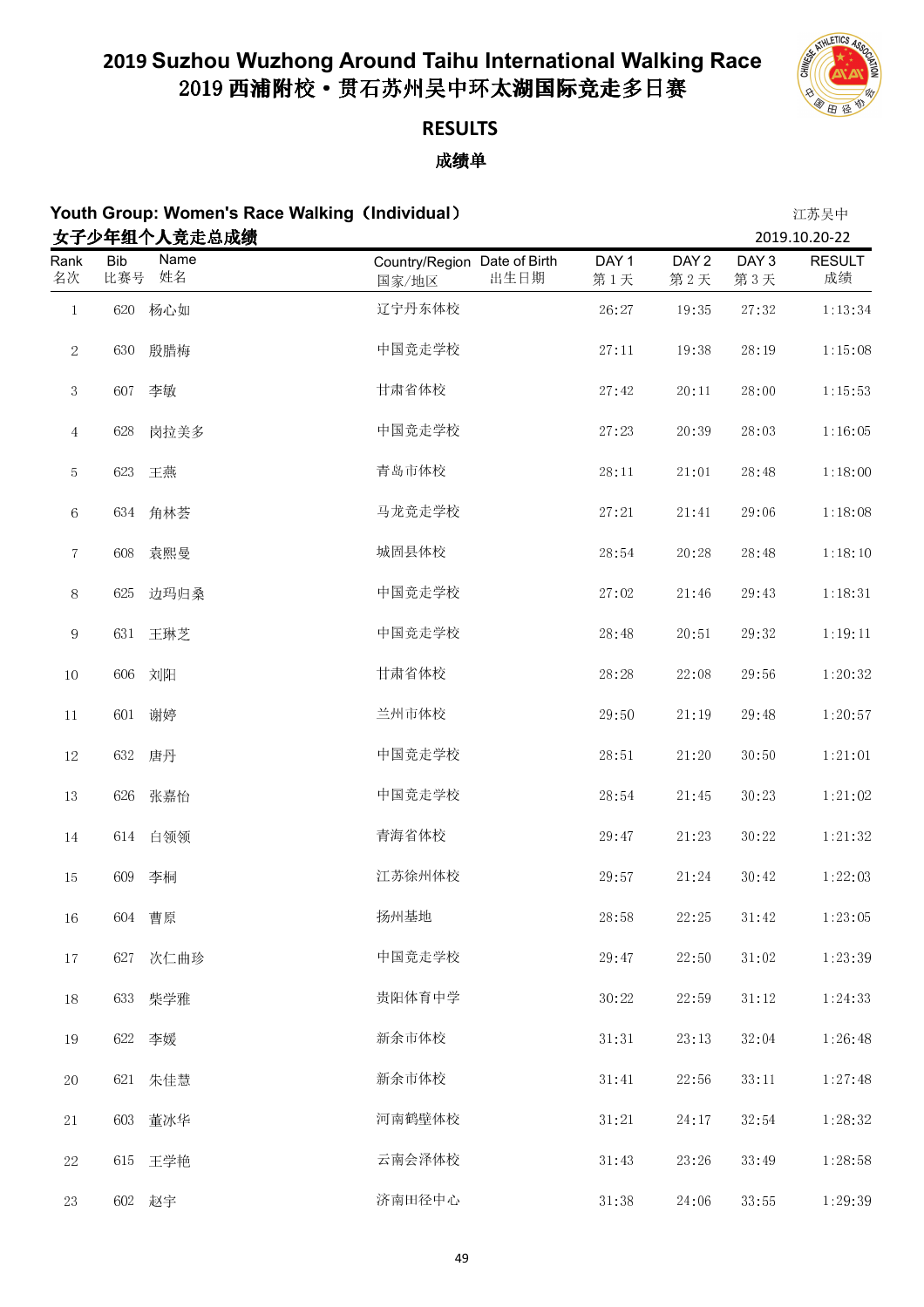# 2019 Suzhou Wuzhong Around Taihu International Walking Race
# 2019 西浦附校・贯石苏州吴中环太湖国际竞走多日赛

## RESULTS

## 成绩单

**Youth Group: Women's Race Walking（Individual）**
**女子少年组个人竞走总成绩**

江苏吴中
2019.10.20-22

| Rank 名次 | Bib 比赛号 | Name 姓名 | Country/Region 国家/地区 | Date of Birth 出生日期 | DAY 1 第 1 天 | DAY 2 第 2 天 | DAY 3 第 3 天 | RESULT 成绩 |
|---|---|---|---|---|---|---|---|---|
| 1 | 620 | 杨心如 | 辽宁丹东体校 | | 26:27 | 19:35 | 27:32 | 1:13:34 |
| 2 | 630 | 殷腊梅 | 中国竞走学校 | | 27:11 | 19:38 | 28:19 | 1:15:08 |
| 3 | 607 | 李敏 | 甘肃省体校 | | 27:42 | 20:11 | 28:00 | 1:15:53 |
| 4 | 628 | 岗拉美多 | 中国竞走学校 | | 27:23 | 20:39 | 28:03 | 1:16:05 |
| 5 | 623 | 王燕 | 青岛市体校 | | 28:11 | 21:01 | 28:48 | 1:18:00 |
| 6 | 634 | 角林芸 | 马龙竞走学校 | | 27:21 | 21:41 | 29:06 | 1:18:08 |
| 7 | 608 | 袁熙曼 | 城固县体校 | | 28:54 | 20:28 | 28:48 | 1:18:10 |
| 8 | 625 | 边玛归桑 | 中国竞走学校 | | 27:02 | 21:46 | 29:43 | 1:18:31 |
| 9 | 631 | 王琳芝 | 中国竞走学校 | | 28:48 | 20:51 | 29:32 | 1:19:11 |
| 10 | 606 | 刘阳 | 甘肃省体校 | | 28:28 | 22:08 | 29:56 | 1:20:32 |
| 11 | 601 | 谢婷 | 兰州市体校 | | 29:50 | 21:19 | 29:48 | 1:20:57 |
| 12 | 632 | 唐丹 | 中国竞走学校 | | 28:51 | 21:20 | 30:50 | 1:21:01 |
| 13 | 626 | 张嘉怡 | 中国竞走学校 | | 28:54 | 21:45 | 30:23 | 1:21:02 |
| 14 | 614 | 白领领 | 青海省体校 | | 29:47 | 21:23 | 30:22 | 1:21:32 |
| 15 | 609 | 李桐 | 江苏徐州体校 | | 29:57 | 21:24 | 30:42 | 1:22:03 |
| 16 | 604 | 曹原 | 扬州基地 | | 28:58 | 22:25 | 31:42 | 1:23:05 |
| 17 | 627 | 次仁曲珍 | 中国竞走学校 | | 29:47 | 22:50 | 31:02 | 1:23:39 |
| 18 | 633 | 柴学雅 | 贵阳体育中学 | | 30:22 | 22:59 | 31:12 | 1:24:33 |
| 19 | 622 | 李媛 | 新余市体校 | | 31:31 | 23:13 | 32:04 | 1:26:48 |
| 20 | 621 | 朱佳慧 | 新余市体校 | | 31:41 | 22:56 | 33:11 | 1:27:48 |
| 21 | 603 | 董冰华 | 河南鹤壁体校 | | 31:21 | 24:17 | 32:54 | 1:28:32 |
| 22 | 615 | 王学艳 | 云南会泽体校 | | 31:43 | 23:26 | 33:49 | 1:28:58 |
| 23 | 602 | 赵宇 | 济南田径中心 | | 31:38 | 24:06 | 33:55 | 1:29:39 |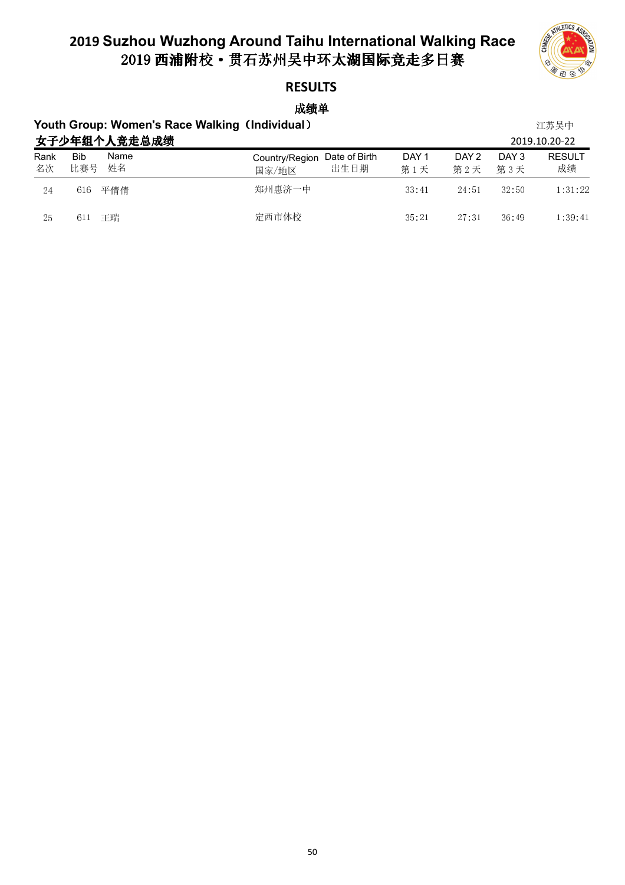# 2019 Suzhou Wuzhong Around Taihu International Walking Race
# 2019 西浦附校·贯石苏州吴中环太湖国际竞走多日赛

## RESULTS

### 成绩单

**Youth Group: Women's Race Walking（Individual）**

**女子少年组个人竞走总成绩**

江苏吴中

2019.10.20-22

| Rank 名次 | Bib 比赛号 | Name 姓名 | Country/Region 国家/地区 | Date of Birth 出生日期 | DAY 1 第1天 | DAY 2 第2天 | DAY 3 第3天 | RESULT 成绩 |
|---|---|---|---|---|---|---|---|---|
| 24 | 616 | 平倩倩 | 郑州惠济一中 | | 33:41 | 24:51 | 32:50 | 1:31:22 |
| 25 | 611 | 王瑞 | 定西市体校 | | 35:21 | 27:31 | 36:49 | 1:39:41 |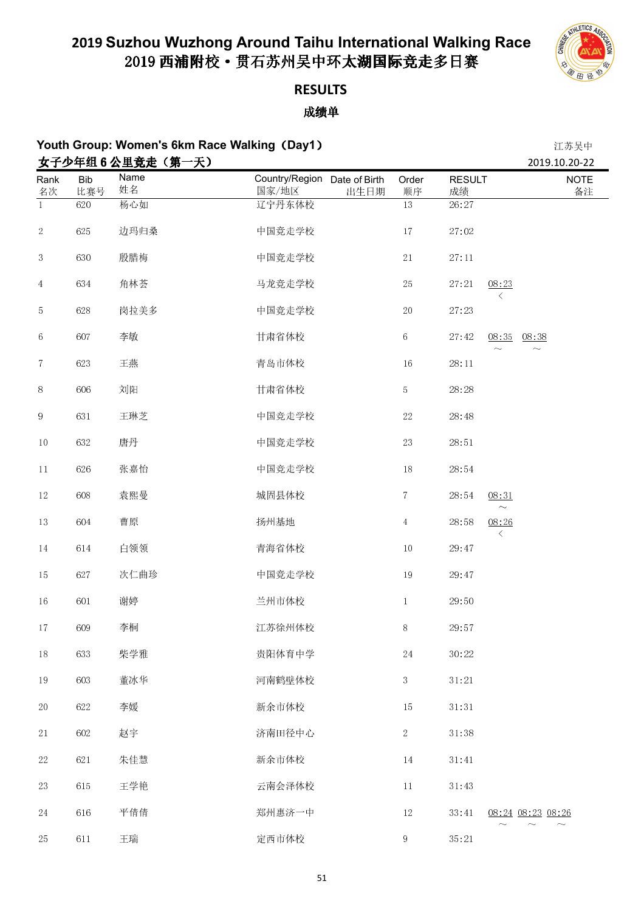# 2019 Suzhou Wuzhong Around Taihu International Walking Race
# 2019 西浦附校·贯石苏州吴中环太湖国际竞走多日赛

## RESULTS

## 成绩单

### Youth Group: Women's 6km Race Walking（Day1）
### 女子少年组 6 公里竞走（第一天）

江苏吴中
2019.10.20-22

| Rank 名次 | Bib 比赛号 | Name 姓名 | Country/Region 国家/地区 | Date of Birth 出生日期 | Order 顺序 | RESULT 成绩 | | | | NOTE 备注 |
|---|---|---|---|---|---|---|---|---|---|---|
| 1 | 620 | 杨心如 | 辽宁丹东体校 | | 13 | 26:27 | | | | |
| 2 | 625 | 边玛归桑 | 中国竞走学校 | | 17 | 27:02 | | | | |
| 3 | 630 | 殷腊梅 | 中国竞走学校 | | 21 | 27:11 | | | | |
| 4 | 634 | 角林荟 | 马龙竞走学校 | | 25 | 27:21 | 08:23 < | | | |
| 5 | 628 | 岗拉美多 | 中国竞走学校 | | 20 | 27:23 | | | | |
| 6 | 607 | 李敏 | 甘肃省体校 | | 6 | 27:42 | 08:35 ~ | 08:38 ~ | | |
| 7 | 623 | 王燕 | 青岛市体校 | | 16 | 28:11 | | | | |
| 8 | 606 | 刘阳 | 甘肃省体校 | | 5 | 28:28 | | | | |
| 9 | 631 | 王琳芝 | 中国竞走学校 | | 22 | 28:48 | | | | |
| 10 | 632 | 唐丹 | 中国竞走学校 | | 23 | 28:51 | | | | |
| 11 | 626 | 张嘉怡 | 中国竞走学校 | | 18 | 28:54 | | | | |
| 12 | 608 | 袁熙曼 | 城固县体校 | | 7 | 28:54 | 08:31 ~ | | | |
| 13 | 604 | 曹原 | 扬州基地 | | 4 | 28:58 | 08:26 < | | | |
| 14 | 614 | 白领领 | 青海省体校 | | 10 | 29:47 | | | | |
| 15 | 627 | 次仁曲珍 | 中国竞走学校 | | 19 | 29:47 | | | | |
| 16 | 601 | 谢婷 | 兰州市体校 | | 1 | 29:50 | | | | |
| 17 | 609 | 李桐 | 江苏徐州体校 | | 8 | 29:57 | | | | |
| 18 | 633 | 柴学雅 | 贵阳体育中学 | | 24 | 30:22 | | | | |
| 19 | 603 | 董冰华 | 河南鹤壁体校 | | 3 | 31:21 | | | | |
| 20 | 622 | 李媛 | 新余市体校 | | 15 | 31:31 | | | | |
| 21 | 602 | 赵宇 | 济南田径中心 | | 2 | 31:38 | | | | |
| 22 | 621 | 朱佳慧 | 新余市体校 | | 14 | 31:41 | | | | |
| 23 | 615 | 王学艳 | 云南会泽体校 | | 11 | 31:43 | | | | |
| 24 | 616 | 平倩倩 | 郑州惠济一中 | | 12 | 33:41 | 08:24 ~ | 08:23 ~ | 08:26 ~ | |
| 25 | 611 | 王瑞 | 定西市体校 | | 9 | 35:21 | | | | |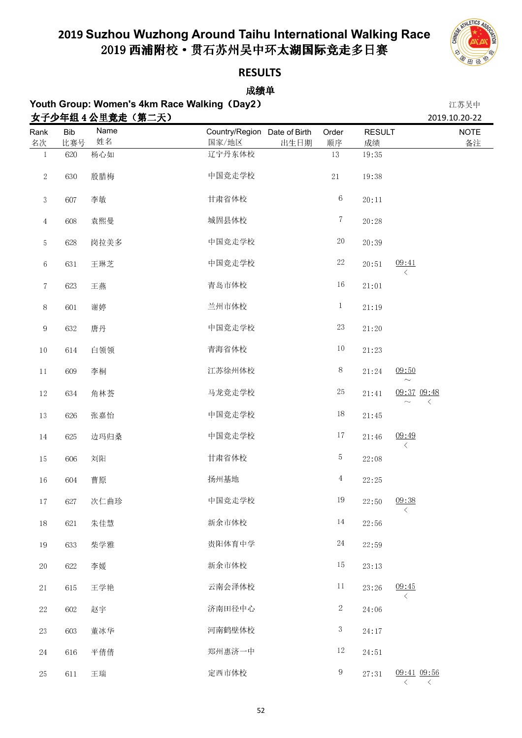# 2019 Suzhou Wuzhong Around Taihu International Walking Race
# 2019 西浦附校 • 贯石苏州吴中环太湖国际竞走多日赛

## RESULTS

## 成绩单

**Youth Group: Women's 4km Race Walking（Day2）**
**女子少年组 4 公里竞走（第二天）**

江苏吴中
2019.10.20-22

| Rank 名次 | Bib 比赛号 | Name 姓名 | Country/Region 国家/地区 | Date of Birth 出生日期 | Order 顺序 | RESULT 成绩 | NOTE 备注 |
|---|---|---|---|---|---|---|---|
| 1 | 620 | 杨心如 | 辽宁丹东体校 | | 13 | 19:35 | |
| 2 | 630 | 殷腊梅 | 中国竞走学校 | | 21 | 19:38 | |
| 3 | 607 | 李敏 | 甘肃省体校 | | 6 | 20:11 | |
| 4 | 608 | 袁熙曼 | 城固县体校 | | 7 | 20:28 | |
| 5 | 628 | 岗拉美多 | 中国竞走学校 | | 20 | 20:39 | |
| 6 | 631 | 王琳芝 | 中国竞走学校 | | 22 | 20:51 | 09:41 < |
| 7 | 623 | 王燕 | 青岛市体校 | | 16 | 21:01 | |
| 8 | 601 | 谢婷 | 兰州市体校 | | 1 | 21:19 | |
| 9 | 632 | 唐丹 | 中国竞走学校 | | 23 | 21:20 | |
| 10 | 614 | 白领领 | 青海省体校 | | 10 | 21:23 | |
| 11 | 609 | 李桐 | 江苏徐州体校 | | 8 | 21:24 | 09:50 ~ |
| 12 | 634 | 角林荟 | 马龙竞走学校 | | 25 | 21:41 | 09:37 ~ 09:48 < |
| 13 | 626 | 张嘉怡 | 中国竞走学校 | | 18 | 21:45 | |
| 14 | 625 | 边玛归桑 | 中国竞走学校 | | 17 | 21:46 | 09:49 < |
| 15 | 606 | 刘阳 | 甘肃省体校 | | 5 | 22:08 | |
| 16 | 604 | 曹原 | 扬州基地 | | 4 | 22:25 | |
| 17 | 627 | 次仁曲珍 | 中国竞走学校 | | 19 | 22:50 | 09:38 < |
| 18 | 621 | 朱佳慧 | 新余市体校 | | 14 | 22:56 | |
| 19 | 633 | 柴学雅 | 贵阳体育中学 | | 24 | 22:59 | |
| 20 | 622 | 李媛 | 新余市体校 | | 15 | 23:13 | |
| 21 | 615 | 王学艳 | 云南会泽体校 | | 11 | 23:26 | 09:45 < |
| 22 | 602 | 赵宇 | 济南田径中心 | | 2 | 24:06 | |
| 23 | 603 | 董冰华 | 河南鹤壁体校 | | 3 | 24:17 | |
| 24 | 616 | 平倩倩 | 郑州惠济一中 | | 12 | 24:51 | |
| 25 | 611 | 王瑞 | 定西市体校 | | 9 | 27:31 | 09:41 < 09:56 < |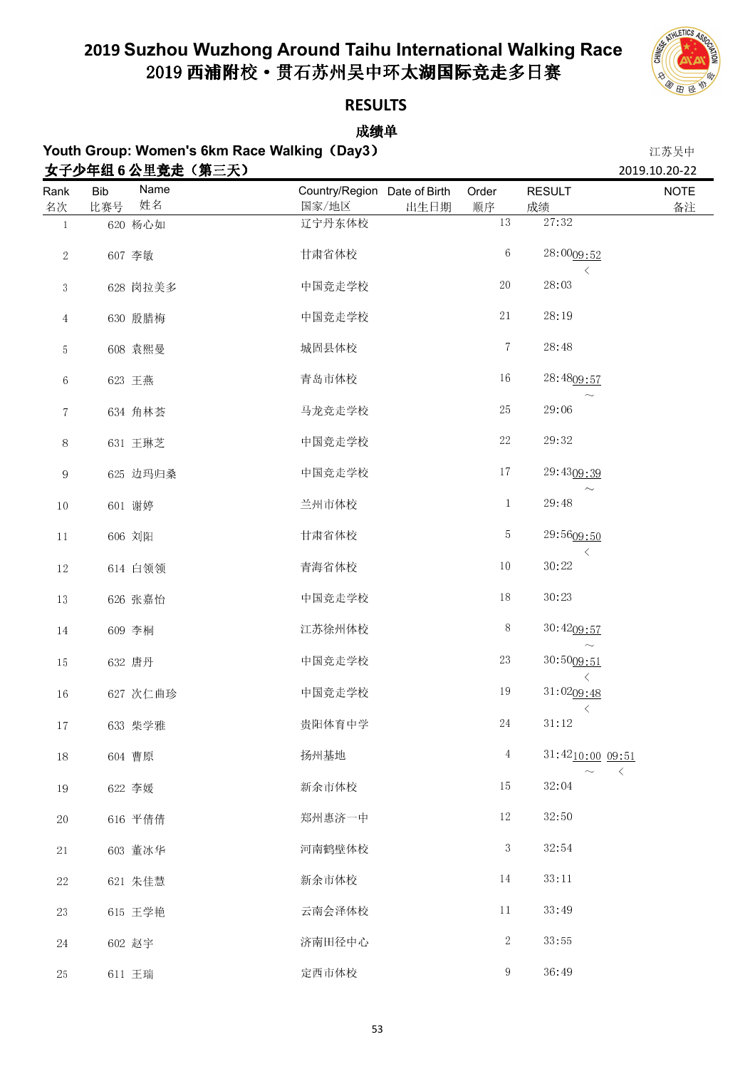# 2019 Suzhou Wuzhong Around Taihu International Walking Race
# 2019 西浦附校·贯石苏州吴中环太湖国际竞走多日赛

## RESULTS

## 成绩单

**Youth Group: Women's 6km Race Walking（Day3）** 江苏吴中

**女子少年组 6 公里竞走（第三天）** 2019.10.20-22

| Rank 名次 | Bib 比赛号 | Name 姓名 | Country/Region 国家/地区 | Date of Birth 出生日期 | Order 顺序 | RESULT 成绩 | NOTE 备注 |
|---|---|---|---|---|---|---|---|
| 1 | 620 | 杨心如 | 辽宁丹东体校 | | 13 | 27:32 | |
| 2 | 607 | 李敏 | 甘肃省体校 | | 6 | 28:00 | 09:52 < |
| 3 | 628 | 岗拉美多 | 中国竞走学校 | | 20 | 28:03 | |
| 4 | 630 | 殷腊梅 | 中国竞走学校 | | 21 | 28:19 | |
| 5 | 608 | 袁熙曼 | 城固县体校 | | 7 | 28:48 | |
| 6 | 623 | 王燕 | 青岛市体校 | | 16 | 28:48 | 09:57 ~ |
| 7 | 634 | 角林荟 | 马龙竞走学校 | | 25 | 29:06 | |
| 8 | 631 | 王琳芝 | 中国竞走学校 | | 22 | 29:32 | |
| 9 | 625 | 边玛归桑 | 中国竞走学校 | | 17 | 29:43 | 09:39 ~ |
| 10 | 601 | 谢婷 | 兰州市体校 | | 1 | 29:48 | |
| 11 | 606 | 刘阳 | 甘肃省体校 | | 5 | 29:56 | 09:50 < |
| 12 | 614 | 白领领 | 青海省体校 | | 10 | 30:22 | |
| 13 | 626 | 张嘉怡 | 中国竞走学校 | | 18 | 30:23 | |
| 14 | 609 | 李桐 | 江苏徐州体校 | | 8 | 30:42 | 09:57 ~ |
| 15 | 632 | 唐丹 | 中国竞走学校 | | 23 | 30:50 | 09:51 < |
| 16 | 627 | 次仁曲珍 | 中国竞走学校 | | 19 | 31:02 | 09:48 < |
| 17 | 633 | 柴学雅 | 贵阳体育中学 | | 24 | 31:12 | |
| 18 | 604 | 曹原 | 扬州基地 | | 4 | 31:42 | 10:00 ~ 09:51 < |
| 19 | 622 | 李媛 | 新余市体校 | | 15 | 32:04 | |
| 20 | 616 | 平倩倩 | 郑州惠济一中 | | 12 | 32:50 | |
| 21 | 603 | 董冰华 | 河南鹤壁体校 | | 3 | 32:54 | |
| 22 | 621 | 朱佳慧 | 新余市体校 | | 14 | 33:11 | |
| 23 | 615 | 王学艳 | 云南会泽体校 | | 11 | 33:49 | |
| 24 | 602 | 赵宇 | 济南田径中心 | | 2 | 33:55 | |
| 25 | 611 | 王瑞 | 定西市体校 | | 9 | 36:49 | |